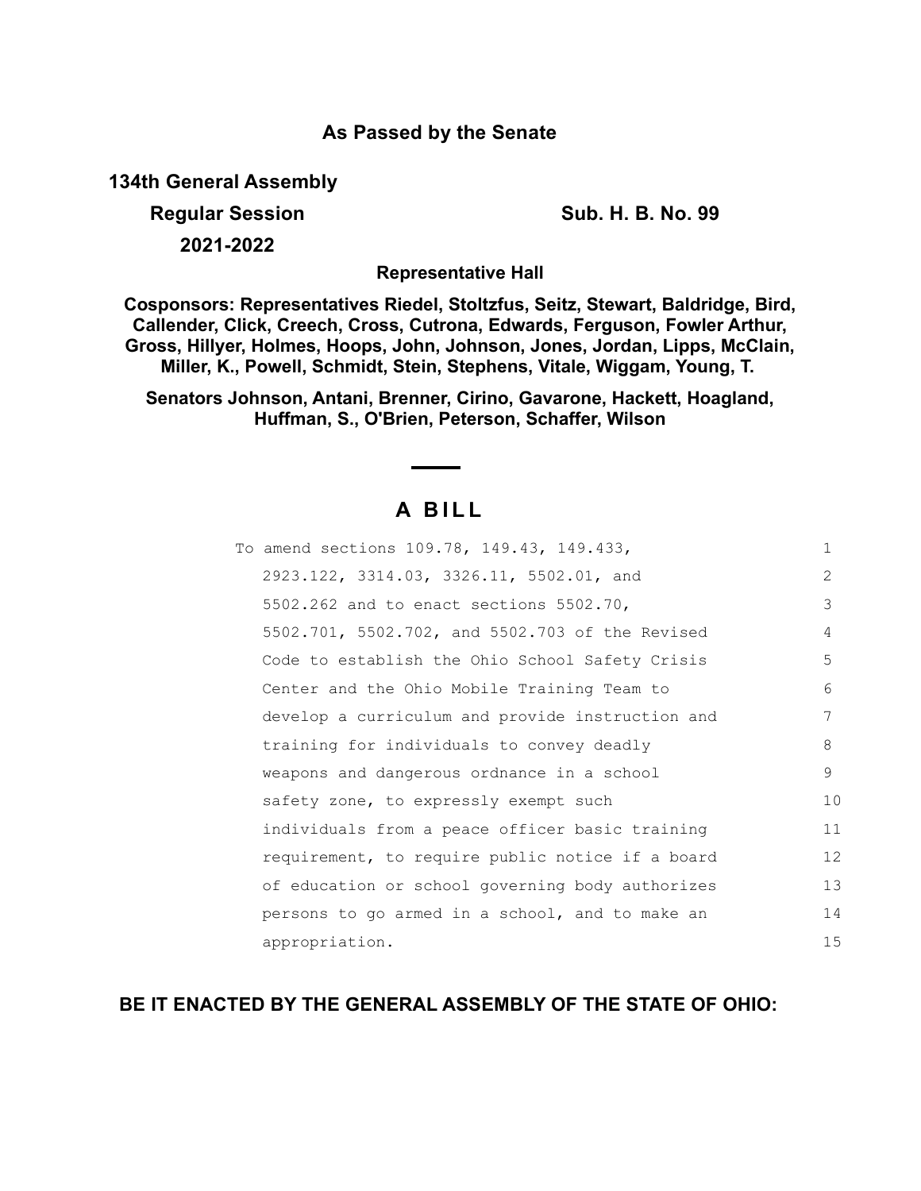**As Passed by the Senate**

**134th General Assembly**

**Regular Session** **Sub. H. B. No. 99**

**2021-2022**

**Representative Hall**

**Cosponsors: Representatives Riedel, Stoltzfus, Seitz, Stewart, Baldridge, Bird, Callender, Click, Creech, Cross, Cutrona, Edwards, Ferguson, Fowler Arthur, Gross, Hillyer, Holmes, Hoops, John, Johnson, Jones, Jordan, Lipps, McClain, Miller, K., Powell, Schmidt, Stein, Stephens, Vitale, Wiggam, Young, T.**

**Senators Johnson, Antani, Brenner, Cirino, Gavarone, Hackett, Hoagland, Huffman, S., O'Brien, Peterson, Schaffer, Wilson**

---

# A BILL

To amend sections 109.78, 149.43, 149.433, 2923.122, 3314.03, 3326.11, 5502.01, and 5502.262 and to enact sections 5502.70, 5502.701, 5502.702, and 5502.703 of the Revised Code to establish the Ohio School Safety Crisis Center and the Ohio Mobile Training Team to develop a curriculum and provide instruction and training for individuals to convey deadly weapons and dangerous ordnance in a school safety zone, to expressly exempt such individuals from a peace officer basic training requirement, to require public notice if a board of education or school governing body authorizes persons to go armed in a school, and to make an appropriation.

**BE IT ENACTED BY THE GENERAL ASSEMBLY OF THE STATE OF OHIO:**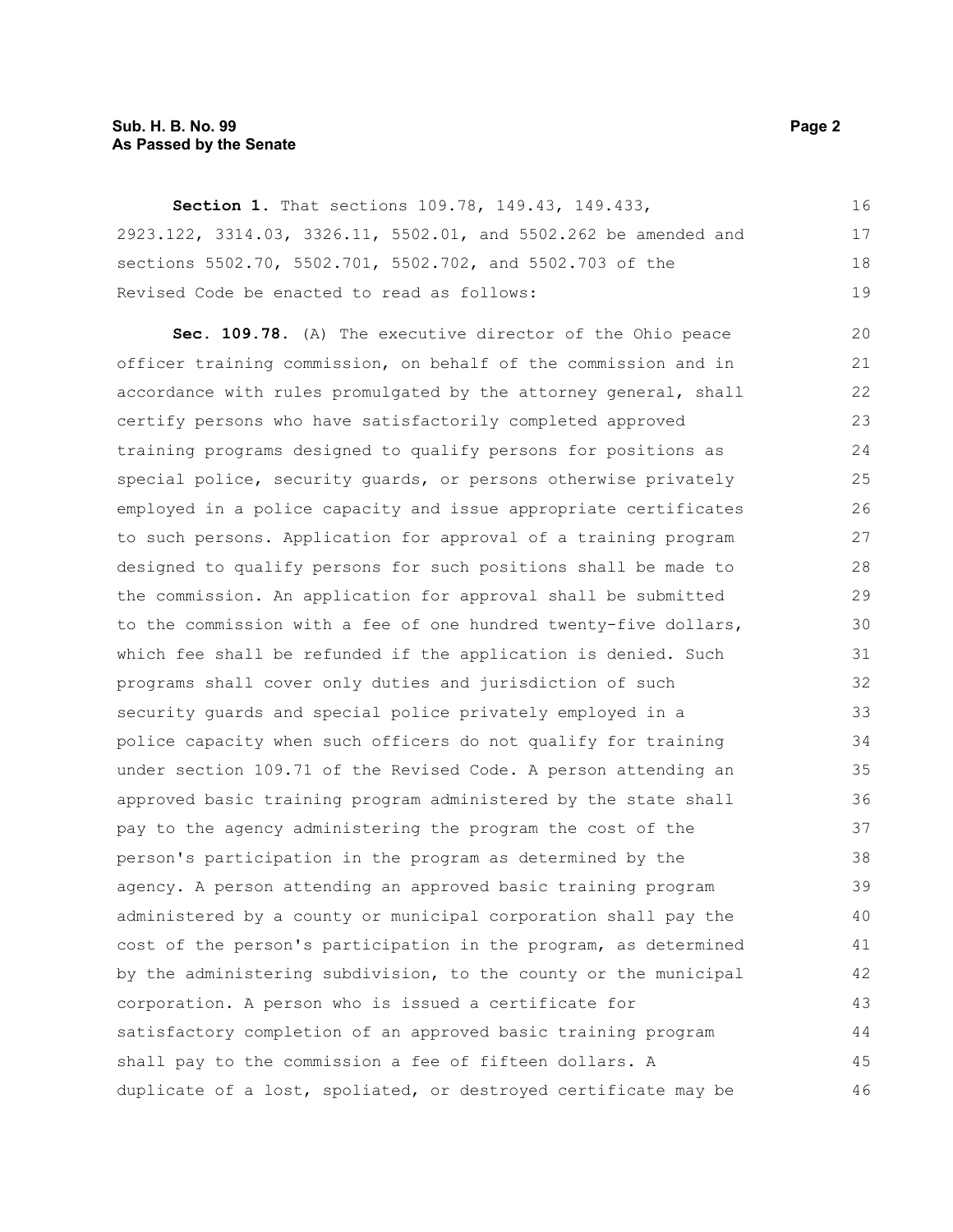**Section 1.** That sections 109.78, 149.43, 149.433, 2923.122, 3314.03, 3326.11, 5502.01, and 5502.262 be amended and sections 5502.70, 5502.701, 5502.702, and 5502.703 of the Revised Code be enacted to read as follows:

**Sec. 109.78.** (A) The executive director of the Ohio peace officer training commission, on behalf of the commission and in accordance with rules promulgated by the attorney general, shall certify persons who have satisfactorily completed approved training programs designed to qualify persons for positions as special police, security guards, or persons otherwise privately employed in a police capacity and issue appropriate certificates to such persons. Application for approval of a training program designed to qualify persons for such positions shall be made to the commission. An application for approval shall be submitted to the commission with a fee of one hundred twenty-five dollars, which fee shall be refunded if the application is denied. Such programs shall cover only duties and jurisdiction of such security guards and special police privately employed in a police capacity when such officers do not qualify for training under section 109.71 of the Revised Code. A person attending an approved basic training program administered by the state shall pay to the agency administering the program the cost of the person's participation in the program as determined by the agency. A person attending an approved basic training program administered by a county or municipal corporation shall pay the cost of the person's participation in the program, as determined by the administering subdivision, to the county or the municipal corporation. A person who is issued a certificate for satisfactory completion of an approved basic training program shall pay to the commission a fee of fifteen dollars. A duplicate of a lost, spoliated, or destroyed certificate may be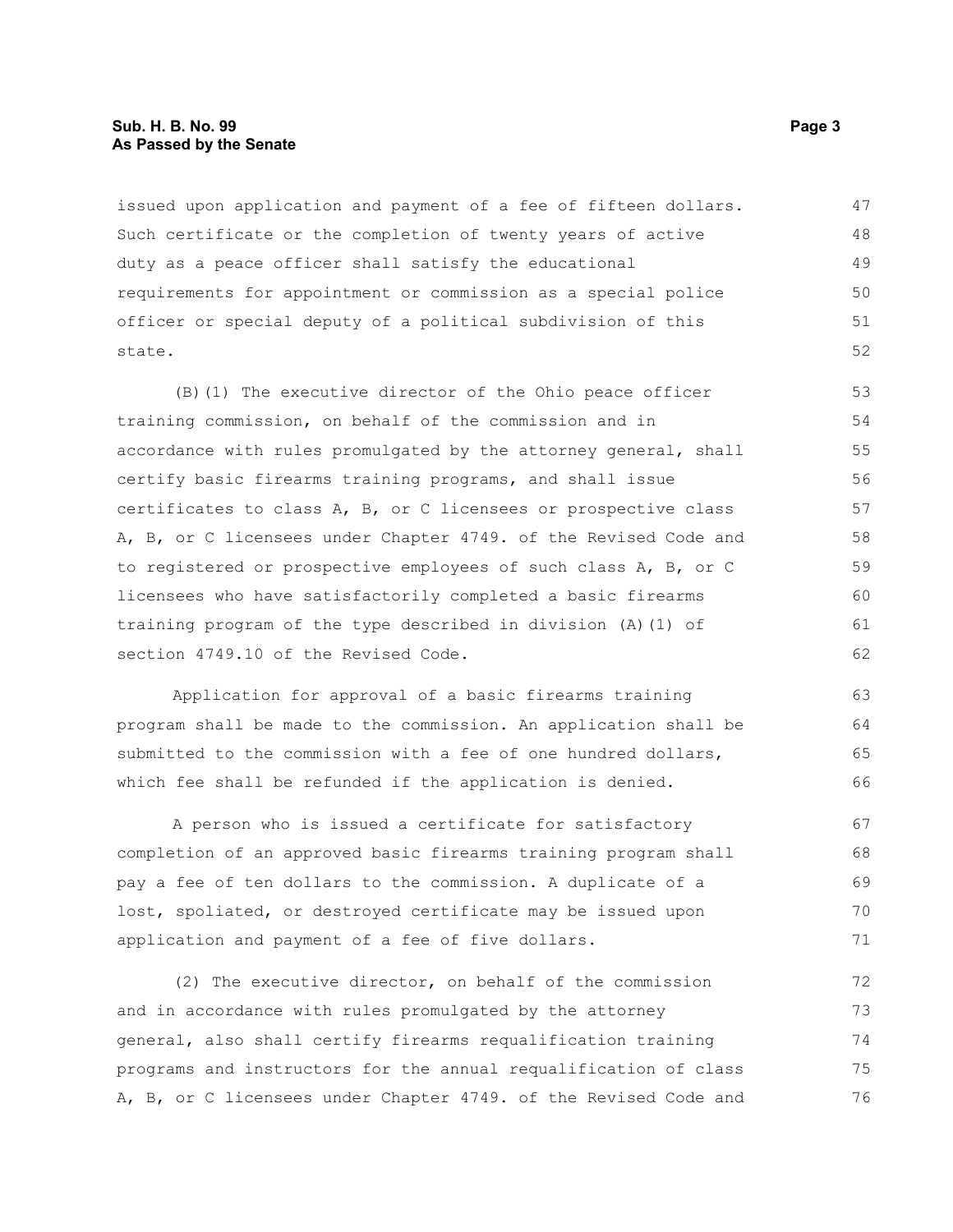issued upon application and payment of a fee of fifteen dollars. Such certificate or the completion of twenty years of active duty as a peace officer shall satisfy the educational requirements for appointment or commission as a special police officer or special deputy of a political subdivision of this state.

(B)(1) The executive director of the Ohio peace officer training commission, on behalf of the commission and in accordance with rules promulgated by the attorney general, shall certify basic firearms training programs, and shall issue certificates to class A, B, or C licensees or prospective class A, B, or C licensees under Chapter 4749. of the Revised Code and to registered or prospective employees of such class A, B, or C licensees who have satisfactorily completed a basic firearms training program of the type described in division (A)(1) of section 4749.10 of the Revised Code.

Application for approval of a basic firearms training program shall be made to the commission. An application shall be submitted to the commission with a fee of one hundred dollars, which fee shall be refunded if the application is denied.

A person who is issued a certificate for satisfactory completion of an approved basic firearms training program shall pay a fee of ten dollars to the commission. A duplicate of a lost, spoliated, or destroyed certificate may be issued upon application and payment of a fee of five dollars.

(2) The executive director, on behalf of the commission and in accordance with rules promulgated by the attorney general, also shall certify firearms requalification training programs and instructors for the annual requalification of class A, B, or C licensees under Chapter 4749. of the Revised Code and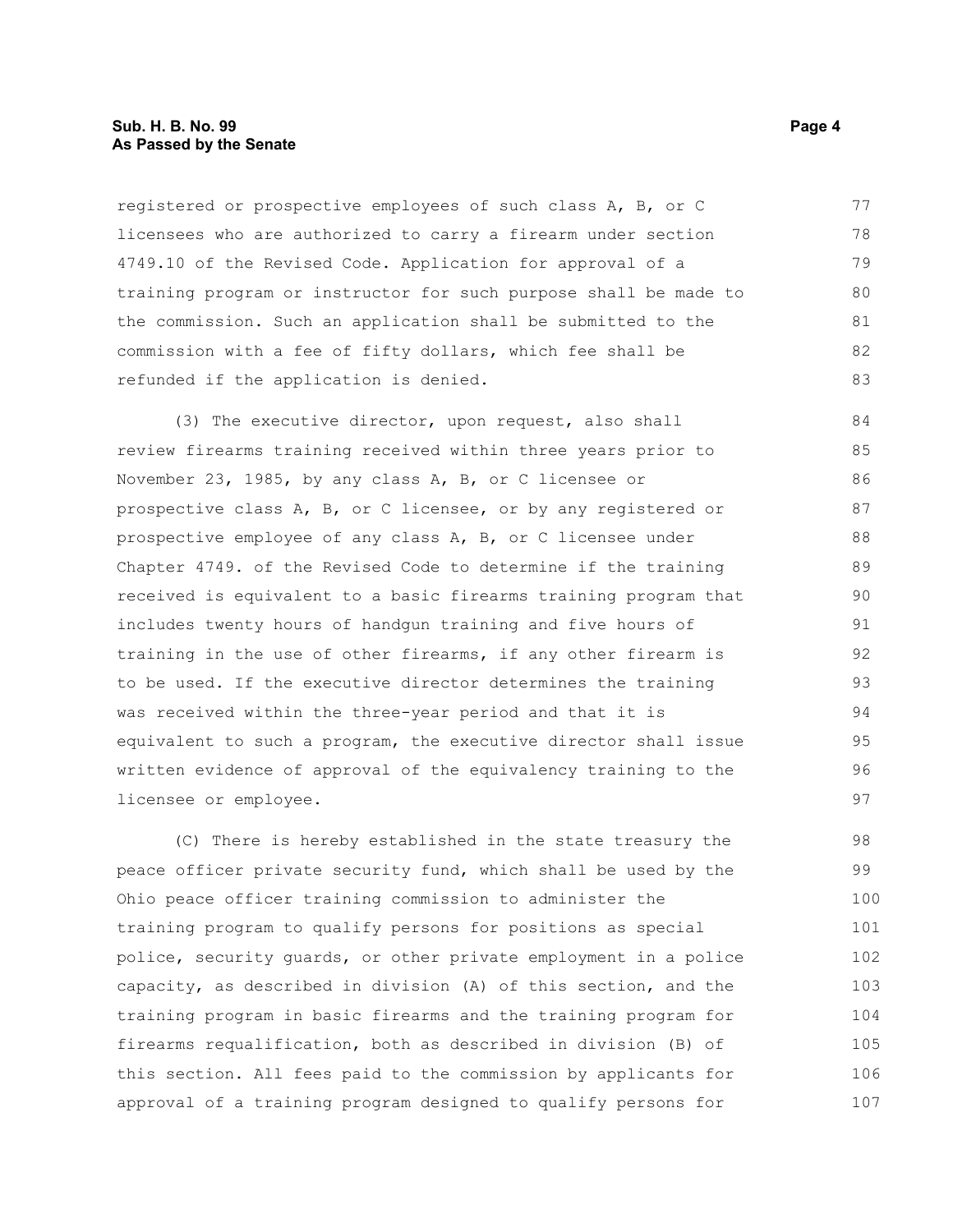registered or prospective employees of such class A, B, or C licensees who are authorized to carry a firearm under section 4749.10 of the Revised Code. Application for approval of a training program or instructor for such purpose shall be made to the commission. Such an application shall be submitted to the commission with a fee of fifty dollars, which fee shall be refunded if the application is denied.

(3) The executive director, upon request, also shall review firearms training received within three years prior to November 23, 1985, by any class A, B, or C licensee or prospective class A, B, or C licensee, or by any registered or prospective employee of any class A, B, or C licensee under Chapter 4749. of the Revised Code to determine if the training received is equivalent to a basic firearms training program that includes twenty hours of handgun training and five hours of training in the use of other firearms, if any other firearm is to be used. If the executive director determines the training was received within the three-year period and that it is equivalent to such a program, the executive director shall issue written evidence of approval of the equivalency training to the licensee or employee.

(C) There is hereby established in the state treasury the peace officer private security fund, which shall be used by the Ohio peace officer training commission to administer the training program to qualify persons for positions as special police, security guards, or other private employment in a police capacity, as described in division (A) of this section, and the training program in basic firearms and the training program for firearms requalification, both as described in division (B) of this section. All fees paid to the commission by applicants for approval of a training program designed to qualify persons for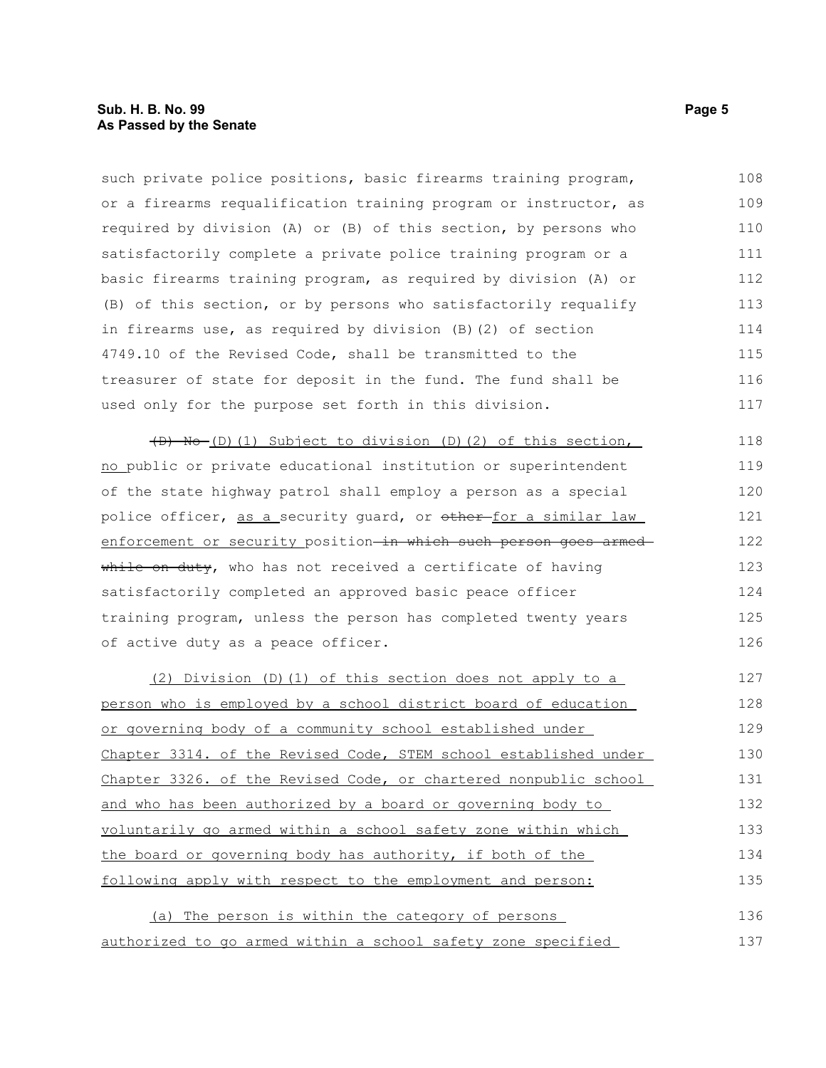such private police positions, basic firearms training program, or a firearms requalification training program or instructor, as required by division (A) or (B) of this section, by persons who satisfactorily complete a private police training program or a basic firearms training program, as required by division (A) or (B) of this section, or by persons who satisfactorily requalify in firearms use, as required by division (B)(2) of section 4749.10 of the Revised Code, shall be transmitted to the treasurer of state for deposit in the fund. The fund shall be used only for the purpose set forth in this division.

~~(D) No~~ (D)(1) Subject to division (D)(2) of this section, no public or private educational institution or superintendent of the state highway patrol shall employ a person as a special police officer, as a security guard, or ~~other~~ for a similar law enforcement or security position ~~in which such person goes armed while on duty~~, who has not received a certificate of having satisfactorily completed an approved basic peace officer training program, unless the person has completed twenty years of active duty as a peace officer.

(2) Division (D)(1) of this section does not apply to a person who is employed by a school district board of education or governing body of a community school established under Chapter 3314. of the Revised Code, STEM school established under Chapter 3326. of the Revised Code, or chartered nonpublic school and who has been authorized by a board or governing body to voluntarily go armed within a school safety zone within which the board or governing body has authority, if both of the following apply with respect to the employment and person:

(a) The person is within the category of persons authorized to go armed within a school safety zone specified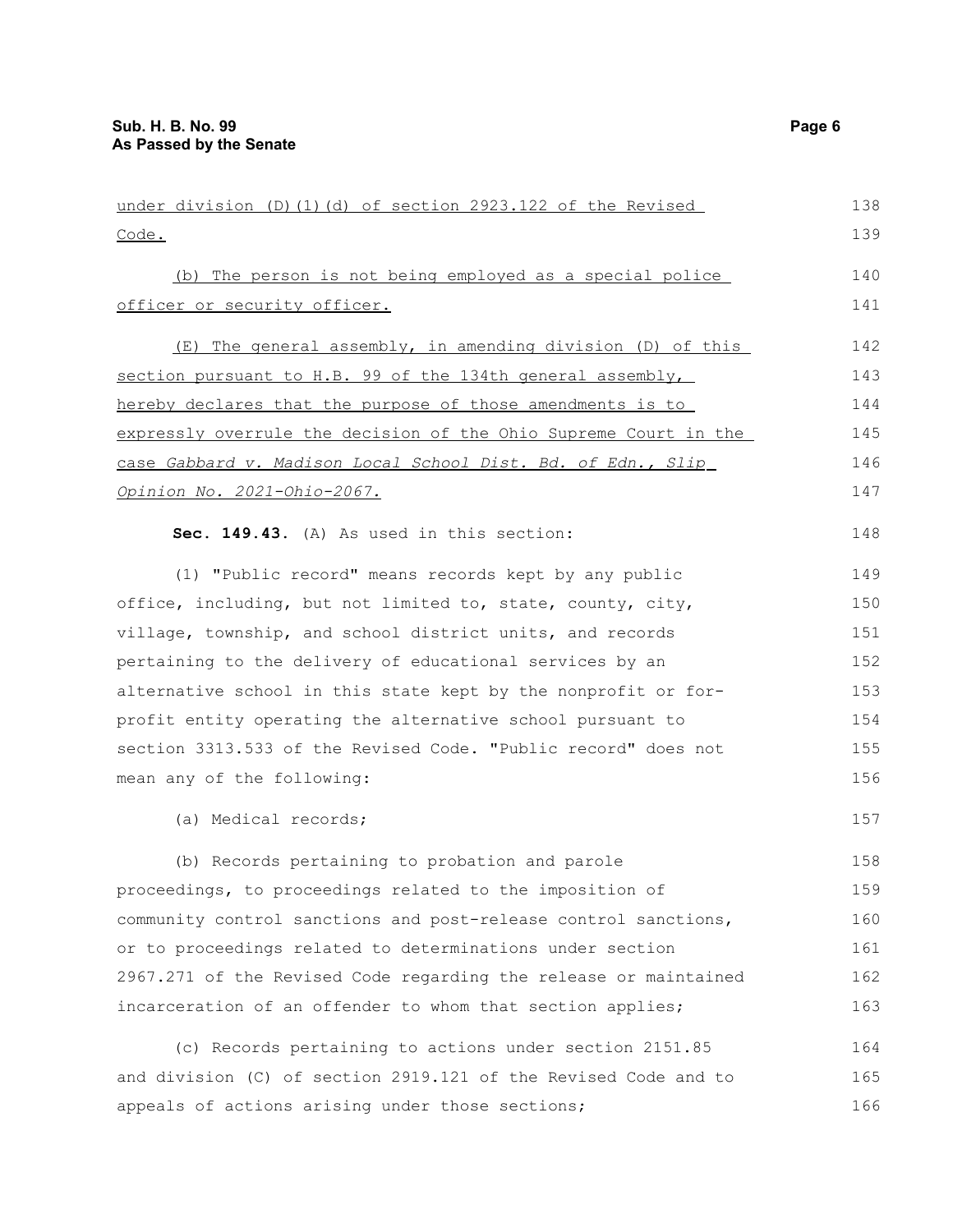under division (D)(1)(d) of section 2923.122 of the Revised Code.

(b) The person is not being employed as a special police officer or security officer.

(E) The general assembly, in amending division (D) of this section pursuant to H.B. 99 of the 134th general assembly, hereby declares that the purpose of those amendments is to expressly overrule the decision of the Ohio Supreme Court in the case *Gabbard v. Madison Local School Dist. Bd. of Edn., Slip Opinion No. 2021-Ohio-2067.*

**Sec. 149.43.** (A) As used in this section:

(1) "Public record" means records kept by any public office, including, but not limited to, state, county, city, village, township, and school district units, and records pertaining to the delivery of educational services by an alternative school in this state kept by the nonprofit or for-profit entity operating the alternative school pursuant to section 3313.533 of the Revised Code. "Public record" does not mean any of the following:

(a) Medical records;

(b) Records pertaining to probation and parole proceedings, to proceedings related to the imposition of community control sanctions and post-release control sanctions, or to proceedings related to determinations under section 2967.271 of the Revised Code regarding the release or maintained incarceration of an offender to whom that section applies;

(c) Records pertaining to actions under section 2151.85 and division (C) of section 2919.121 of the Revised Code and to appeals of actions arising under those sections;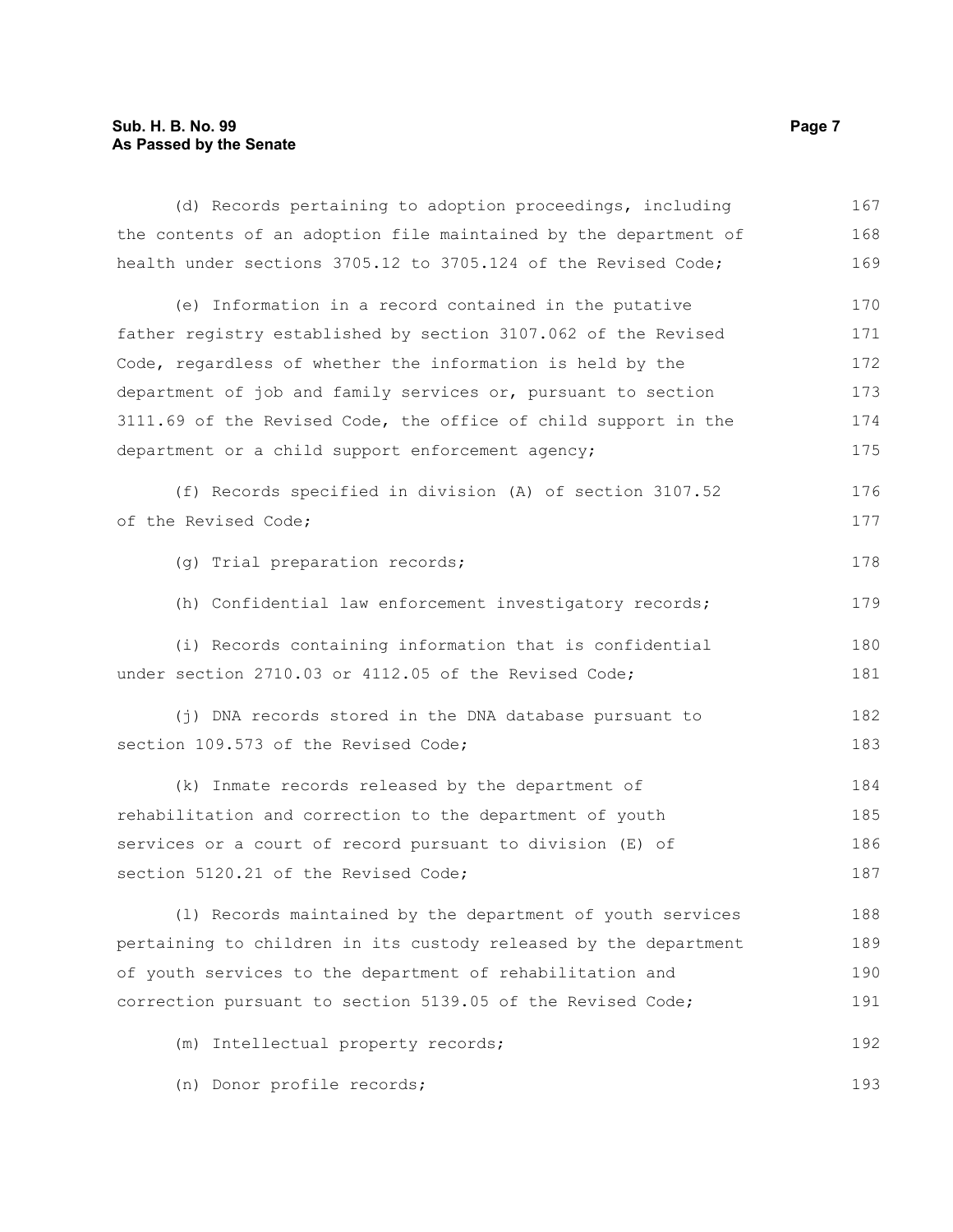(d) Records pertaining to adoption proceedings, including the contents of an adoption file maintained by the department of health under sections 3705.12 to 3705.124 of the Revised Code;

(e) Information in a record contained in the putative father registry established by section 3107.062 of the Revised Code, regardless of whether the information is held by the department of job and family services or, pursuant to section 3111.69 of the Revised Code, the office of child support in the department or a child support enforcement agency;

(f) Records specified in division (A) of section 3107.52 of the Revised Code;

(g) Trial preparation records;

(h) Confidential law enforcement investigatory records;

(i) Records containing information that is confidential under section 2710.03 or 4112.05 of the Revised Code;

(j) DNA records stored in the DNA database pursuant to section 109.573 of the Revised Code;

(k) Inmate records released by the department of rehabilitation and correction to the department of youth services or a court of record pursuant to division (E) of section 5120.21 of the Revised Code;

(l) Records maintained by the department of youth services pertaining to children in its custody released by the department of youth services to the department of rehabilitation and correction pursuant to section 5139.05 of the Revised Code;

(m) Intellectual property records;

(n) Donor profile records;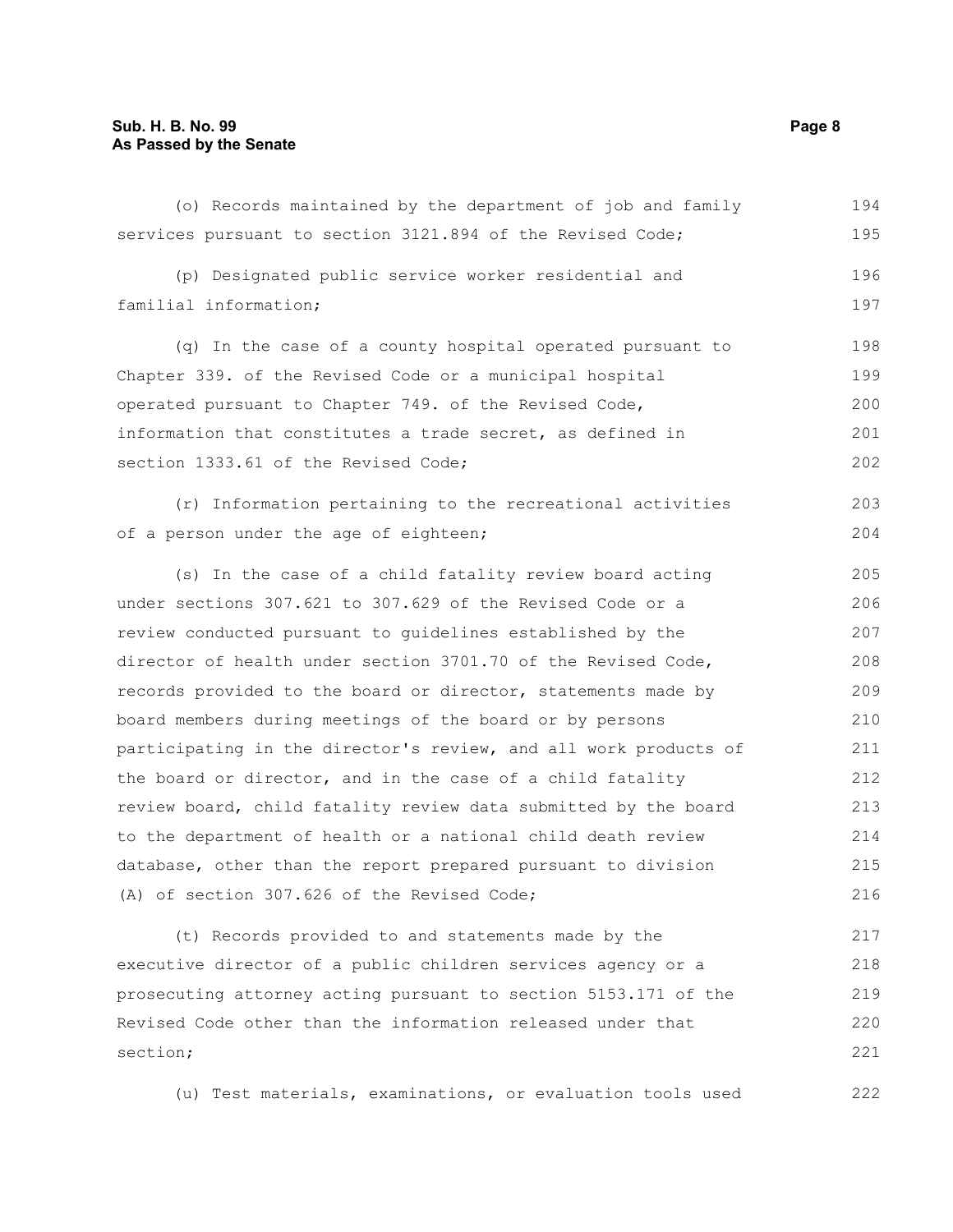(o) Records maintained by the department of job and family services pursuant to section 3121.894 of the Revised Code;

(p) Designated public service worker residential and familial information;

(q) In the case of a county hospital operated pursuant to Chapter 339. of the Revised Code or a municipal hospital operated pursuant to Chapter 749. of the Revised Code, information that constitutes a trade secret, as defined in section 1333.61 of the Revised Code;

(r) Information pertaining to the recreational activities of a person under the age of eighteen;

(s) In the case of a child fatality review board acting under sections 307.621 to 307.629 of the Revised Code or a review conducted pursuant to guidelines established by the director of health under section 3701.70 of the Revised Code, records provided to the board or director, statements made by board members during meetings of the board or by persons participating in the director's review, and all work products of the board or director, and in the case of a child fatality review board, child fatality review data submitted by the board to the department of health or a national child death review database, other than the report prepared pursuant to division (A) of section 307.626 of the Revised Code;

(t) Records provided to and statements made by the executive director of a public children services agency or a prosecuting attorney acting pursuant to section 5153.171 of the Revised Code other than the information released under that section;

(u) Test materials, examinations, or evaluation tools used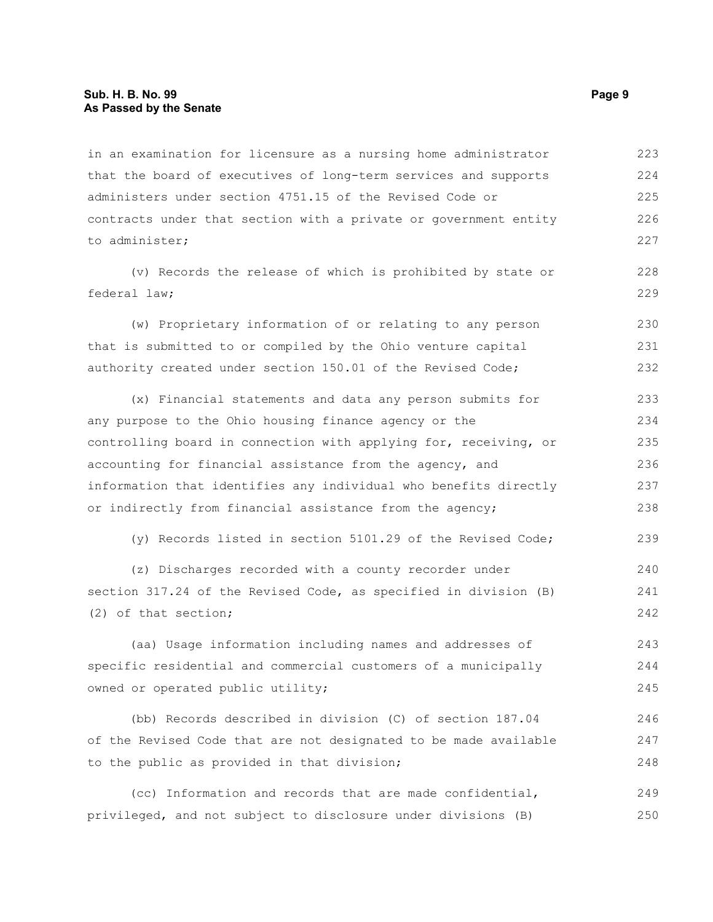in an examination for licensure as a nursing home administrator that the board of executives of long-term services and supports administers under section 4751.15 of the Revised Code or contracts under that section with a private or government entity to administer;

(v) Records the release of which is prohibited by state or federal law;

(w) Proprietary information of or relating to any person that is submitted to or compiled by the Ohio venture capital authority created under section 150.01 of the Revised Code;

(x) Financial statements and data any person submits for any purpose to the Ohio housing finance agency or the controlling board in connection with applying for, receiving, or accounting for financial assistance from the agency, and information that identifies any individual who benefits directly or indirectly from financial assistance from the agency;

(y) Records listed in section 5101.29 of the Revised Code;

(z) Discharges recorded with a county recorder under section 317.24 of the Revised Code, as specified in division (B)(2) of that section;

(aa) Usage information including names and addresses of specific residential and commercial customers of a municipally owned or operated public utility;

(bb) Records described in division (C) of section 187.04 of the Revised Code that are not designated to be made available to the public as provided in that division;

(cc) Information and records that are made confidential, privileged, and not subject to disclosure under divisions (B)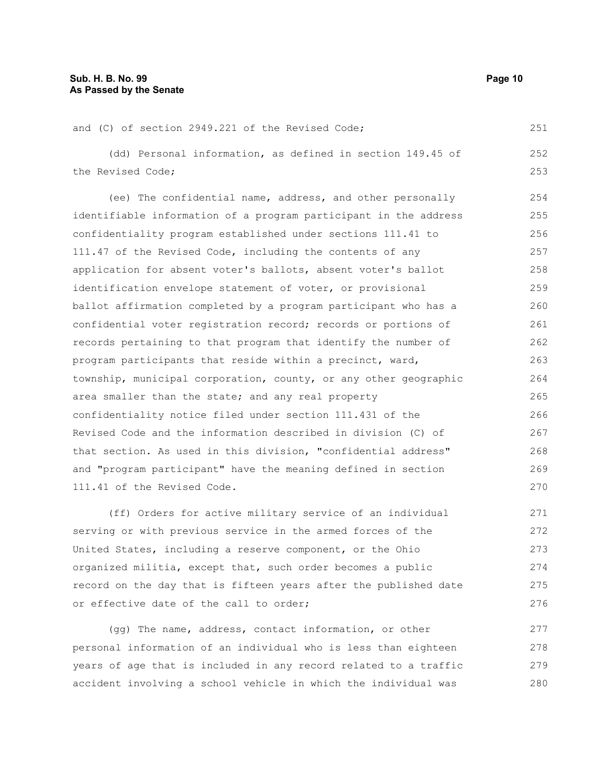and (C) of section 2949.221 of the Revised Code;

(dd) Personal information, as defined in section 149.45 of the Revised Code;

(ee) The confidential name, address, and other personally identifiable information of a program participant in the address confidentiality program established under sections 111.41 to 111.47 of the Revised Code, including the contents of any application for absent voter's ballots, absent voter's ballot identification envelope statement of voter, or provisional ballot affirmation completed by a program participant who has a confidential voter registration record; records or portions of records pertaining to that program that identify the number of program participants that reside within a precinct, ward, township, municipal corporation, county, or any other geographic area smaller than the state; and any real property confidentiality notice filed under section 111.431 of the Revised Code and the information described in division (C) of that section. As used in this division, "confidential address" and "program participant" have the meaning defined in section 111.41 of the Revised Code.

(ff) Orders for active military service of an individual serving or with previous service in the armed forces of the United States, including a reserve component, or the Ohio organized militia, except that, such order becomes a public record on the day that is fifteen years after the published date or effective date of the call to order;

(gg) The name, address, contact information, or other personal information of an individual who is less than eighteen years of age that is included in any record related to a traffic accident involving a school vehicle in which the individual was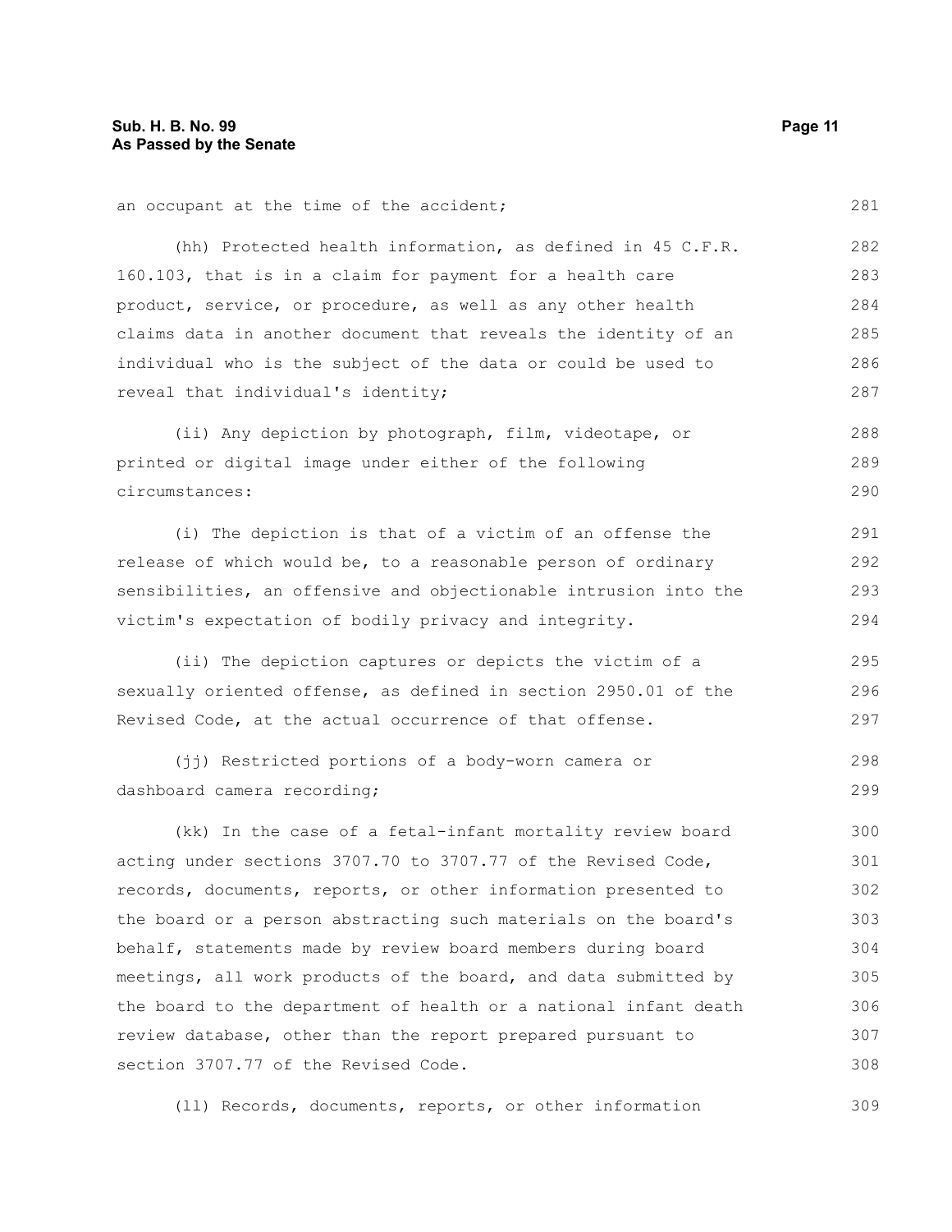an occupant at the time of the accident;

(hh) Protected health information, as defined in 45 C.F.R. 160.103, that is in a claim for payment for a health care product, service, or procedure, as well as any other health claims data in another document that reveals the identity of an individual who is the subject of the data or could be used to reveal that individual's identity;

(ii) Any depiction by photograph, film, videotape, or printed or digital image under either of the following circumstances:

(i) The depiction is that of a victim of an offense the release of which would be, to a reasonable person of ordinary sensibilities, an offensive and objectionable intrusion into the victim's expectation of bodily privacy and integrity.

(ii) The depiction captures or depicts the victim of a sexually oriented offense, as defined in section 2950.01 of the Revised Code, at the actual occurrence of that offense.

(jj) Restricted portions of a body-worn camera or dashboard camera recording;

(kk) In the case of a fetal-infant mortality review board acting under sections 3707.70 to 3707.77 of the Revised Code, records, documents, reports, or other information presented to the board or a person abstracting such materials on the board's behalf, statements made by review board members during board meetings, all work products of the board, and data submitted by the board to the department of health or a national infant death review database, other than the report prepared pursuant to section 3707.77 of the Revised Code.

(ll) Records, documents, reports, or other information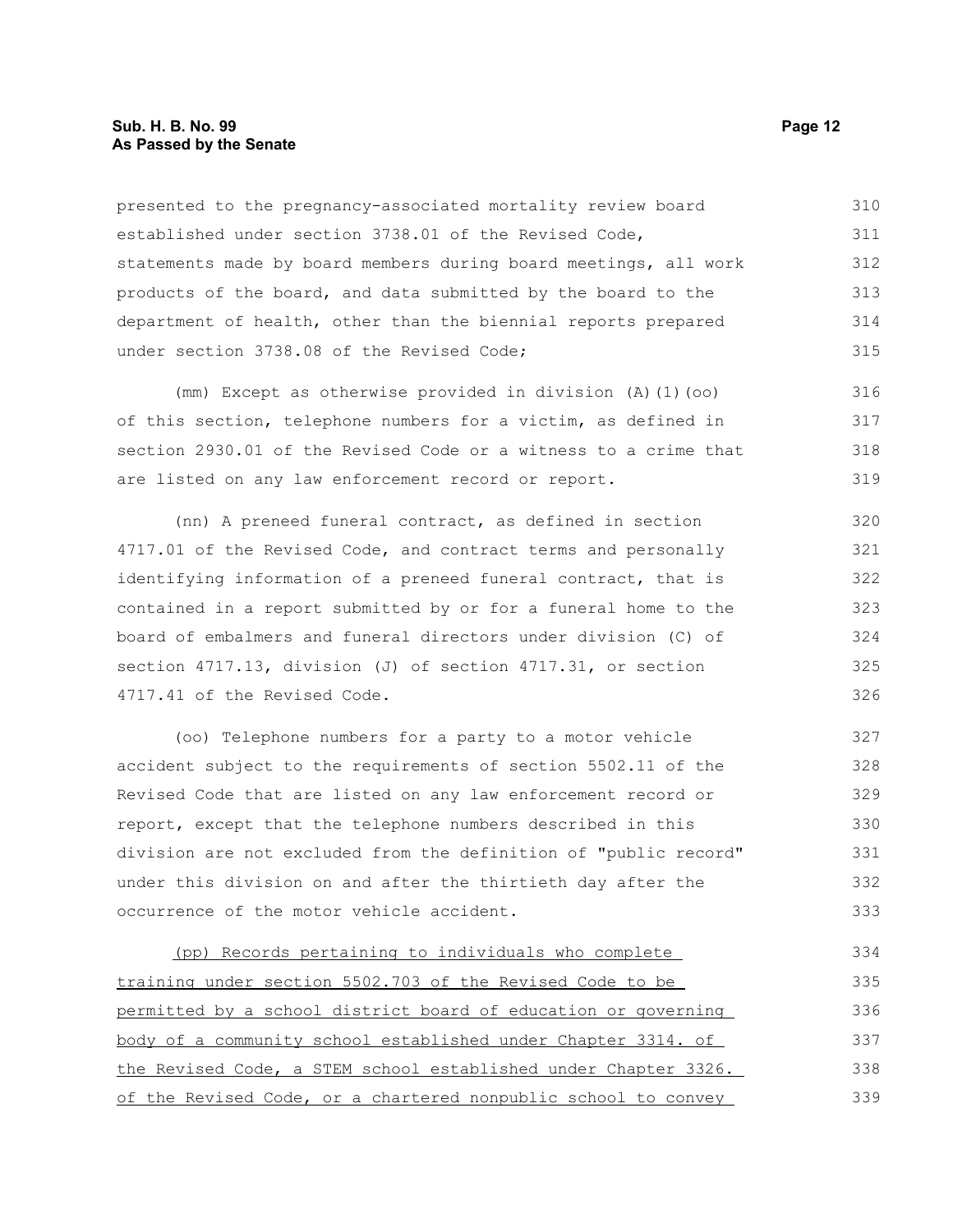presented to the pregnancy-associated mortality review board established under section 3738.01 of the Revised Code, statements made by board members during board meetings, all work products of the board, and data submitted by the board to the department of health, other than the biennial reports prepared under section 3738.08 of the Revised Code;

(mm) Except as otherwise provided in division (A)(1)(oo) of this section, telephone numbers for a victim, as defined in section 2930.01 of the Revised Code or a witness to a crime that are listed on any law enforcement record or report.

(nn) A preneed funeral contract, as defined in section 4717.01 of the Revised Code, and contract terms and personally identifying information of a preneed funeral contract, that is contained in a report submitted by or for a funeral home to the board of embalmers and funeral directors under division (C) of section 4717.13, division (J) of section 4717.31, or section 4717.41 of the Revised Code.

(oo) Telephone numbers for a party to a motor vehicle accident subject to the requirements of section 5502.11 of the Revised Code that are listed on any law enforcement record or report, except that the telephone numbers described in this division are not excluded from the definition of "public record" under this division on and after the thirtieth day after the occurrence of the motor vehicle accident.

<u>(pp) Records pertaining to individuals who complete training under section 5502.703 of the Revised Code to be permitted by a school district board of education or governing body of a community school established under Chapter 3314. of the Revised Code, a STEM school established under Chapter 3326. of the Revised Code, or a chartered nonpublic school to convey</u>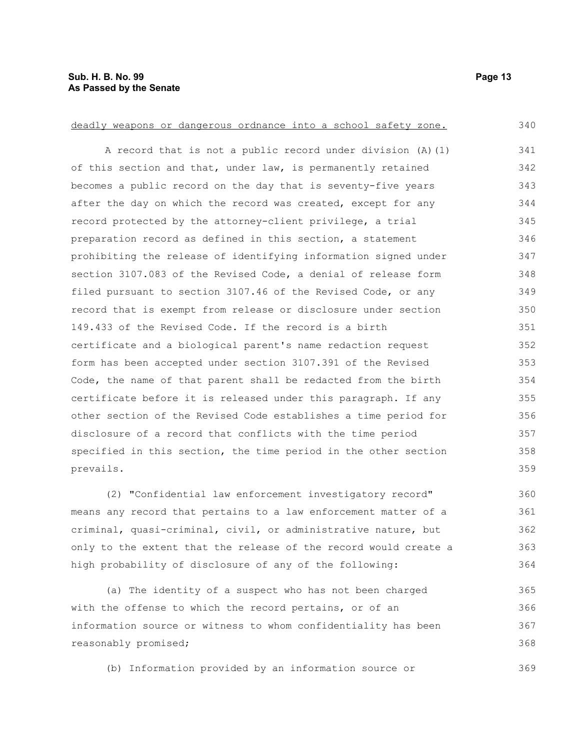deadly weapons or dangerous ordnance into a school safety zone.

A record that is not a public record under division (A)(1) of this section and that, under law, is permanently retained becomes a public record on the day that is seventy-five years after the day on which the record was created, except for any record protected by the attorney-client privilege, a trial preparation record as defined in this section, a statement prohibiting the release of identifying information signed under section 3107.083 of the Revised Code, a denial of release form filed pursuant to section 3107.46 of the Revised Code, or any record that is exempt from release or disclosure under section 149.433 of the Revised Code. If the record is a birth certificate and a biological parent's name redaction request form has been accepted under section 3107.391 of the Revised Code, the name of that parent shall be redacted from the birth certificate before it is released under this paragraph. If any other section of the Revised Code establishes a time period for disclosure of a record that conflicts with the time period specified in this section, the time period in the other section prevails.

(2) "Confidential law enforcement investigatory record" means any record that pertains to a law enforcement matter of a criminal, quasi-criminal, civil, or administrative nature, but only to the extent that the release of the record would create a high probability of disclosure of any of the following:

(a) The identity of a suspect who has not been charged with the offense to which the record pertains, or of an information source or witness to whom confidentiality has been reasonably promised;

(b) Information provided by an information source or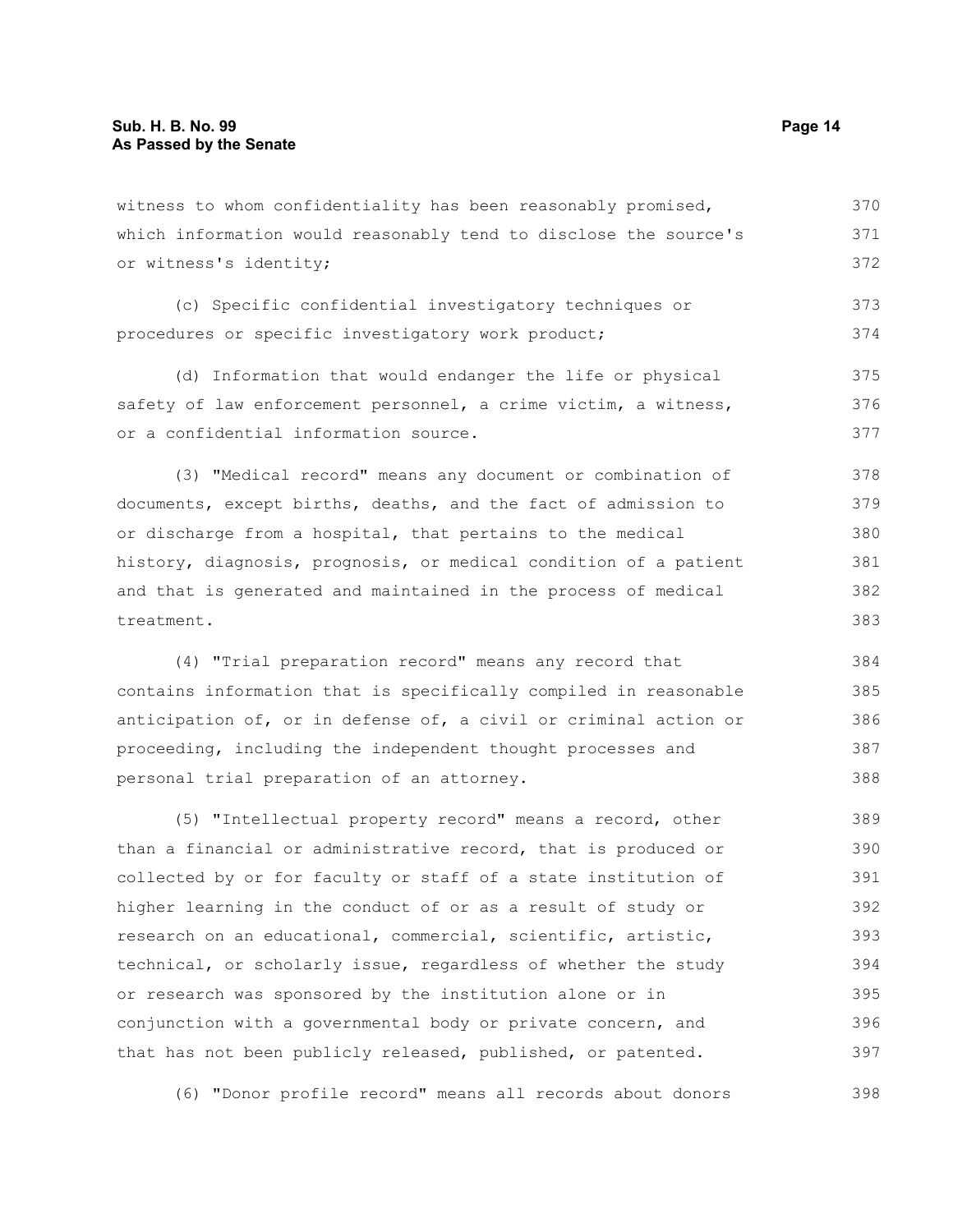witness to whom confidentiality has been reasonably promised, which information would reasonably tend to disclose the source's or witness's identity;

(c) Specific confidential investigatory techniques or procedures or specific investigatory work product;

(d) Information that would endanger the life or physical safety of law enforcement personnel, a crime victim, a witness, or a confidential information source.

(3) "Medical record" means any document or combination of documents, except births, deaths, and the fact of admission to or discharge from a hospital, that pertains to the medical history, diagnosis, prognosis, or medical condition of a patient and that is generated and maintained in the process of medical treatment.

(4) "Trial preparation record" means any record that contains information that is specifically compiled in reasonable anticipation of, or in defense of, a civil or criminal action or proceeding, including the independent thought processes and personal trial preparation of an attorney.

(5) "Intellectual property record" means a record, other than a financial or administrative record, that is produced or collected by or for faculty or staff of a state institution of higher learning in the conduct of or as a result of study or research on an educational, commercial, scientific, artistic, technical, or scholarly issue, regardless of whether the study or research was sponsored by the institution alone or in conjunction with a governmental body or private concern, and that has not been publicly released, published, or patented.

(6) "Donor profile record" means all records about donors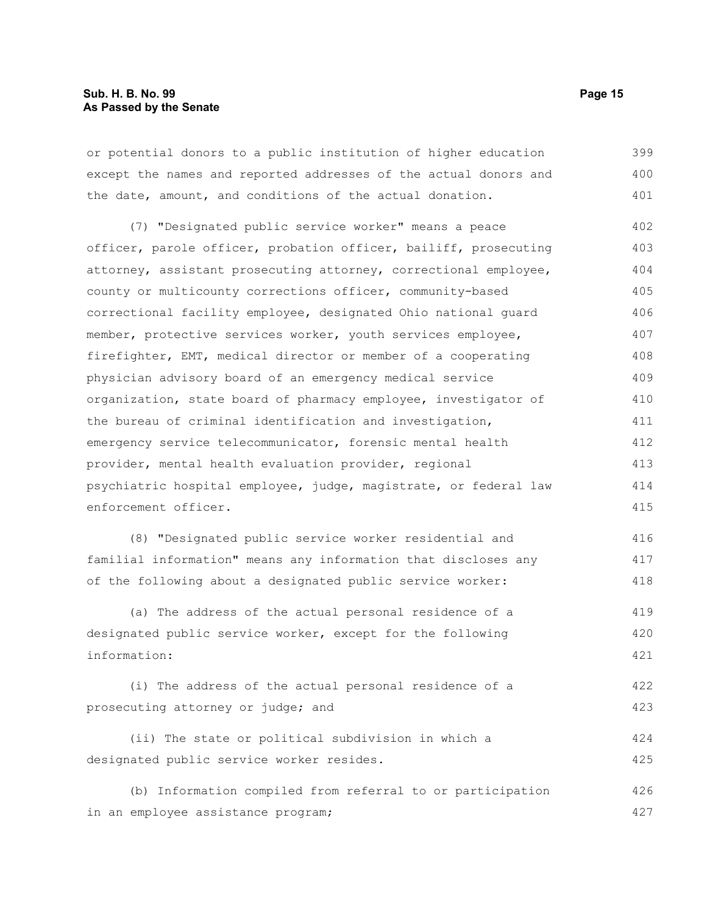or potential donors to a public institution of higher education except the names and reported addresses of the actual donors and the date, amount, and conditions of the actual donation.

(7) "Designated public service worker" means a peace officer, parole officer, probation officer, bailiff, prosecuting attorney, assistant prosecuting attorney, correctional employee, county or multicounty corrections officer, community-based correctional facility employee, designated Ohio national guard member, protective services worker, youth services employee, firefighter, EMT, medical director or member of a cooperating physician advisory board of an emergency medical service organization, state board of pharmacy employee, investigator of the bureau of criminal identification and investigation, emergency service telecommunicator, forensic mental health provider, mental health evaluation provider, regional psychiatric hospital employee, judge, magistrate, or federal law enforcement officer.

(8) "Designated public service worker residential and familial information" means any information that discloses any of the following about a designated public service worker:

(a) The address of the actual personal residence of a designated public service worker, except for the following information:

(i) The address of the actual personal residence of a prosecuting attorney or judge; and

(ii) The state or political subdivision in which a designated public service worker resides.

(b) Information compiled from referral to or participation in an employee assistance program;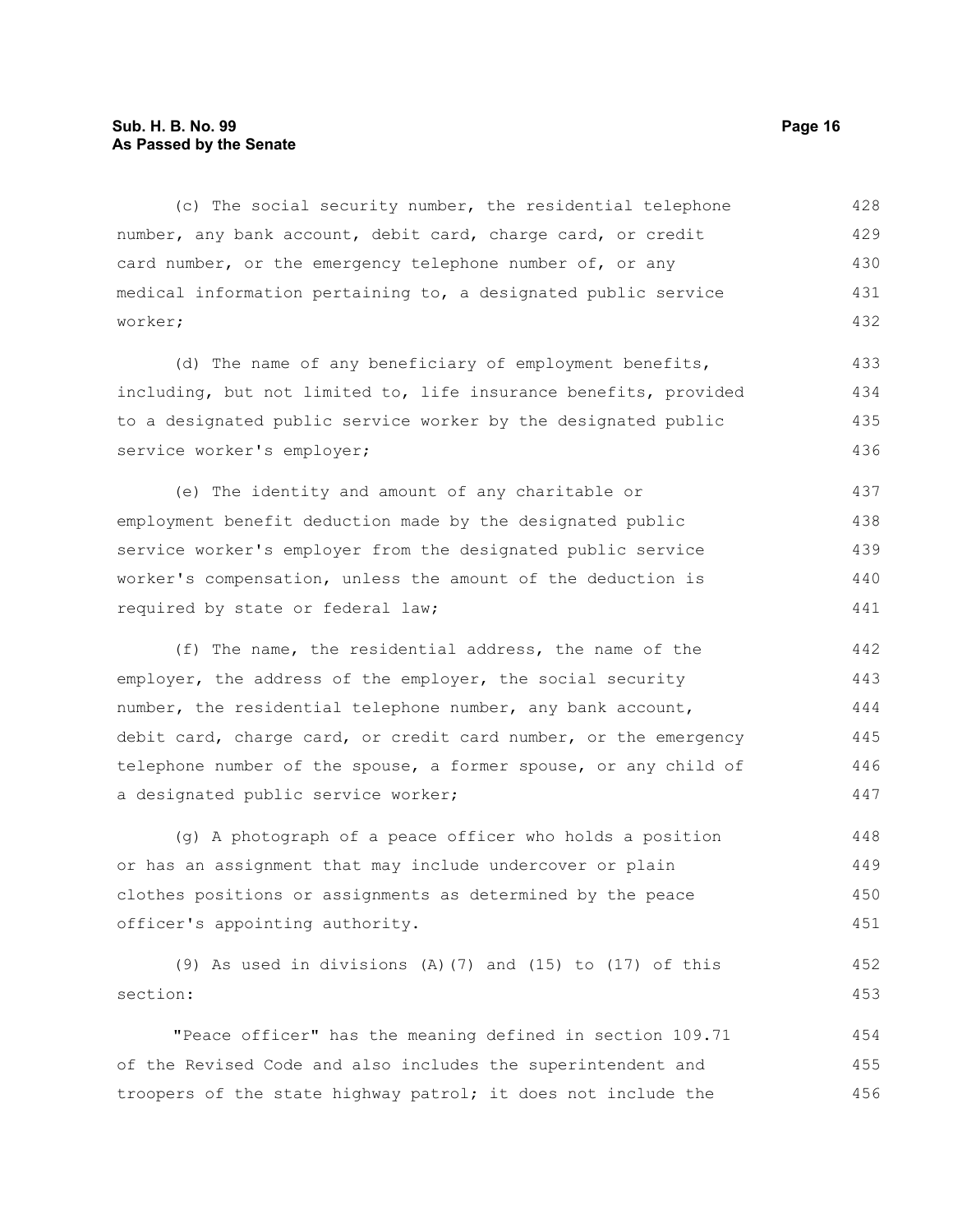(c) The social security number, the residential telephone number, any bank account, debit card, charge card, or credit card number, or the emergency telephone number of, or any medical information pertaining to, a designated public service worker;

(d) The name of any beneficiary of employment benefits, including, but not limited to, life insurance benefits, provided to a designated public service worker by the designated public service worker's employer;

(e) The identity and amount of any charitable or employment benefit deduction made by the designated public service worker's employer from the designated public service worker's compensation, unless the amount of the deduction is required by state or federal law;

(f) The name, the residential address, the name of the employer, the address of the employer, the social security number, the residential telephone number, any bank account, debit card, charge card, or credit card number, or the emergency telephone number of the spouse, a former spouse, or any child of a designated public service worker;

(g) A photograph of a peace officer who holds a position or has an assignment that may include undercover or plain clothes positions or assignments as determined by the peace officer's appointing authority.

(9) As used in divisions (A)(7) and (15) to (17) of this section:

"Peace officer" has the meaning defined in section 109.71 of the Revised Code and also includes the superintendent and troopers of the state highway patrol; it does not include the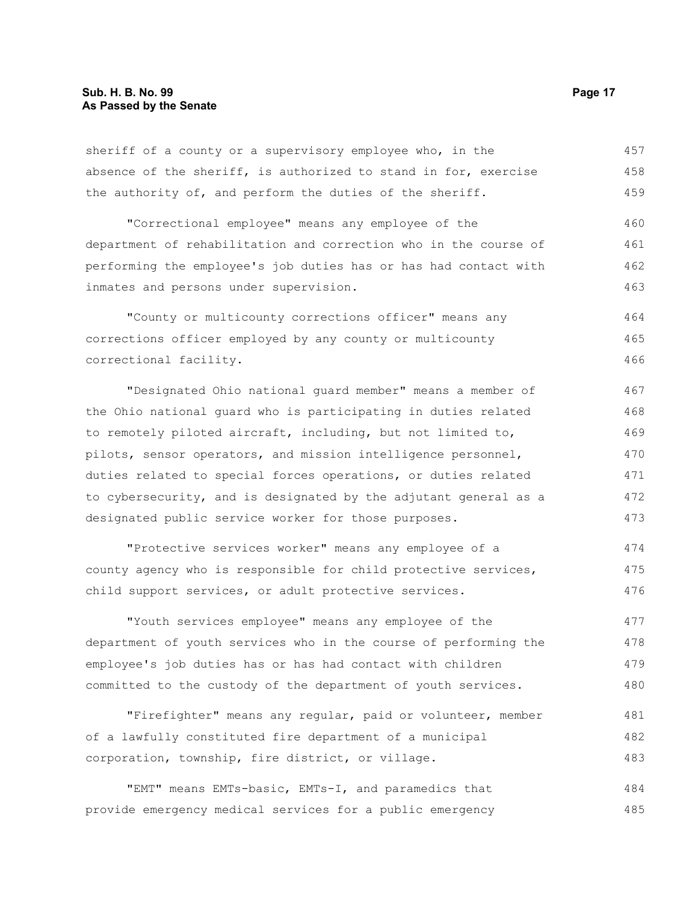sheriff of a county or a supervisory employee who, in the absence of the sheriff, is authorized to stand in for, exercise the authority of, and perform the duties of the sheriff.

"Correctional employee" means any employee of the department of rehabilitation and correction who in the course of performing the employee's job duties has or has had contact with inmates and persons under supervision.

"County or multicounty corrections officer" means any corrections officer employed by any county or multicounty correctional facility.

"Designated Ohio national guard member" means a member of the Ohio national guard who is participating in duties related to remotely piloted aircraft, including, but not limited to, pilots, sensor operators, and mission intelligence personnel, duties related to special forces operations, or duties related to cybersecurity, and is designated by the adjutant general as a designated public service worker for those purposes.

"Protective services worker" means any employee of a county agency who is responsible for child protective services, child support services, or adult protective services.

"Youth services employee" means any employee of the department of youth services who in the course of performing the employee's job duties has or has had contact with children committed to the custody of the department of youth services.

"Firefighter" means any regular, paid or volunteer, member of a lawfully constituted fire department of a municipal corporation, township, fire district, or village.

"EMT" means EMTs-basic, EMTs-I, and paramedics that provide emergency medical services for a public emergency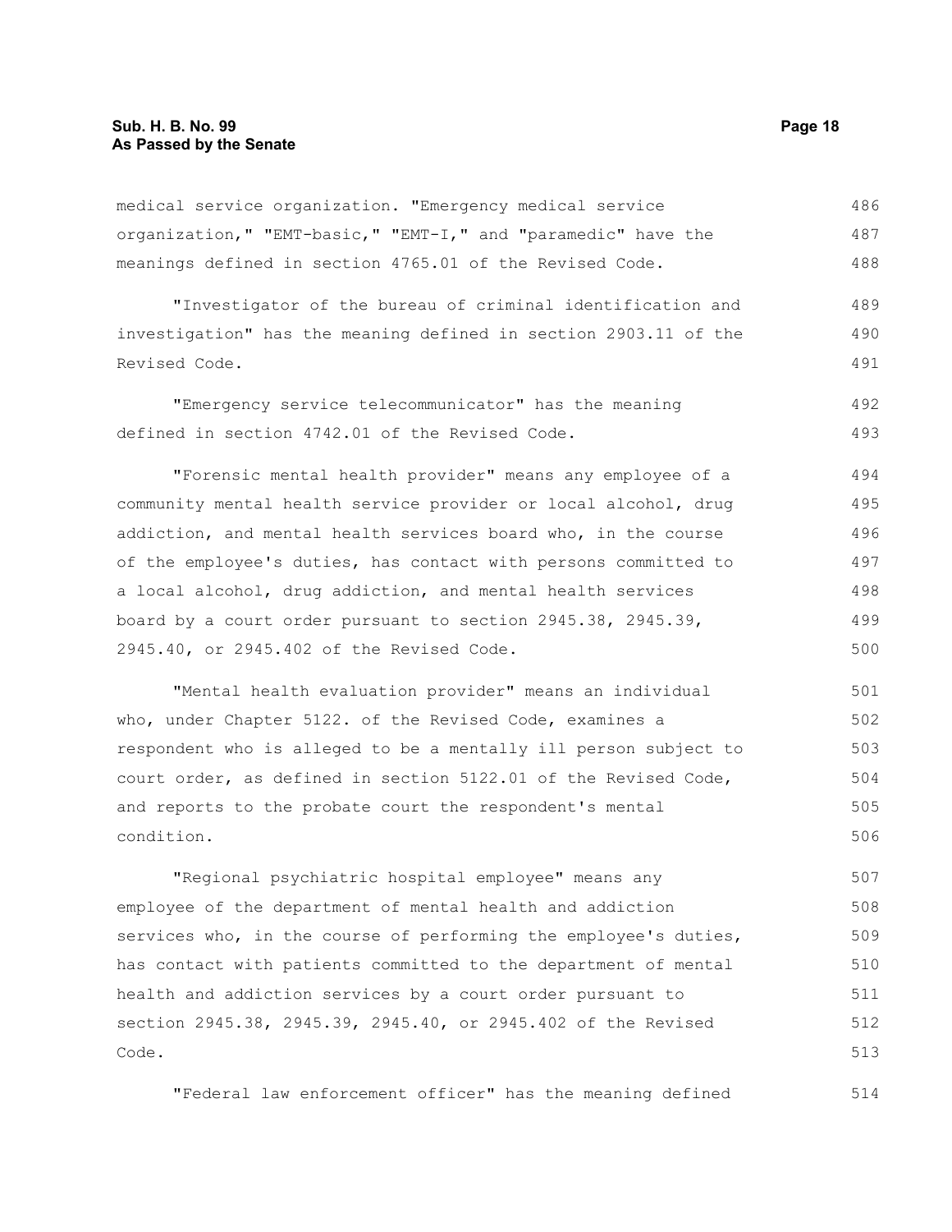medical service organization. "Emergency medical service organization," "EMT-basic," "EMT-I," and "paramedic" have the meanings defined in section 4765.01 of the Revised Code.

"Investigator of the bureau of criminal identification and investigation" has the meaning defined in section 2903.11 of the Revised Code.

"Emergency service telecommunicator" has the meaning defined in section 4742.01 of the Revised Code.

"Forensic mental health provider" means any employee of a community mental health service provider or local alcohol, drug addiction, and mental health services board who, in the course of the employee's duties, has contact with persons committed to a local alcohol, drug addiction, and mental health services board by a court order pursuant to section 2945.38, 2945.39, 2945.40, or 2945.402 of the Revised Code.

"Mental health evaluation provider" means an individual who, under Chapter 5122. of the Revised Code, examines a respondent who is alleged to be a mentally ill person subject to court order, as defined in section 5122.01 of the Revised Code, and reports to the probate court the respondent's mental condition.

"Regional psychiatric hospital employee" means any employee of the department of mental health and addiction services who, in the course of performing the employee's duties, has contact with patients committed to the department of mental health and addiction services by a court order pursuant to section 2945.38, 2945.39, 2945.40, or 2945.402 of the Revised Code.

"Federal law enforcement officer" has the meaning defined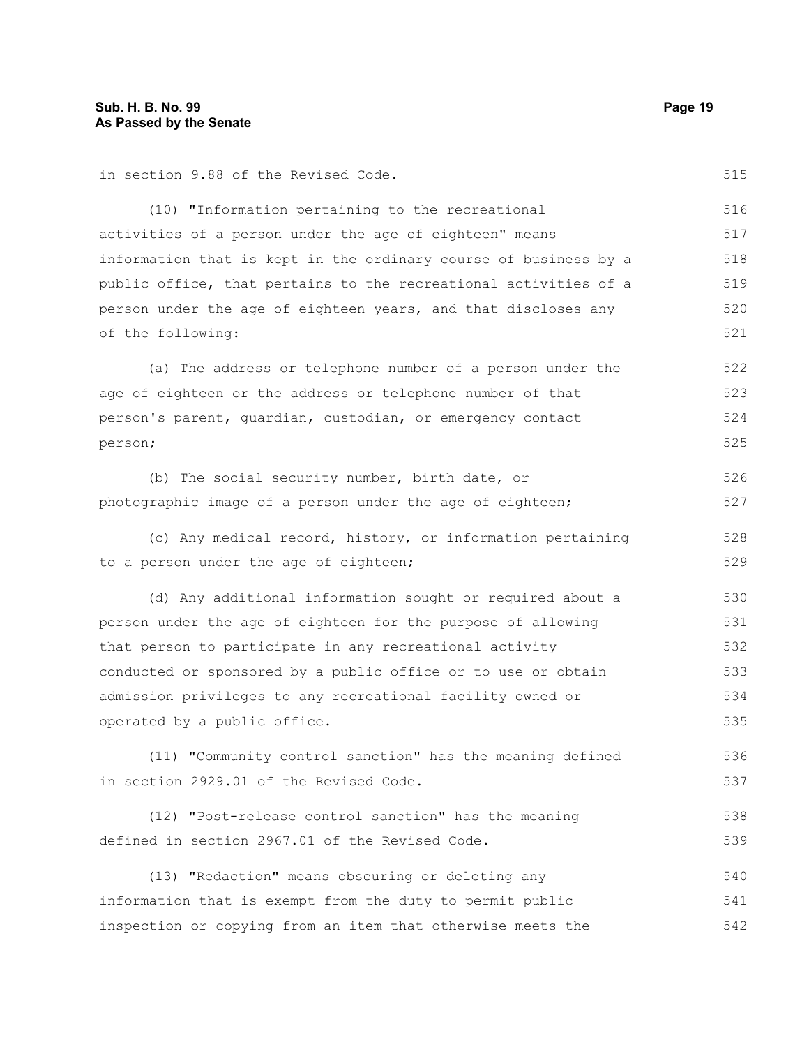in section 9.88 of the Revised Code.

(10) "Information pertaining to the recreational activities of a person under the age of eighteen" means information that is kept in the ordinary course of business by a public office, that pertains to the recreational activities of a person under the age of eighteen years, and that discloses any of the following:

(a) The address or telephone number of a person under the age of eighteen or the address or telephone number of that person's parent, guardian, custodian, or emergency contact person;

(b) The social security number, birth date, or photographic image of a person under the age of eighteen;

(c) Any medical record, history, or information pertaining to a person under the age of eighteen;

(d) Any additional information sought or required about a person under the age of eighteen for the purpose of allowing that person to participate in any recreational activity conducted or sponsored by a public office or to use or obtain admission privileges to any recreational facility owned or operated by a public office.

(11) "Community control sanction" has the meaning defined in section 2929.01 of the Revised Code.

(12) "Post-release control sanction" has the meaning defined in section 2967.01 of the Revised Code.

(13) "Redaction" means obscuring or deleting any information that is exempt from the duty to permit public inspection or copying from an item that otherwise meets the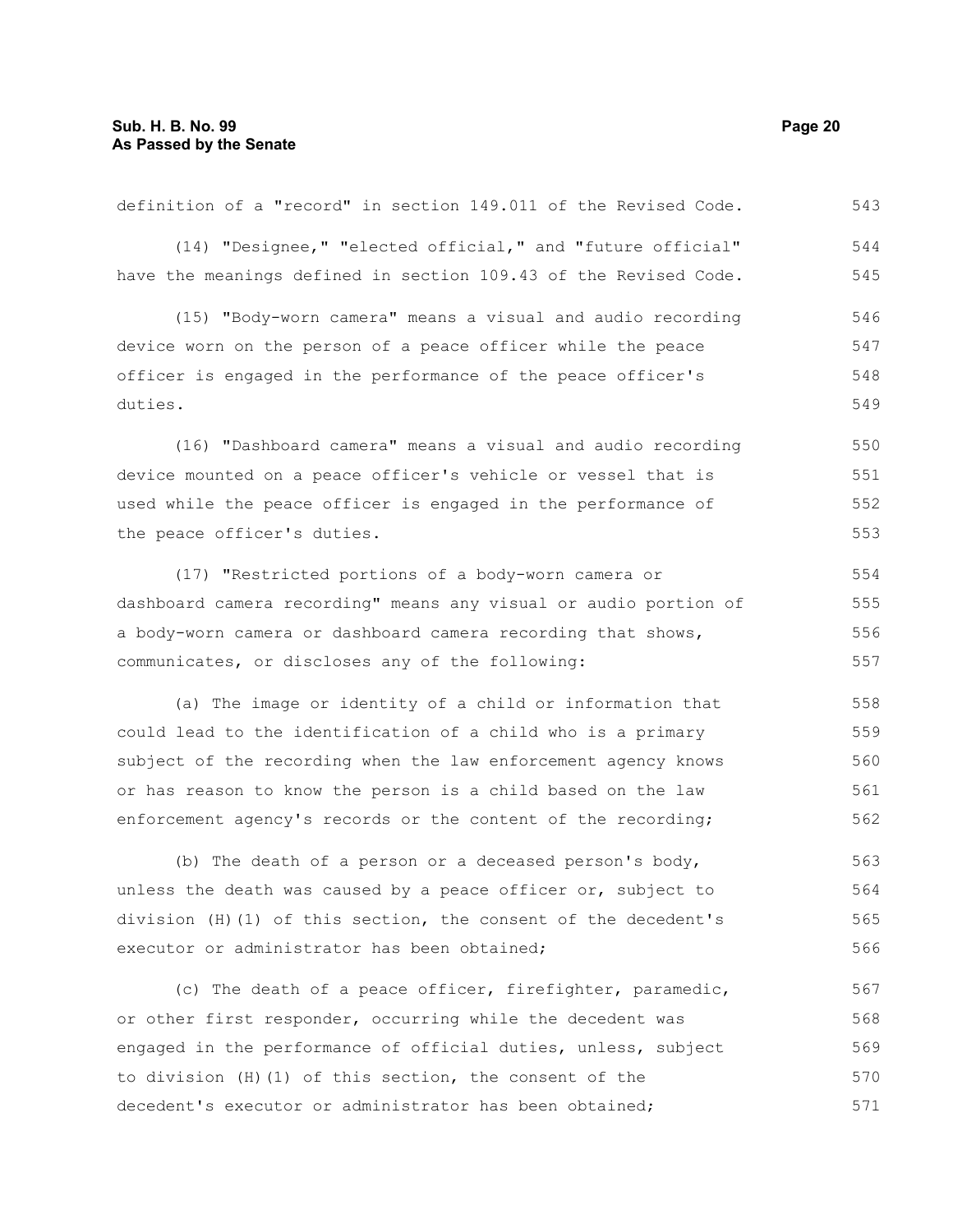definition of a "record" in section 149.011 of the Revised Code.

(14) "Designee," "elected official," and "future official" have the meanings defined in section 109.43 of the Revised Code.

(15) "Body-worn camera" means a visual and audio recording device worn on the person of a peace officer while the peace officer is engaged in the performance of the peace officer's duties.

(16) "Dashboard camera" means a visual and audio recording device mounted on a peace officer's vehicle or vessel that is used while the peace officer is engaged in the performance of the peace officer's duties.

(17) "Restricted portions of a body-worn camera or dashboard camera recording" means any visual or audio portion of a body-worn camera or dashboard camera recording that shows, communicates, or discloses any of the following:

(a) The image or identity of a child or information that could lead to the identification of a child who is a primary subject of the recording when the law enforcement agency knows or has reason to know the person is a child based on the law enforcement agency's records or the content of the recording;

(b) The death of a person or a deceased person's body, unless the death was caused by a peace officer or, subject to division (H)(1) of this section, the consent of the decedent's executor or administrator has been obtained;

(c) The death of a peace officer, firefighter, paramedic, or other first responder, occurring while the decedent was engaged in the performance of official duties, unless, subject to division (H)(1) of this section, the consent of the decedent's executor or administrator has been obtained;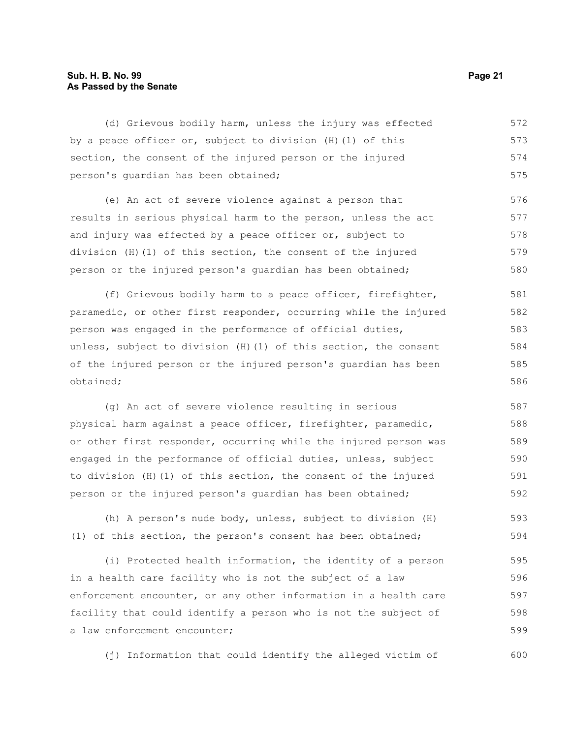(d) Grievous bodily harm, unless the injury was effected by a peace officer or, subject to division (H)(1) of this section, the consent of the injured person or the injured person's guardian has been obtained;

(e) An act of severe violence against a person that results in serious physical harm to the person, unless the act and injury was effected by a peace officer or, subject to division (H)(1) of this section, the consent of the injured person or the injured person's guardian has been obtained;

(f) Grievous bodily harm to a peace officer, firefighter, paramedic, or other first responder, occurring while the injured person was engaged in the performance of official duties, unless, subject to division (H)(1) of this section, the consent of the injured person or the injured person's guardian has been obtained;

(g) An act of severe violence resulting in serious physical harm against a peace officer, firefighter, paramedic, or other first responder, occurring while the injured person was engaged in the performance of official duties, unless, subject to division (H)(1) of this section, the consent of the injured person or the injured person's guardian has been obtained;

(h) A person's nude body, unless, subject to division (H)(1) of this section, the person's consent has been obtained;

(i) Protected health information, the identity of a person in a health care facility who is not the subject of a law enforcement encounter, or any other information in a health care facility that could identify a person who is not the subject of a law enforcement encounter;

(j) Information that could identify the alleged victim of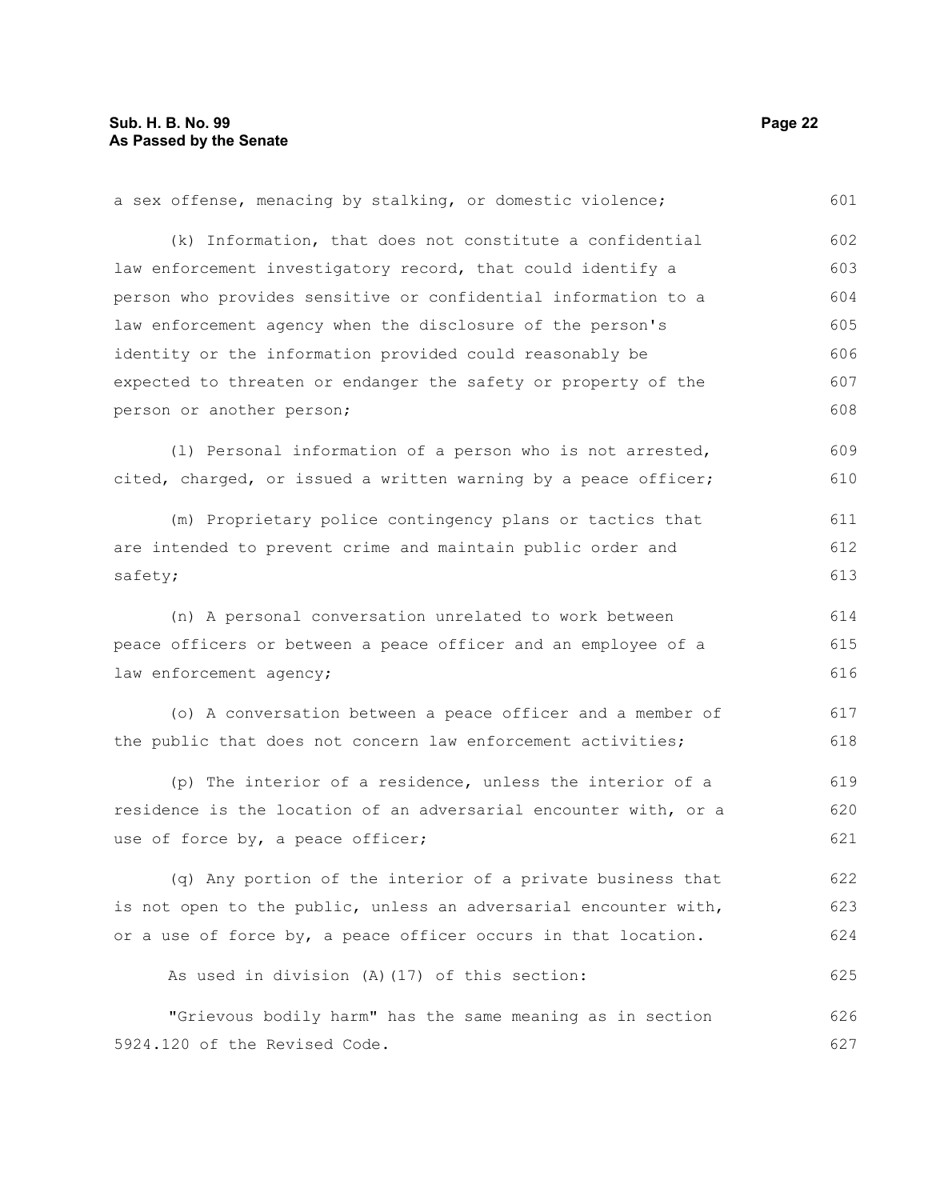a sex offense, menacing by stalking, or domestic violence;

(k) Information, that does not constitute a confidential law enforcement investigatory record, that could identify a person who provides sensitive or confidential information to a law enforcement agency when the disclosure of the person's identity or the information provided could reasonably be expected to threaten or endanger the safety or property of the person or another person;

(l) Personal information of a person who is not arrested, cited, charged, or issued a written warning by a peace officer;

(m) Proprietary police contingency plans or tactics that are intended to prevent crime and maintain public order and safety;

(n) A personal conversation unrelated to work between peace officers or between a peace officer and an employee of a law enforcement agency;

(o) A conversation between a peace officer and a member of the public that does not concern law enforcement activities;

(p) The interior of a residence, unless the interior of a residence is the location of an adversarial encounter with, or a use of force by, a peace officer;

(q) Any portion of the interior of a private business that is not open to the public, unless an adversarial encounter with, or a use of force by, a peace officer occurs in that location.

As used in division (A)(17) of this section:

"Grievous bodily harm" has the same meaning as in section 5924.120 of the Revised Code.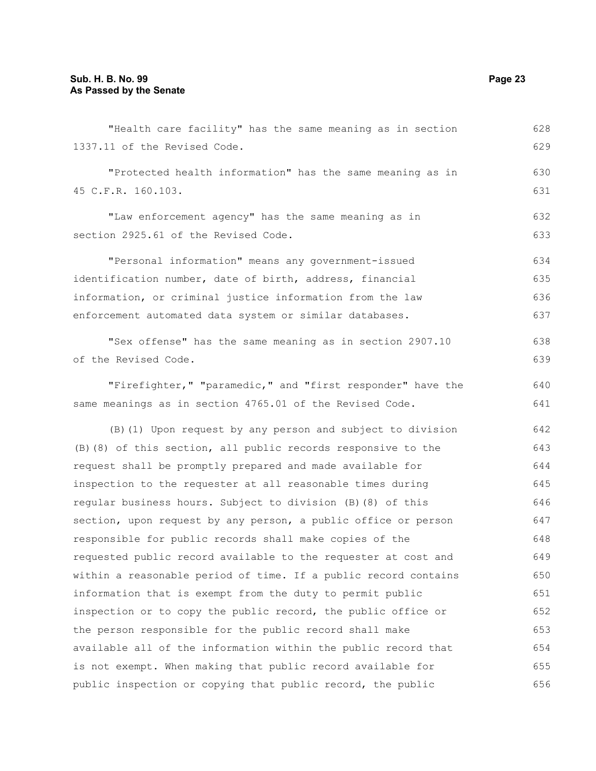"Health care facility" has the same meaning as in section 1337.11 of the Revised Code.

"Protected health information" has the same meaning as in 45 C.F.R. 160.103.

"Law enforcement agency" has the same meaning as in section 2925.61 of the Revised Code.

"Personal information" means any government-issued identification number, date of birth, address, financial information, or criminal justice information from the law enforcement automated data system or similar databases.

"Sex offense" has the same meaning as in section 2907.10 of the Revised Code.

"Firefighter," "paramedic," and "first responder" have the same meanings as in section 4765.01 of the Revised Code.

(B)(1) Upon request by any person and subject to division (B)(8) of this section, all public records responsive to the request shall be promptly prepared and made available for inspection to the requester at all reasonable times during regular business hours. Subject to division (B)(8) of this section, upon request by any person, a public office or person responsible for public records shall make copies of the requested public record available to the requester at cost and within a reasonable period of time. If a public record contains information that is exempt from the duty to permit public inspection or to copy the public record, the public office or the person responsible for the public record shall make available all of the information within the public record that is not exempt. When making that public record available for public inspection or copying that public record, the public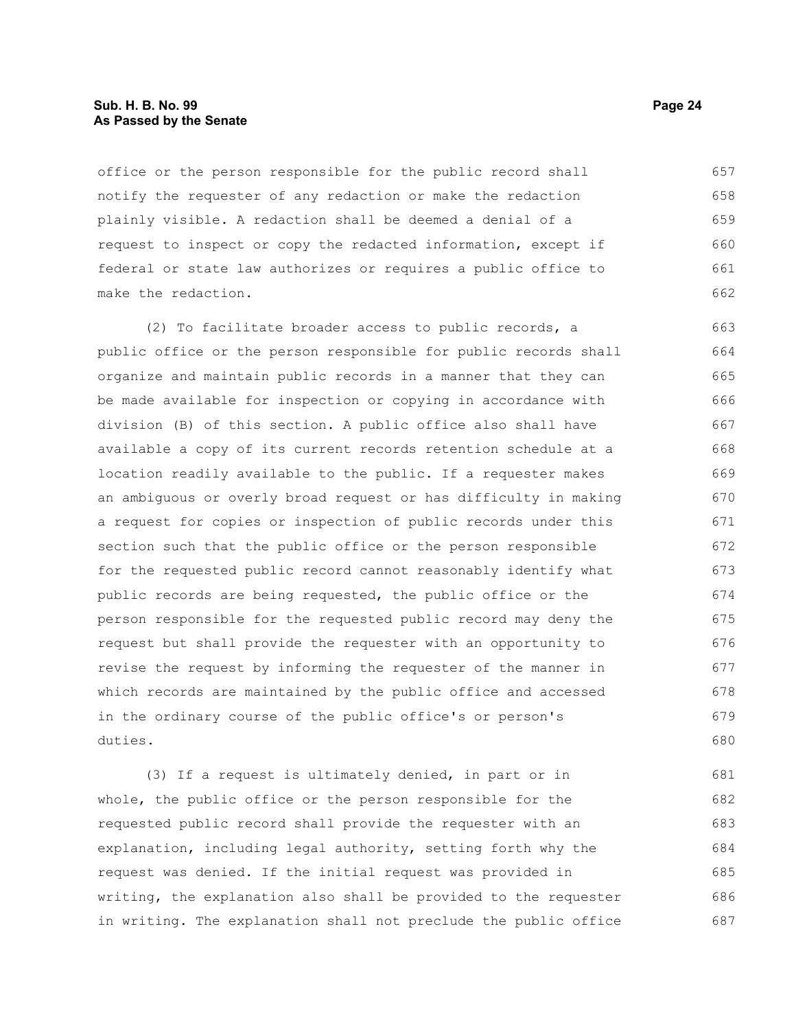office or the person responsible for the public record shall notify the requester of any redaction or make the redaction plainly visible. A redaction shall be deemed a denial of a request to inspect or copy the redacted information, except if federal or state law authorizes or requires a public office to make the redaction.

(2) To facilitate broader access to public records, a public office or the person responsible for public records shall organize and maintain public records in a manner that they can be made available for inspection or copying in accordance with division (B) of this section. A public office also shall have available a copy of its current records retention schedule at a location readily available to the public. If a requester makes an ambiguous or overly broad request or has difficulty in making a request for copies or inspection of public records under this section such that the public office or the person responsible for the requested public record cannot reasonably identify what public records are being requested, the public office or the person responsible for the requested public record may deny the request but shall provide the requester with an opportunity to revise the request by informing the requester of the manner in which records are maintained by the public office and accessed in the ordinary course of the public office's or person's duties.

(3) If a request is ultimately denied, in part or in whole, the public office or the person responsible for the requested public record shall provide the requester with an explanation, including legal authority, setting forth why the request was denied. If the initial request was provided in writing, the explanation also shall be provided to the requester in writing. The explanation shall not preclude the public office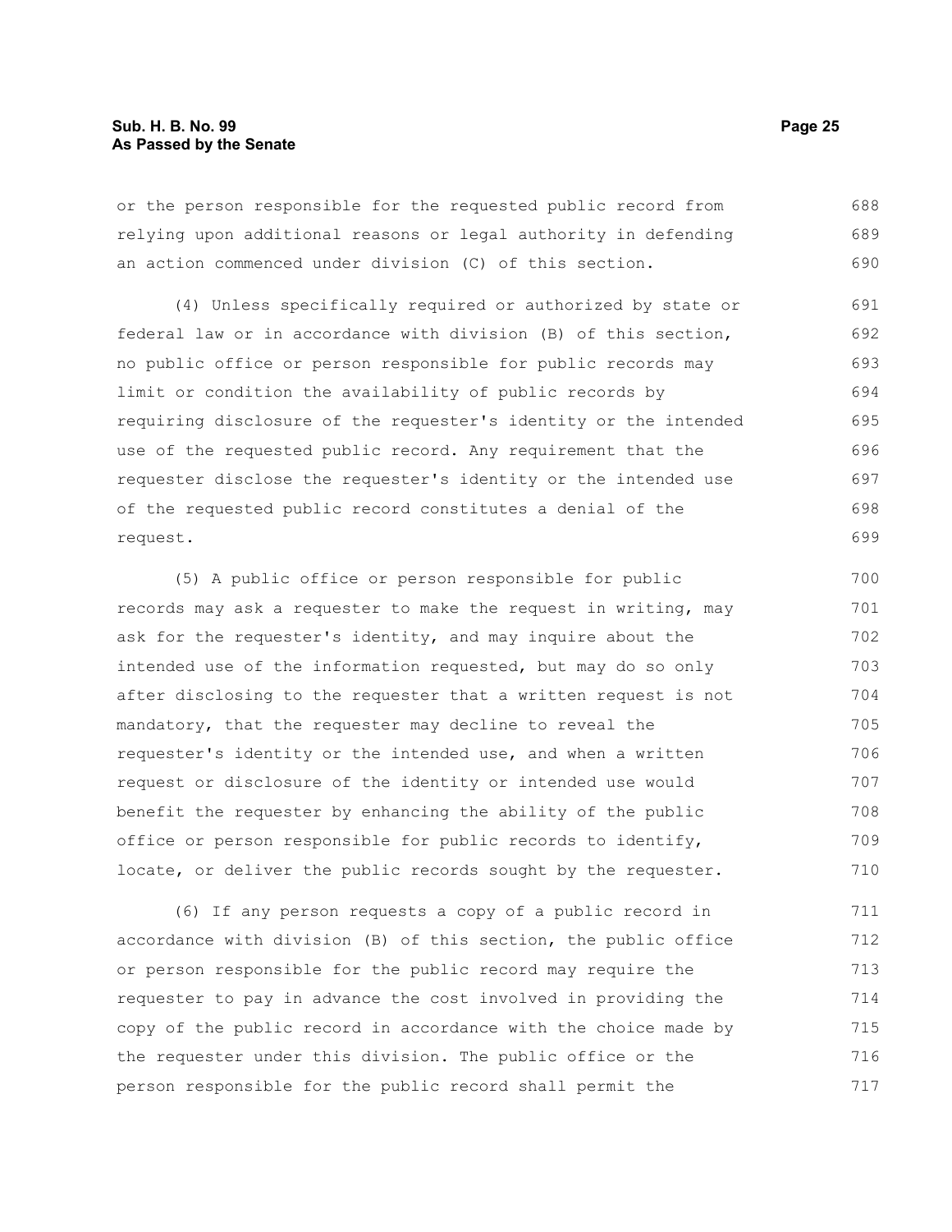or the person responsible for the requested public record from relying upon additional reasons or legal authority in defending an action commenced under division (C) of this section.

(4) Unless specifically required or authorized by state or federal law or in accordance with division (B) of this section, no public office or person responsible for public records may limit or condition the availability of public records by requiring disclosure of the requester's identity or the intended use of the requested public record. Any requirement that the requester disclose the requester's identity or the intended use of the requested public record constitutes a denial of the request.

(5) A public office or person responsible for public records may ask a requester to make the request in writing, may ask for the requester's identity, and may inquire about the intended use of the information requested, but may do so only after disclosing to the requester that a written request is not mandatory, that the requester may decline to reveal the requester's identity or the intended use, and when a written request or disclosure of the identity or intended use would benefit the requester by enhancing the ability of the public office or person responsible for public records to identify, locate, or deliver the public records sought by the requester.

(6) If any person requests a copy of a public record in accordance with division (B) of this section, the public office or person responsible for the public record may require the requester to pay in advance the cost involved in providing the copy of the public record in accordance with the choice made by the requester under this division. The public office or the person responsible for the public record shall permit the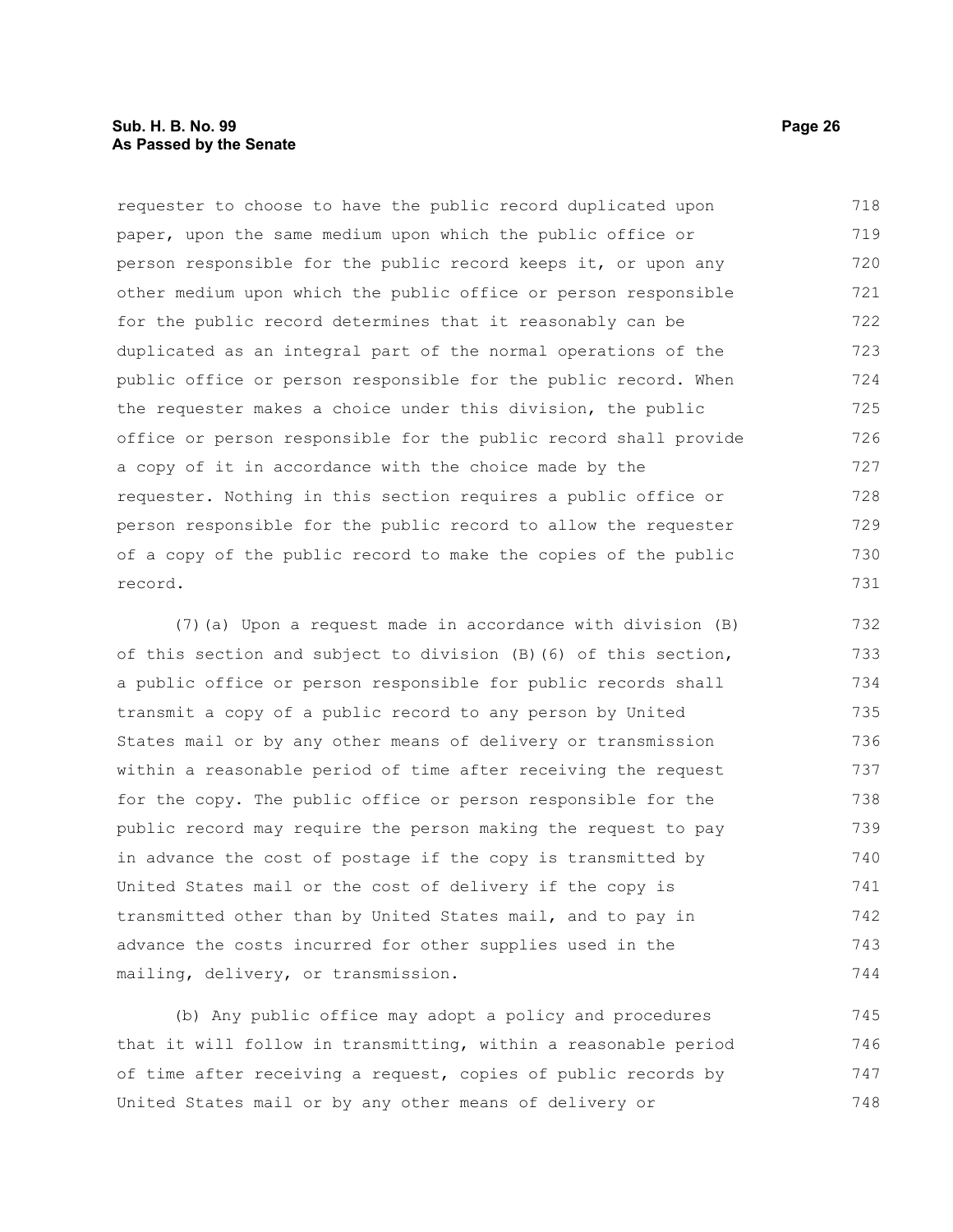requester to choose to have the public record duplicated upon paper, upon the same medium upon which the public office or person responsible for the public record keeps it, or upon any other medium upon which the public office or person responsible for the public record determines that it reasonably can be duplicated as an integral part of the normal operations of the public office or person responsible for the public record. When the requester makes a choice under this division, the public office or person responsible for the public record shall provide a copy of it in accordance with the choice made by the requester. Nothing in this section requires a public office or person responsible for the public record to allow the requester of a copy of the public record to make the copies of the public record.

(7)(a) Upon a request made in accordance with division (B) of this section and subject to division (B)(6) of this section, a public office or person responsible for public records shall transmit a copy of a public record to any person by United States mail or by any other means of delivery or transmission within a reasonable period of time after receiving the request for the copy. The public office or person responsible for the public record may require the person making the request to pay in advance the cost of postage if the copy is transmitted by United States mail or the cost of delivery if the copy is transmitted other than by United States mail, and to pay in advance the costs incurred for other supplies used in the mailing, delivery, or transmission.

(b) Any public office may adopt a policy and procedures that it will follow in transmitting, within a reasonable period of time after receiving a request, copies of public records by United States mail or by any other means of delivery or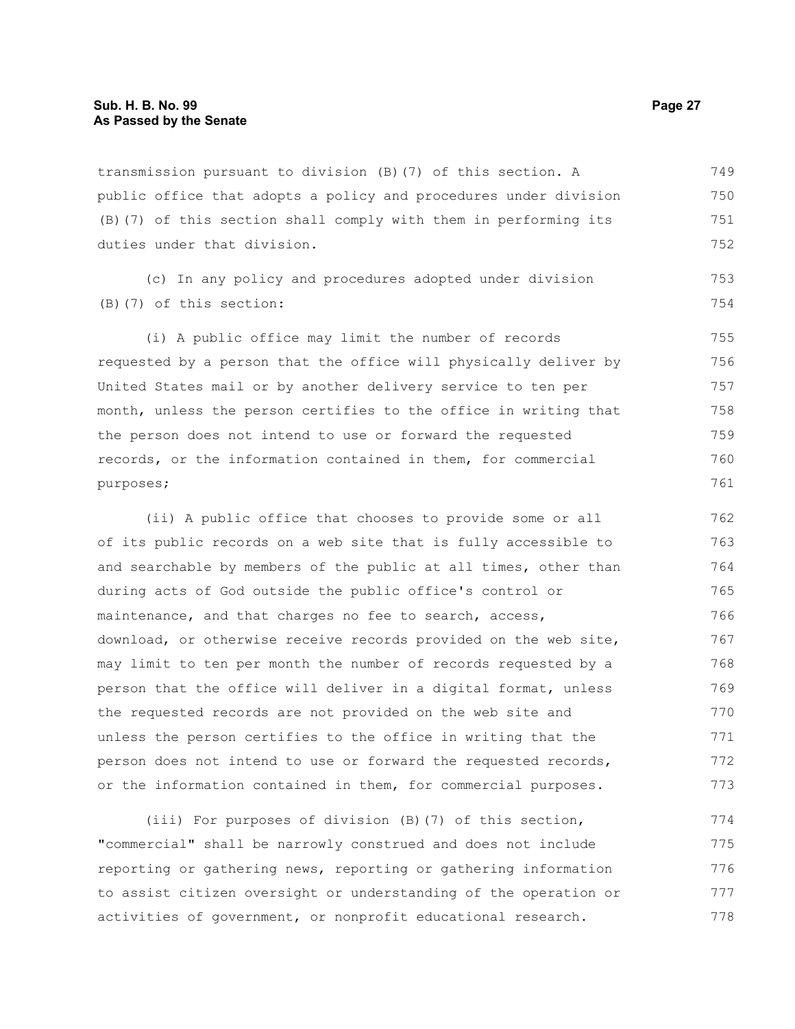transmission pursuant to division (B)(7) of this section. A public office that adopts a policy and procedures under division (B)(7) of this section shall comply with them in performing its duties under that division.

(c) In any policy and procedures adopted under division (B)(7) of this section:

(i) A public office may limit the number of records requested by a person that the office will physically deliver by United States mail or by another delivery service to ten per month, unless the person certifies to the office in writing that the person does not intend to use or forward the requested records, or the information contained in them, for commercial purposes;

(ii) A public office that chooses to provide some or all of its public records on a web site that is fully accessible to and searchable by members of the public at all times, other than during acts of God outside the public office's control or maintenance, and that charges no fee to search, access, download, or otherwise receive records provided on the web site, may limit to ten per month the number of records requested by a person that the office will deliver in a digital format, unless the requested records are not provided on the web site and unless the person certifies to the office in writing that the person does not intend to use or forward the requested records, or the information contained in them, for commercial purposes.

(iii) For purposes of division (B)(7) of this section, "commercial" shall be narrowly construed and does not include reporting or gathering news, reporting or gathering information to assist citizen oversight or understanding of the operation or activities of government, or nonprofit educational research.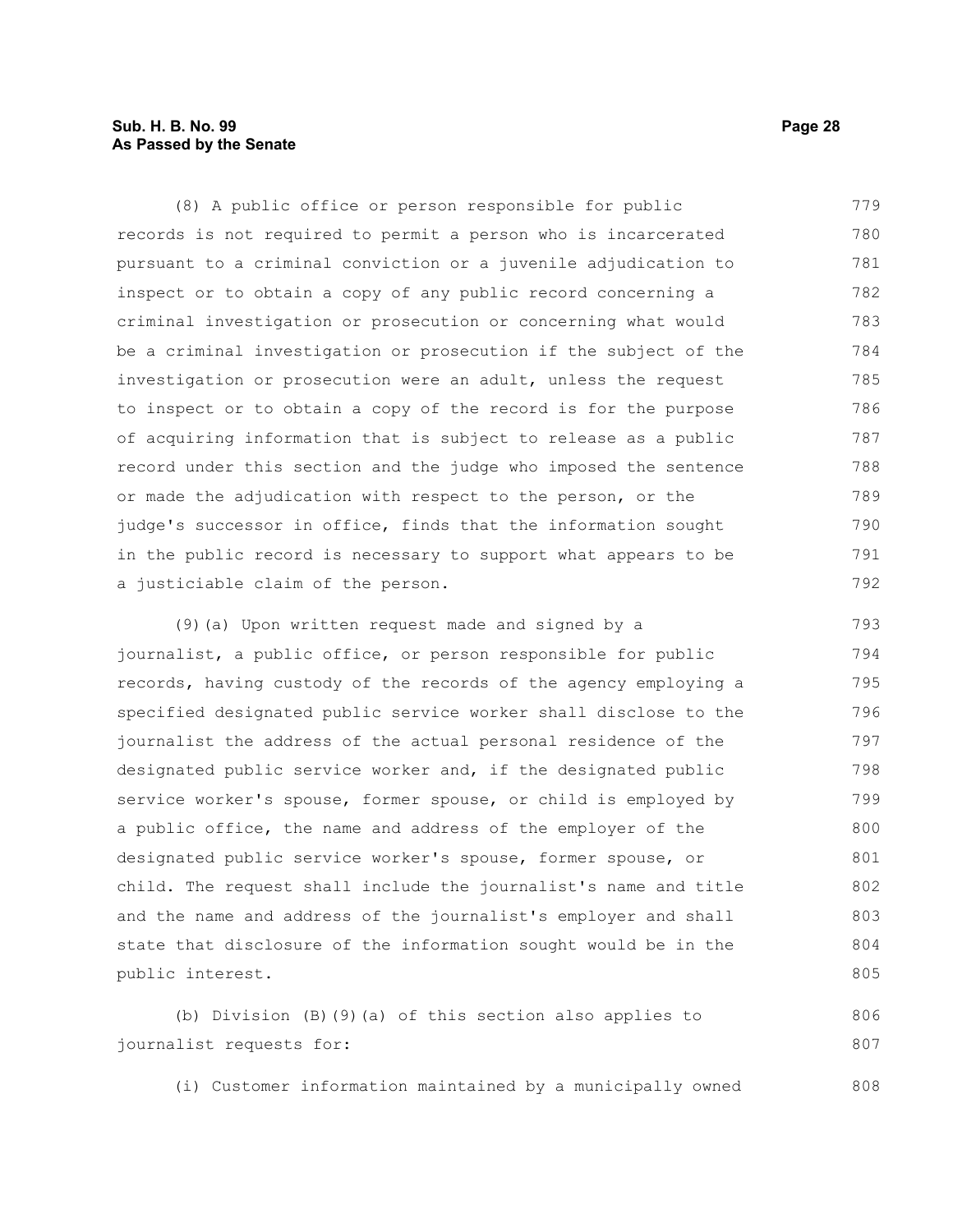(8) A public office or person responsible for public records is not required to permit a person who is incarcerated pursuant to a criminal conviction or a juvenile adjudication to inspect or to obtain a copy of any public record concerning a criminal investigation or prosecution or concerning what would be a criminal investigation or prosecution if the subject of the investigation or prosecution were an adult, unless the request to inspect or to obtain a copy of the record is for the purpose of acquiring information that is subject to release as a public record under this section and the judge who imposed the sentence or made the adjudication with respect to the person, or the judge's successor in office, finds that the information sought in the public record is necessary to support what appears to be a justiciable claim of the person.

(9)(a) Upon written request made and signed by a journalist, a public office, or person responsible for public records, having custody of the records of the agency employing a specified designated public service worker shall disclose to the journalist the address of the actual personal residence of the designated public service worker and, if the designated public service worker's spouse, former spouse, or child is employed by a public office, the name and address of the employer of the designated public service worker's spouse, former spouse, or child. The request shall include the journalist's name and title and the name and address of the journalist's employer and shall state that disclosure of the information sought would be in the public interest.

(b) Division (B)(9)(a) of this section also applies to journalist requests for:

(i) Customer information maintained by a municipally owned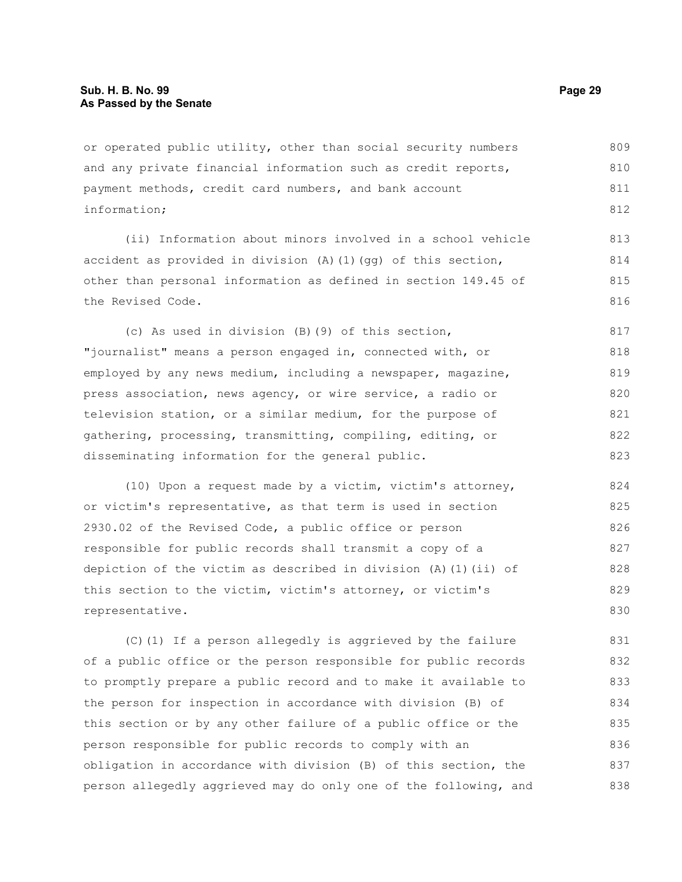or operated public utility, other than social security numbers and any private financial information such as credit reports, payment methods, credit card numbers, and bank account information;

(ii) Information about minors involved in a school vehicle accident as provided in division (A)(1)(gg) of this section, other than personal information as defined in section 149.45 of the Revised Code.

(c) As used in division (B)(9) of this section, "journalist" means a person engaged in, connected with, or employed by any news medium, including a newspaper, magazine, press association, news agency, or wire service, a radio or television station, or a similar medium, for the purpose of gathering, processing, transmitting, compiling, editing, or disseminating information for the general public.

(10) Upon a request made by a victim, victim's attorney, or victim's representative, as that term is used in section 2930.02 of the Revised Code, a public office or person responsible for public records shall transmit a copy of a depiction of the victim as described in division (A)(1)(ii) of this section to the victim, victim's attorney, or victim's representative.

(C)(1) If a person allegedly is aggrieved by the failure of a public office or the person responsible for public records to promptly prepare a public record and to make it available to the person for inspection in accordance with division (B) of this section or by any other failure of a public office or the person responsible for public records to comply with an obligation in accordance with division (B) of this section, the person allegedly aggrieved may do only one of the following, and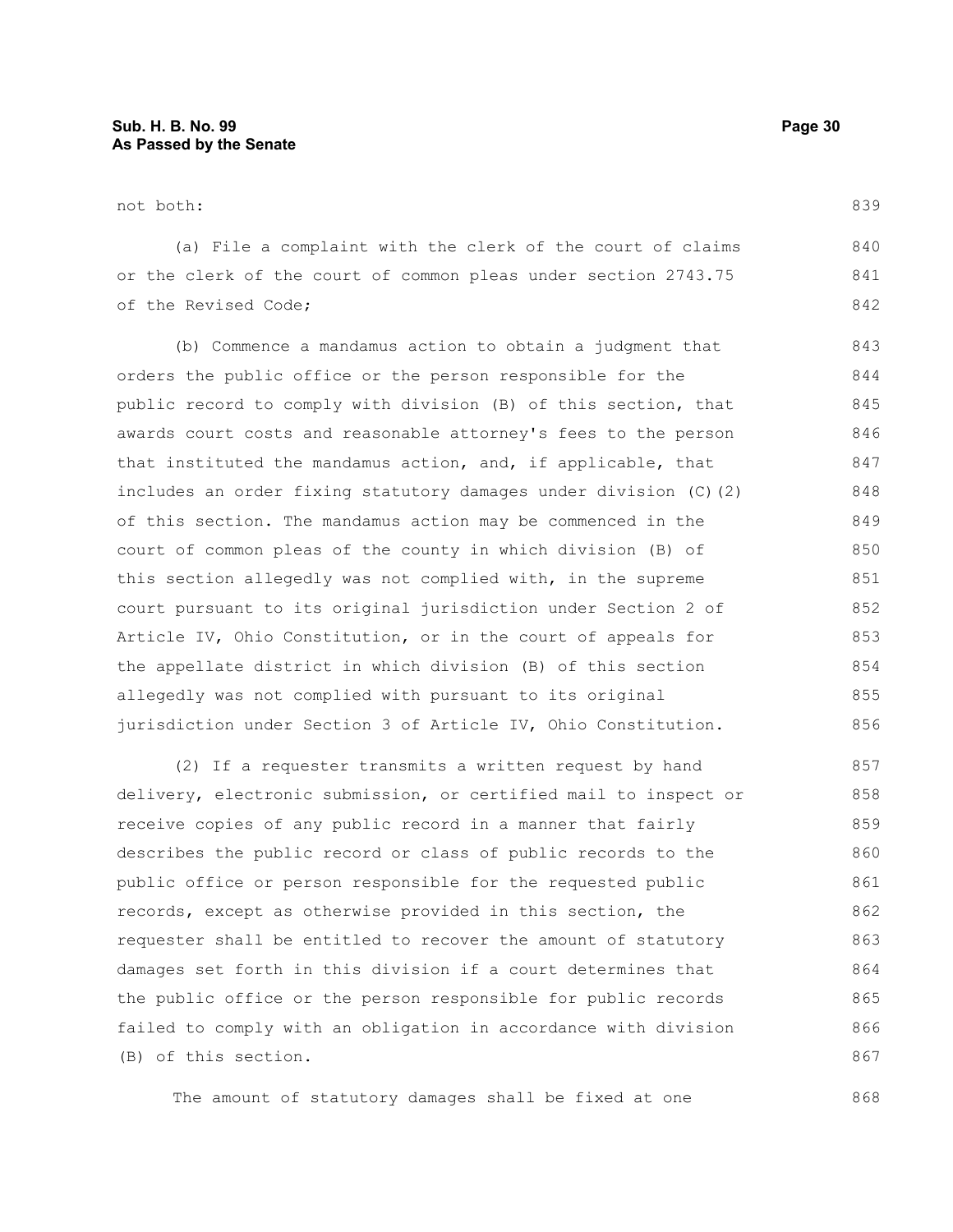not both:

(a) File a complaint with the clerk of the court of claims or the clerk of the court of common pleas under section 2743.75 of the Revised Code;

(b) Commence a mandamus action to obtain a judgment that orders the public office or the person responsible for the public record to comply with division (B) of this section, that awards court costs and reasonable attorney's fees to the person that instituted the mandamus action, and, if applicable, that includes an order fixing statutory damages under division (C)(2) of this section. The mandamus action may be commenced in the court of common pleas of the county in which division (B) of this section allegedly was not complied with, in the supreme court pursuant to its original jurisdiction under Section 2 of Article IV, Ohio Constitution, or in the court of appeals for the appellate district in which division (B) of this section allegedly was not complied with pursuant to its original jurisdiction under Section 3 of Article IV, Ohio Constitution.

(2) If a requester transmits a written request by hand delivery, electronic submission, or certified mail to inspect or receive copies of any public record in a manner that fairly describes the public record or class of public records to the public office or person responsible for the requested public records, except as otherwise provided in this section, the requester shall be entitled to recover the amount of statutory damages set forth in this division if a court determines that the public office or the person responsible for public records failed to comply with an obligation in accordance with division (B) of this section.

The amount of statutory damages shall be fixed at one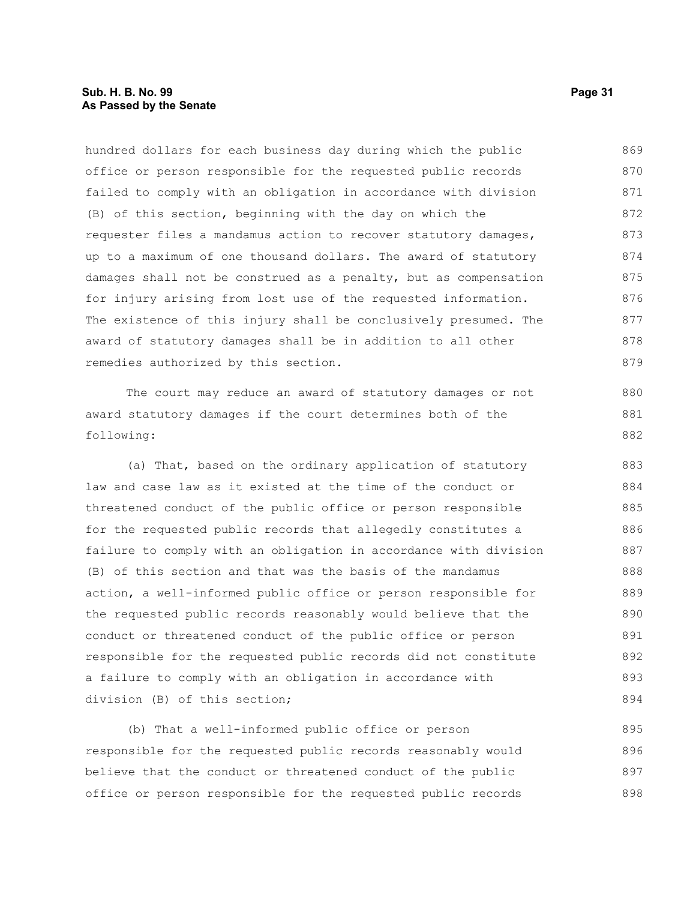hundred dollars for each business day during which the public office or person responsible for the requested public records failed to comply with an obligation in accordance with division (B) of this section, beginning with the day on which the requester files a mandamus action to recover statutory damages, up to a maximum of one thousand dollars. The award of statutory damages shall not be construed as a penalty, but as compensation for injury arising from lost use of the requested information. The existence of this injury shall be conclusively presumed. The award of statutory damages shall be in addition to all other remedies authorized by this section.

The court may reduce an award of statutory damages or not award statutory damages if the court determines both of the following:

(a) That, based on the ordinary application of statutory law and case law as it existed at the time of the conduct or threatened conduct of the public office or person responsible for the requested public records that allegedly constitutes a failure to comply with an obligation in accordance with division (B) of this section and that was the basis of the mandamus action, a well-informed public office or person responsible for the requested public records reasonably would believe that the conduct or threatened conduct of the public office or person responsible for the requested public records did not constitute a failure to comply with an obligation in accordance with division (B) of this section;

(b) That a well-informed public office or person responsible for the requested public records reasonably would believe that the conduct or threatened conduct of the public office or person responsible for the requested public records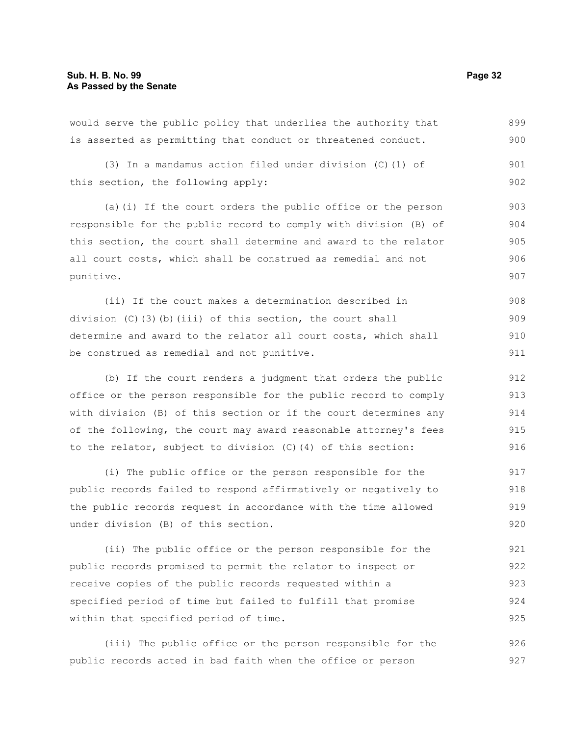would serve the public policy that underlies the authority that is asserted as permitting that conduct or threatened conduct.

(3) In a mandamus action filed under division (C)(1) of this section, the following apply:

(a)(i) If the court orders the public office or the person responsible for the public record to comply with division (B) of this section, the court shall determine and award to the relator all court costs, which shall be construed as remedial and not punitive.

(ii) If the court makes a determination described in division (C)(3)(b)(iii) of this section, the court shall determine and award to the relator all court costs, which shall be construed as remedial and not punitive.

(b) If the court renders a judgment that orders the public office or the person responsible for the public record to comply with division (B) of this section or if the court determines any of the following, the court may award reasonable attorney's fees to the relator, subject to division (C)(4) of this section:

(i) The public office or the person responsible for the public records failed to respond affirmatively or negatively to the public records request in accordance with the time allowed under division (B) of this section.

(ii) The public office or the person responsible for the public records promised to permit the relator to inspect or receive copies of the public records requested within a specified period of time but failed to fulfill that promise within that specified period of time.

(iii) The public office or the person responsible for the public records acted in bad faith when the office or person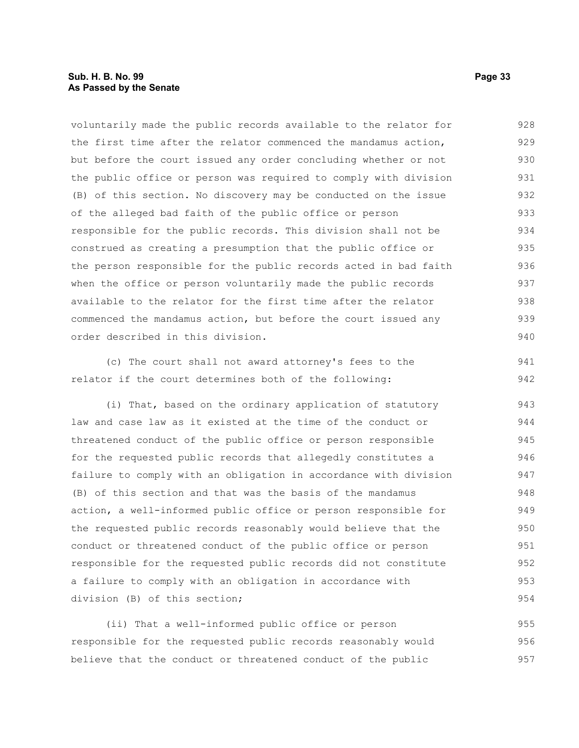voluntarily made the public records available to the relator for the first time after the relator commenced the mandamus action, but before the court issued any order concluding whether or not the public office or person was required to comply with division (B) of this section. No discovery may be conducted on the issue of the alleged bad faith of the public office or person responsible for the public records. This division shall not be construed as creating a presumption that the public office or the person responsible for the public records acted in bad faith when the office or person voluntarily made the public records available to the relator for the first time after the relator commenced the mandamus action, but before the court issued any order described in this division.

(c) The court shall not award attorney's fees to the relator if the court determines both of the following:

(i) That, based on the ordinary application of statutory law and case law as it existed at the time of the conduct or threatened conduct of the public office or person responsible for the requested public records that allegedly constitutes a failure to comply with an obligation in accordance with division (B) of this section and that was the basis of the mandamus action, a well-informed public office or person responsible for the requested public records reasonably would believe that the conduct or threatened conduct of the public office or person responsible for the requested public records did not constitute a failure to comply with an obligation in accordance with division (B) of this section;

(ii) That a well-informed public office or person responsible for the requested public records reasonably would believe that the conduct or threatened conduct of the public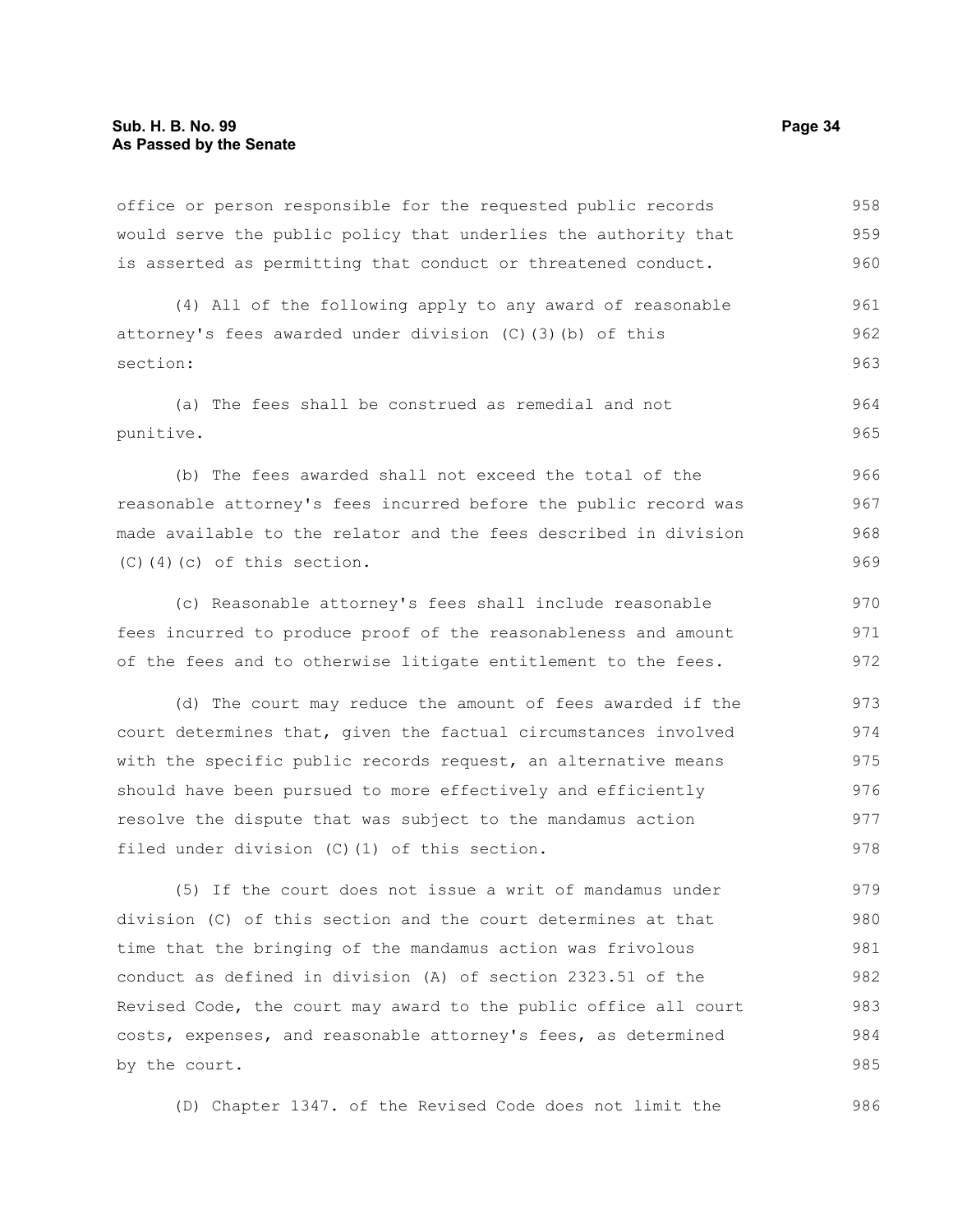office or person responsible for the requested public records would serve the public policy that underlies the authority that is asserted as permitting that conduct or threatened conduct.

(4) All of the following apply to any award of reasonable attorney's fees awarded under division (C)(3)(b) of this section:

(a) The fees shall be construed as remedial and not punitive.

(b) The fees awarded shall not exceed the total of the reasonable attorney's fees incurred before the public record was made available to the relator and the fees described in division (C)(4)(c) of this section.

(c) Reasonable attorney's fees shall include reasonable fees incurred to produce proof of the reasonableness and amount of the fees and to otherwise litigate entitlement to the fees.

(d) The court may reduce the amount of fees awarded if the court determines that, given the factual circumstances involved with the specific public records request, an alternative means should have been pursued to more effectively and efficiently resolve the dispute that was subject to the mandamus action filed under division (C)(1) of this section.

(5) If the court does not issue a writ of mandamus under division (C) of this section and the court determines at that time that the bringing of the mandamus action was frivolous conduct as defined in division (A) of section 2323.51 of the Revised Code, the court may award to the public office all court costs, expenses, and reasonable attorney's fees, as determined by the court.

(D) Chapter 1347. of the Revised Code does not limit the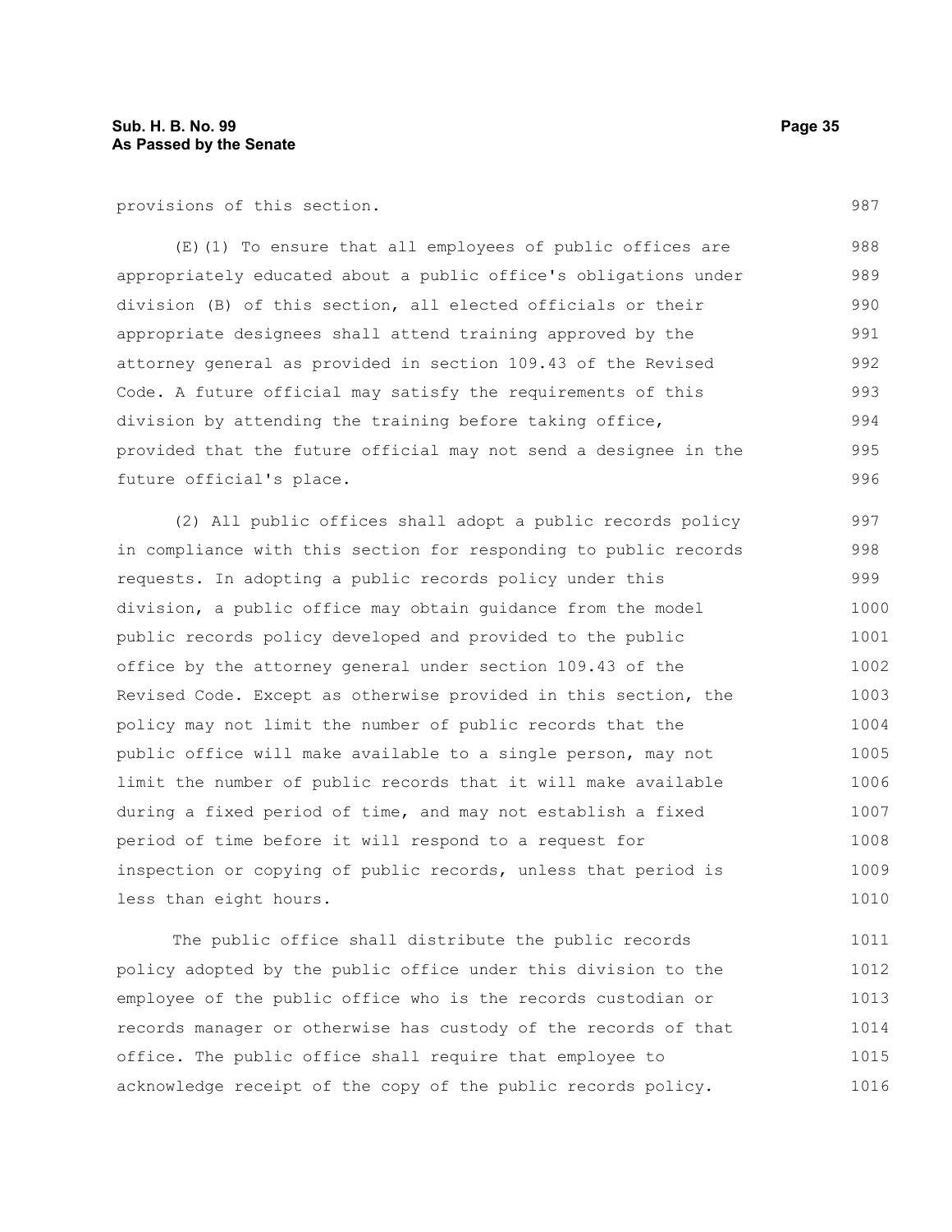provisions of this section.

(E)(1) To ensure that all employees of public offices are appropriately educated about a public office's obligations under division (B) of this section, all elected officials or their appropriate designees shall attend training approved by the attorney general as provided in section 109.43 of the Revised Code. A future official may satisfy the requirements of this division by attending the training before taking office, provided that the future official may not send a designee in the future official's place.

(2) All public offices shall adopt a public records policy in compliance with this section for responding to public records requests. In adopting a public records policy under this division, a public office may obtain guidance from the model public records policy developed and provided to the public office by the attorney general under section 109.43 of the Revised Code. Except as otherwise provided in this section, the policy may not limit the number of public records that the public office will make available to a single person, may not limit the number of public records that it will make available during a fixed period of time, and may not establish a fixed period of time before it will respond to a request for inspection or copying of public records, unless that period is less than eight hours.

The public office shall distribute the public records policy adopted by the public office under this division to the employee of the public office who is the records custodian or records manager or otherwise has custody of the records of that office. The public office shall require that employee to acknowledge receipt of the copy of the public records policy.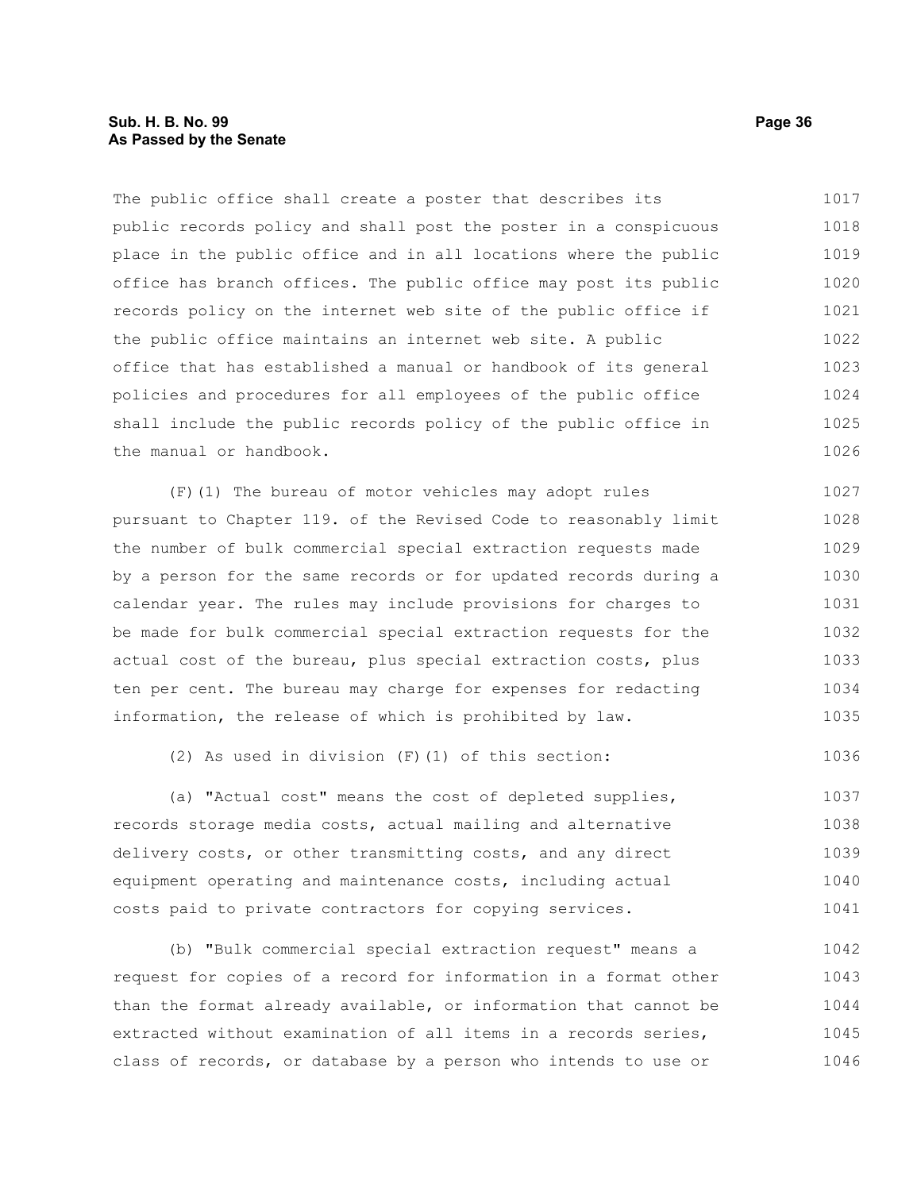The public office shall create a poster that describes its public records policy and shall post the poster in a conspicuous place in the public office and in all locations where the public office has branch offices. The public office may post its public records policy on the internet web site of the public office if the public office maintains an internet web site. A public office that has established a manual or handbook of its general policies and procedures for all employees of the public office shall include the public records policy of the public office in the manual or handbook.

(F)(1) The bureau of motor vehicles may adopt rules pursuant to Chapter 119. of the Revised Code to reasonably limit the number of bulk commercial special extraction requests made by a person for the same records or for updated records during a calendar year. The rules may include provisions for charges to be made for bulk commercial special extraction requests for the actual cost of the bureau, plus special extraction costs, plus ten per cent. The bureau may charge for expenses for redacting information, the release of which is prohibited by law.

(2) As used in division (F)(1) of this section:

(a) "Actual cost" means the cost of depleted supplies, records storage media costs, actual mailing and alternative delivery costs, or other transmitting costs, and any direct equipment operating and maintenance costs, including actual costs paid to private contractors for copying services.

(b) "Bulk commercial special extraction request" means a request for copies of a record for information in a format other than the format already available, or information that cannot be extracted without examination of all items in a records series, class of records, or database by a person who intends to use or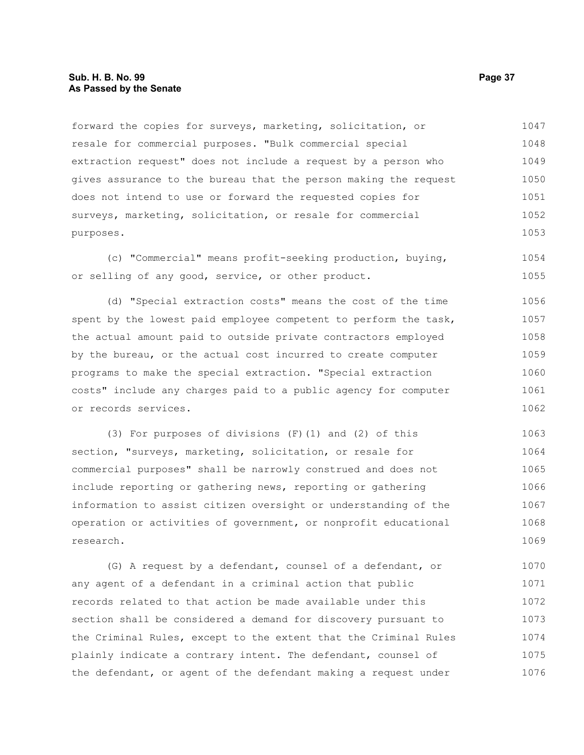forward the copies for surveys, marketing, solicitation, or resale for commercial purposes. "Bulk commercial special extraction request" does not include a request by a person who gives assurance to the bureau that the person making the request does not intend to use or forward the requested copies for surveys, marketing, solicitation, or resale for commercial purposes.

(c) "Commercial" means profit-seeking production, buying, or selling of any good, service, or other product.

(d) "Special extraction costs" means the cost of the time spent by the lowest paid employee competent to perform the task, the actual amount paid to outside private contractors employed by the bureau, or the actual cost incurred to create computer programs to make the special extraction. "Special extraction costs" include any charges paid to a public agency for computer or records services.

(3) For purposes of divisions (F)(1) and (2) of this section, "surveys, marketing, solicitation, or resale for commercial purposes" shall be narrowly construed and does not include reporting or gathering news, reporting or gathering information to assist citizen oversight or understanding of the operation or activities of government, or nonprofit educational research.

(G) A request by a defendant, counsel of a defendant, or any agent of a defendant in a criminal action that public records related to that action be made available under this section shall be considered a demand for discovery pursuant to the Criminal Rules, except to the extent that the Criminal Rules plainly indicate a contrary intent. The defendant, counsel of the defendant, or agent of the defendant making a request under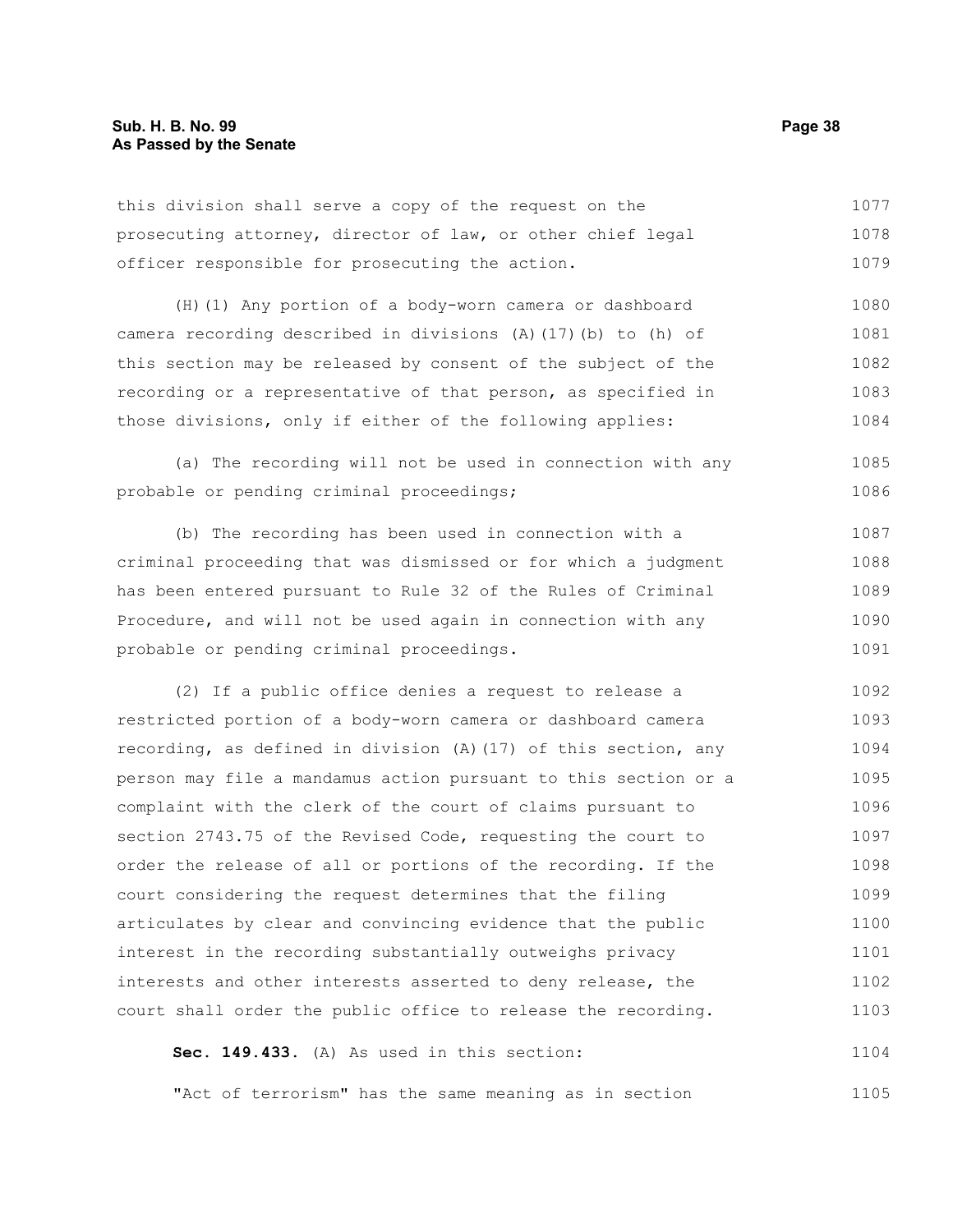this division shall serve a copy of the request on the prosecuting attorney, director of law, or other chief legal officer responsible for prosecuting the action.

(H)(1) Any portion of a body-worn camera or dashboard camera recording described in divisions (A)(17)(b) to (h) of this section may be released by consent of the subject of the recording or a representative of that person, as specified in those divisions, only if either of the following applies:

(a) The recording will not be used in connection with any probable or pending criminal proceedings;

(b) The recording has been used in connection with a criminal proceeding that was dismissed or for which a judgment has been entered pursuant to Rule 32 of the Rules of Criminal Procedure, and will not be used again in connection with any probable or pending criminal proceedings.

(2) If a public office denies a request to release a restricted portion of a body-worn camera or dashboard camera recording, as defined in division (A)(17) of this section, any person may file a mandamus action pursuant to this section or a complaint with the clerk of the court of claims pursuant to section 2743.75 of the Revised Code, requesting the court to order the release of all or portions of the recording. If the court considering the request determines that the filing articulates by clear and convincing evidence that the public interest in the recording substantially outweighs privacy interests and other interests asserted to deny release, the court shall order the public office to release the recording.

**Sec. 149.433.** (A) As used in this section:

"Act of terrorism" has the same meaning as in section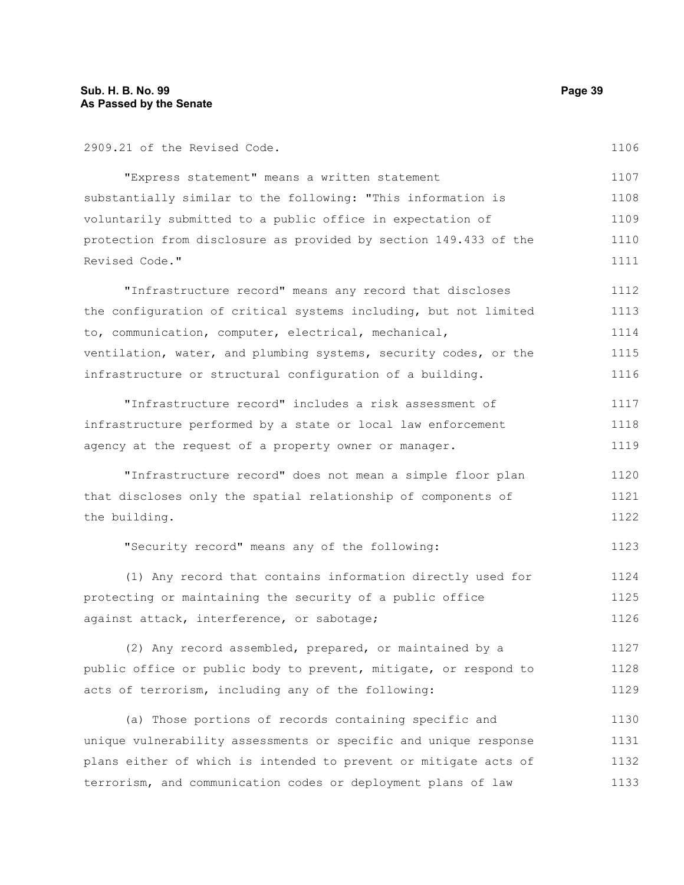2909.21 of the Revised Code.

"Express statement" means a written statement substantially similar to the following: "This information is voluntarily submitted to a public office in expectation of protection from disclosure as provided by section 149.433 of the Revised Code."

"Infrastructure record" means any record that discloses the configuration of critical systems including, but not limited to, communication, computer, electrical, mechanical, ventilation, water, and plumbing systems, security codes, or the infrastructure or structural configuration of a building.

"Infrastructure record" includes a risk assessment of infrastructure performed by a state or local law enforcement agency at the request of a property owner or manager.

"Infrastructure record" does not mean a simple floor plan that discloses only the spatial relationship of components of the building.

"Security record" means any of the following:

(1) Any record that contains information directly used for protecting or maintaining the security of a public office against attack, interference, or sabotage;

(2) Any record assembled, prepared, or maintained by a public office or public body to prevent, mitigate, or respond to acts of terrorism, including any of the following:

(a) Those portions of records containing specific and unique vulnerability assessments or specific and unique response plans either of which is intended to prevent or mitigate acts of terrorism, and communication codes or deployment plans of law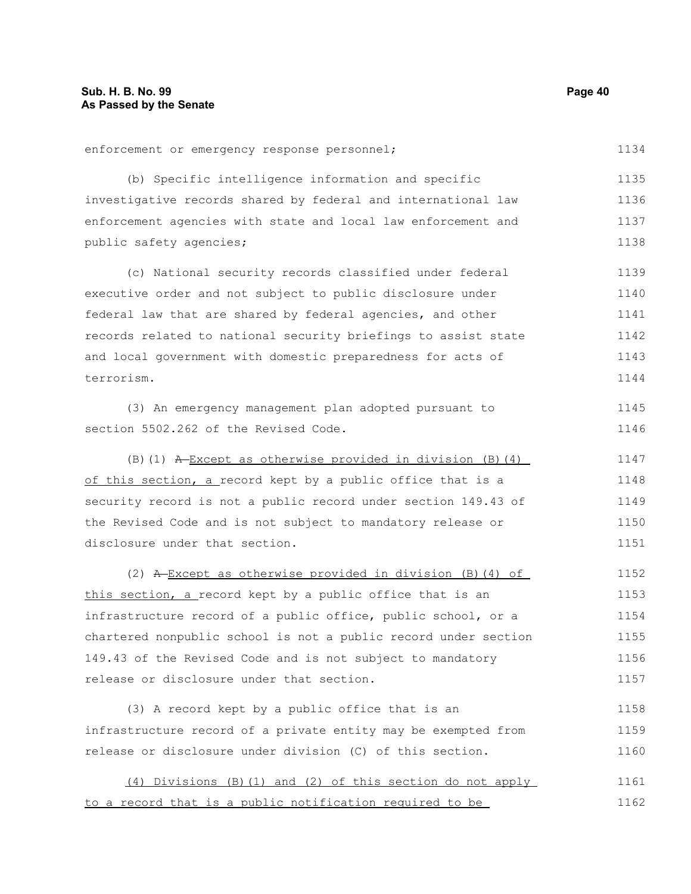enforcement or emergency response personnel;

(b) Specific intelligence information and specific investigative records shared by federal and international law enforcement agencies with state and local law enforcement and public safety agencies;

(c) National security records classified under federal executive order and not subject to public disclosure under federal law that are shared by federal agencies, and other records related to national security briefings to assist state and local government with domestic preparedness for acts of terrorism.

(3) An emergency management plan adopted pursuant to section 5502.262 of the Revised Code.

(B)(1) ~~A~~ Except as otherwise provided in division (B)(4) of this section, a record kept by a public office that is a security record is not a public record under section 149.43 of the Revised Code and is not subject to mandatory release or disclosure under that section.

(2) ~~A~~ Except as otherwise provided in division (B)(4) of this section, a record kept by a public office that is an infrastructure record of a public office, public school, or a chartered nonpublic school is not a public record under section 149.43 of the Revised Code and is not subject to mandatory release or disclosure under that section.

(3) A record kept by a public office that is an infrastructure record of a private entity may be exempted from release or disclosure under division (C) of this section.

(4) Divisions (B)(1) and (2) of this section do not apply to a record that is a public notification required to be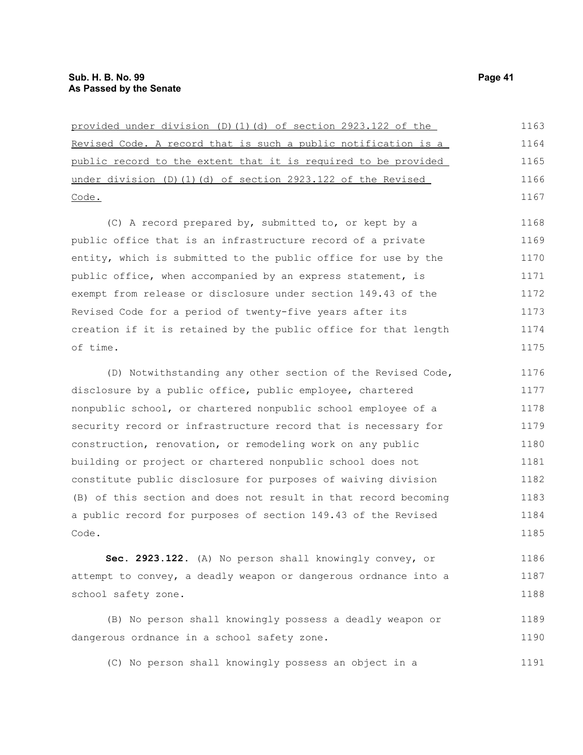provided under division (D)(1)(d) of section 2923.122 of the Revised Code. A record that is such a public notification is a public record to the extent that it is required to be provided under division (D)(1)(d) of section 2923.122 of the Revised Code.

(C) A record prepared by, submitted to, or kept by a public office that is an infrastructure record of a private entity, which is submitted to the public office for use by the public office, when accompanied by an express statement, is exempt from release or disclosure under section 149.43 of the Revised Code for a period of twenty-five years after its creation if it is retained by the public office for that length of time.

(D) Notwithstanding any other section of the Revised Code, disclosure by a public office, public employee, chartered nonpublic school, or chartered nonpublic school employee of a security record or infrastructure record that is necessary for construction, renovation, or remodeling work on any public building or project or chartered nonpublic school does not constitute public disclosure for purposes of waiving division (B) of this section and does not result in that record becoming a public record for purposes of section 149.43 of the Revised Code.

**Sec. 2923.122.** (A) No person shall knowingly convey, or attempt to convey, a deadly weapon or dangerous ordnance into a school safety zone.

(B) No person shall knowingly possess a deadly weapon or dangerous ordnance in a school safety zone.

(C) No person shall knowingly possess an object in a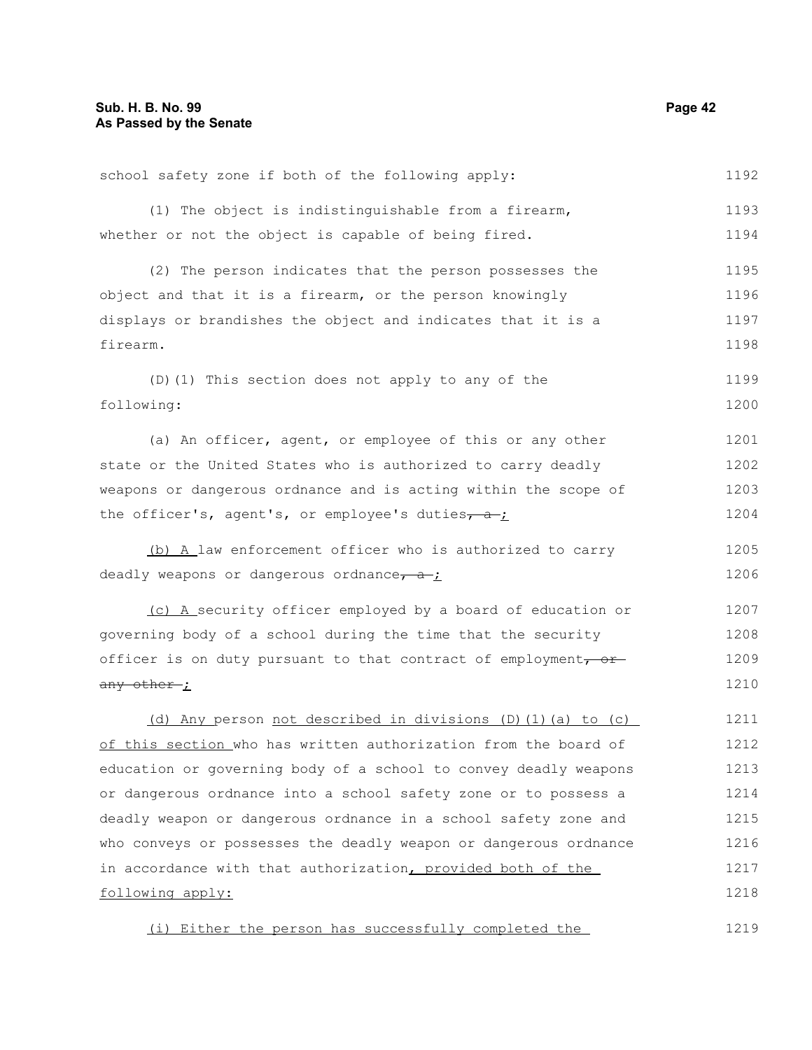school safety zone if both of the following apply:

(1) The object is indistinguishable from a firearm, whether or not the object is capable of being fired.

(2) The person indicates that the person possesses the object and that it is a firearm, or the person knowingly displays or brandishes the object and indicates that it is a firearm.

(D)(1) This section does not apply to any of the following:

(a) An officer, agent, or employee of this or any other state or the United States who is authorized to carry deadly weapons or dangerous ordnance and is acting within the scope of the officer's, agent's, or employee's duties~~, a~~;

(b) A law enforcement officer who is authorized to carry deadly weapons or dangerous ordnance~~, a~~;

(c) A security officer employed by a board of education or governing body of a school during the time that the security officer is on duty pursuant to that contract of employment~~, or any other~~;

(d) Any person not described in divisions (D)(1)(a) to (c) of this section who has written authorization from the board of education or governing body of a school to convey deadly weapons or dangerous ordnance into a school safety zone or to possess a deadly weapon or dangerous ordnance in a school safety zone and who conveys or possesses the deadly weapon or dangerous ordnance in accordance with that authorization, provided both of the following apply:

(i) Either the person has successfully completed the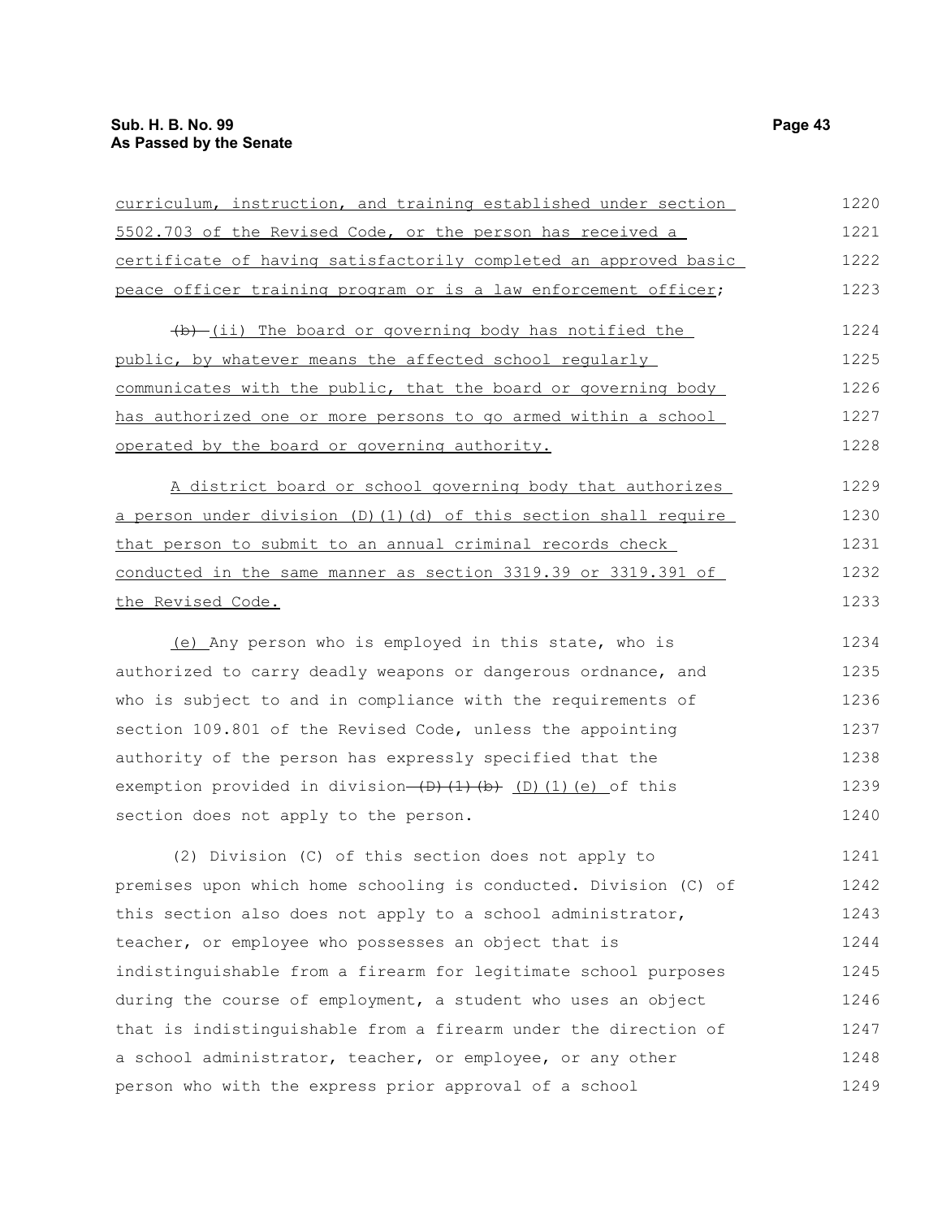curriculum, instruction, and training established under section 5502.703 of the Revised Code, or the person has received a certificate of having satisfactorily completed an approved basic peace officer training program or is a law enforcement officer;

~~(b)~~ (ii) The board or governing body has notified the public, by whatever means the affected school regularly communicates with the public, that the board or governing body has authorized one or more persons to go armed within a school operated by the board or governing authority.

A district board or school governing body that authorizes a person under division (D)(1)(d) of this section shall require that person to submit to an annual criminal records check conducted in the same manner as section 3319.39 or 3319.391 of the Revised Code.

(e) Any person who is employed in this state, who is authorized to carry deadly weapons or dangerous ordnance, and who is subject to and in compliance with the requirements of section 109.801 of the Revised Code, unless the appointing authority of the person has expressly specified that the exemption provided in division ~~(D)(1)(b)~~ (D)(1)(e) of this section does not apply to the person.

(2) Division (C) of this section does not apply to premises upon which home schooling is conducted. Division (C) of this section also does not apply to a school administrator, teacher, or employee who possesses an object that is indistinguishable from a firearm for legitimate school purposes during the course of employment, a student who uses an object that is indistinguishable from a firearm under the direction of a school administrator, teacher, or employee, or any other person who with the express prior approval of a school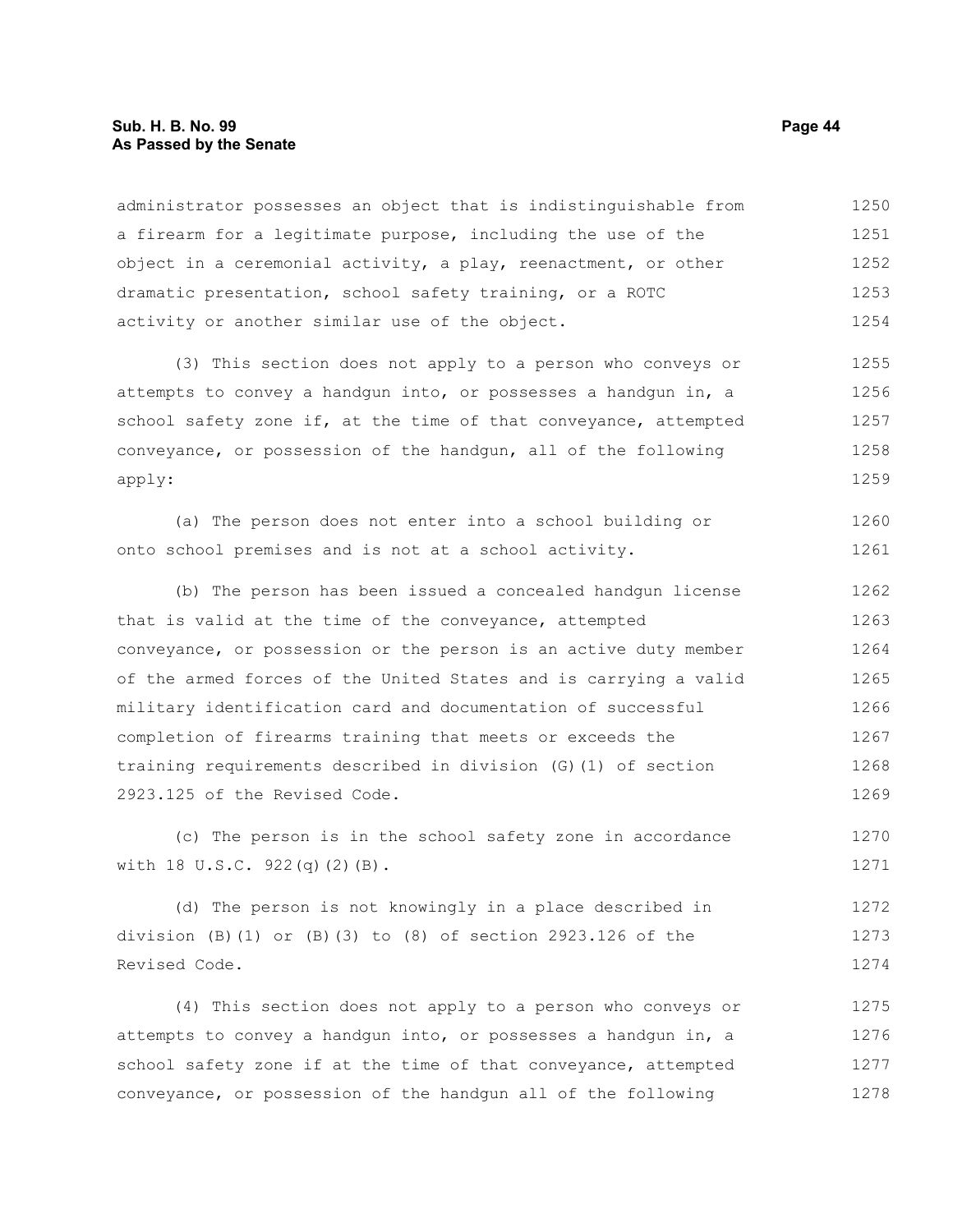administrator possesses an object that is indistinguishable from a firearm for a legitimate purpose, including the use of the object in a ceremonial activity, a play, reenactment, or other dramatic presentation, school safety training, or a ROTC activity or another similar use of the object.

(3) This section does not apply to a person who conveys or attempts to convey a handgun into, or possesses a handgun in, a school safety zone if, at the time of that conveyance, attempted conveyance, or possession of the handgun, all of the following apply:

(a) The person does not enter into a school building or onto school premises and is not at a school activity.

(b) The person has been issued a concealed handgun license that is valid at the time of the conveyance, attempted conveyance, or possession or the person is an active duty member of the armed forces of the United States and is carrying a valid military identification card and documentation of successful completion of firearms training that meets or exceeds the training requirements described in division (G)(1) of section 2923.125 of the Revised Code.

(c) The person is in the school safety zone in accordance with 18 U.S.C. 922(q)(2)(B).

(d) The person is not knowingly in a place described in division (B)(1) or (B)(3) to (8) of section 2923.126 of the Revised Code.

(4) This section does not apply to a person who conveys or attempts to convey a handgun into, or possesses a handgun in, a school safety zone if at the time of that conveyance, attempted conveyance, or possession of the handgun all of the following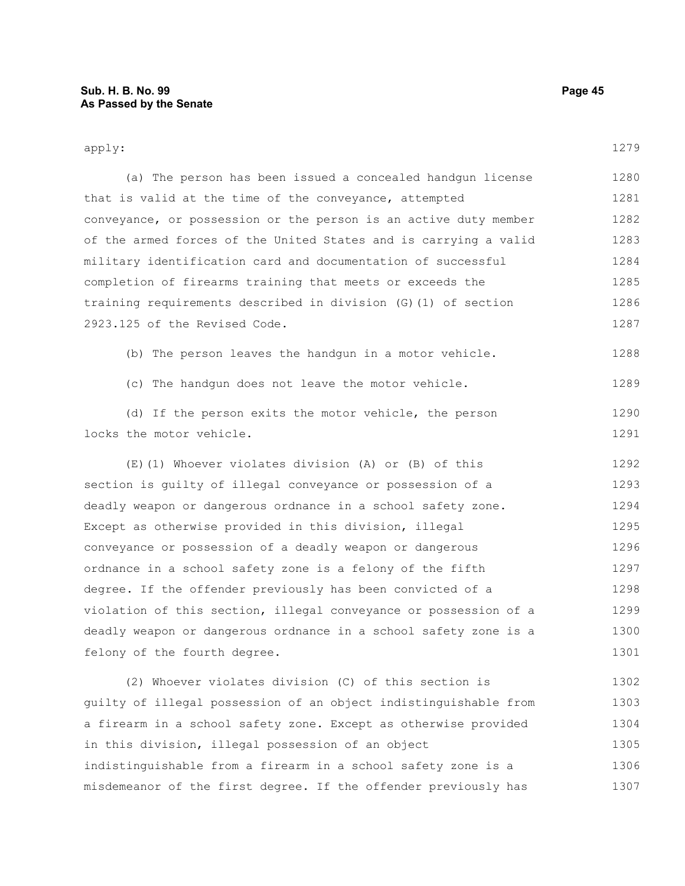apply:

(a) The person has been issued a concealed handgun license that is valid at the time of the conveyance, attempted conveyance, or possession or the person is an active duty member of the armed forces of the United States and is carrying a valid military identification card and documentation of successful completion of firearms training that meets or exceeds the training requirements described in division (G)(1) of section 2923.125 of the Revised Code.

(b) The person leaves the handgun in a motor vehicle.

(c) The handgun does not leave the motor vehicle.

(d) If the person exits the motor vehicle, the person locks the motor vehicle.

(E)(1) Whoever violates division (A) or (B) of this section is guilty of illegal conveyance or possession of a deadly weapon or dangerous ordnance in a school safety zone. Except as otherwise provided in this division, illegal conveyance or possession of a deadly weapon or dangerous ordnance in a school safety zone is a felony of the fifth degree. If the offender previously has been convicted of a violation of this section, illegal conveyance or possession of a deadly weapon or dangerous ordnance in a school safety zone is a felony of the fourth degree.

(2) Whoever violates division (C) of this section is guilty of illegal possession of an object indistinguishable from a firearm in a school safety zone. Except as otherwise provided in this division, illegal possession of an object indistinguishable from a firearm in a school safety zone is a misdemeanor of the first degree. If the offender previously has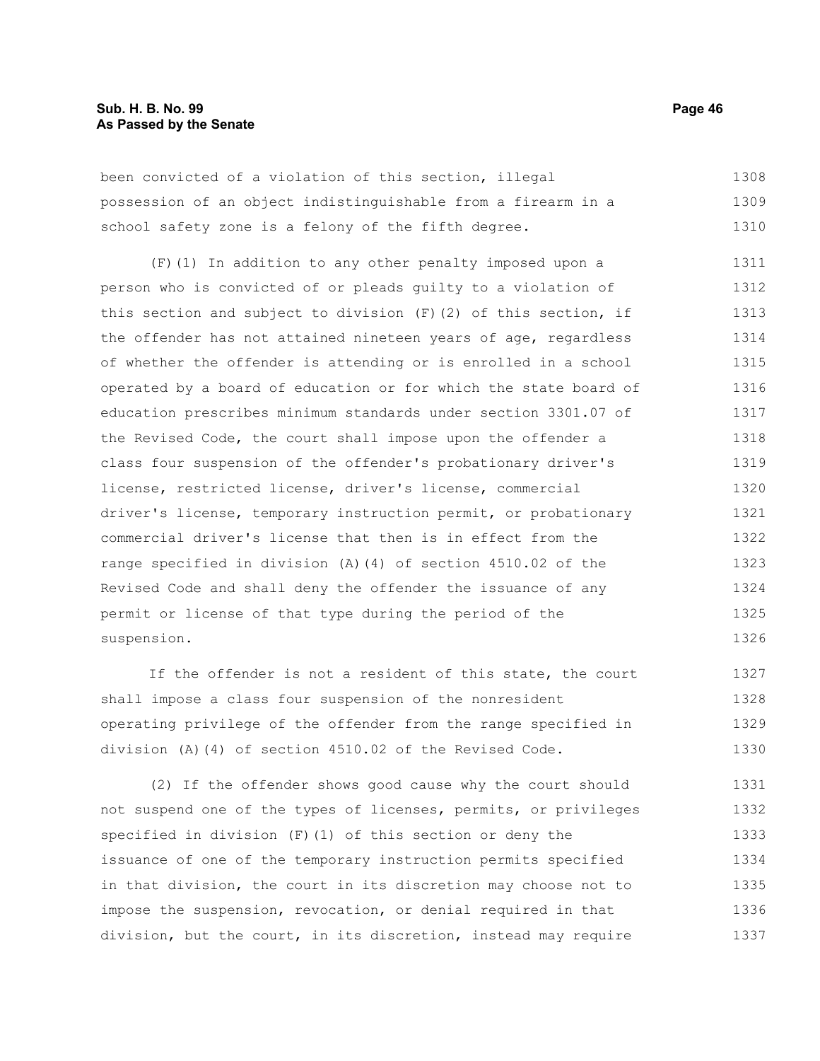been convicted of a violation of this section, illegal possession of an object indistinguishable from a firearm in a school safety zone is a felony of the fifth degree.

(F)(1) In addition to any other penalty imposed upon a person who is convicted of or pleads guilty to a violation of this section and subject to division (F)(2) of this section, if the offender has not attained nineteen years of age, regardless of whether the offender is attending or is enrolled in a school operated by a board of education or for which the state board of education prescribes minimum standards under section 3301.07 of the Revised Code, the court shall impose upon the offender a class four suspension of the offender's probationary driver's license, restricted license, driver's license, commercial driver's license, temporary instruction permit, or probationary commercial driver's license that then is in effect from the range specified in division (A)(4) of section 4510.02 of the Revised Code and shall deny the offender the issuance of any permit or license of that type during the period of the suspension.

If the offender is not a resident of this state, the court shall impose a class four suspension of the nonresident operating privilege of the offender from the range specified in division (A)(4) of section 4510.02 of the Revised Code.

(2) If the offender shows good cause why the court should not suspend one of the types of licenses, permits, or privileges specified in division (F)(1) of this section or deny the issuance of one of the temporary instruction permits specified in that division, the court in its discretion may choose not to impose the suspension, revocation, or denial required in that division, but the court, in its discretion, instead may require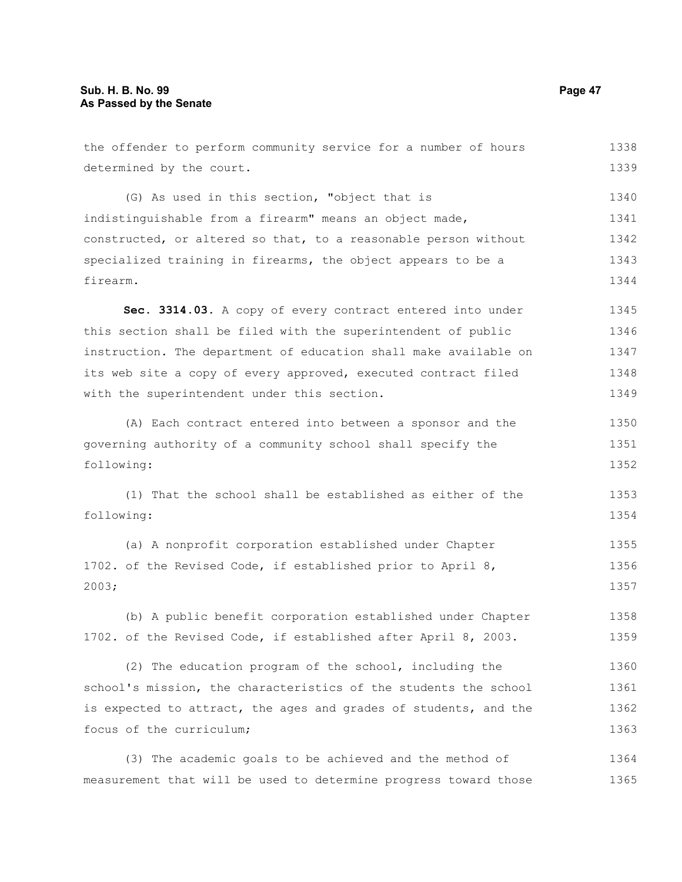the offender to perform community service for a number of hours determined by the court.

(G) As used in this section, "object that is indistinguishable from a firearm" means an object made, constructed, or altered so that, to a reasonable person without specialized training in firearms, the object appears to be a firearm.

**Sec. 3314.03.** A copy of every contract entered into under this section shall be filed with the superintendent of public instruction. The department of education shall make available on its web site a copy of every approved, executed contract filed with the superintendent under this section.

(A) Each contract entered into between a sponsor and the governing authority of a community school shall specify the following:

(1) That the school shall be established as either of the following:

(a) A nonprofit corporation established under Chapter 1702. of the Revised Code, if established prior to April 8, 2003;

(b) A public benefit corporation established under Chapter 1702. of the Revised Code, if established after April 8, 2003.

(2) The education program of the school, including the school's mission, the characteristics of the students the school is expected to attract, the ages and grades of students, and the focus of the curriculum;

(3) The academic goals to be achieved and the method of measurement that will be used to determine progress toward those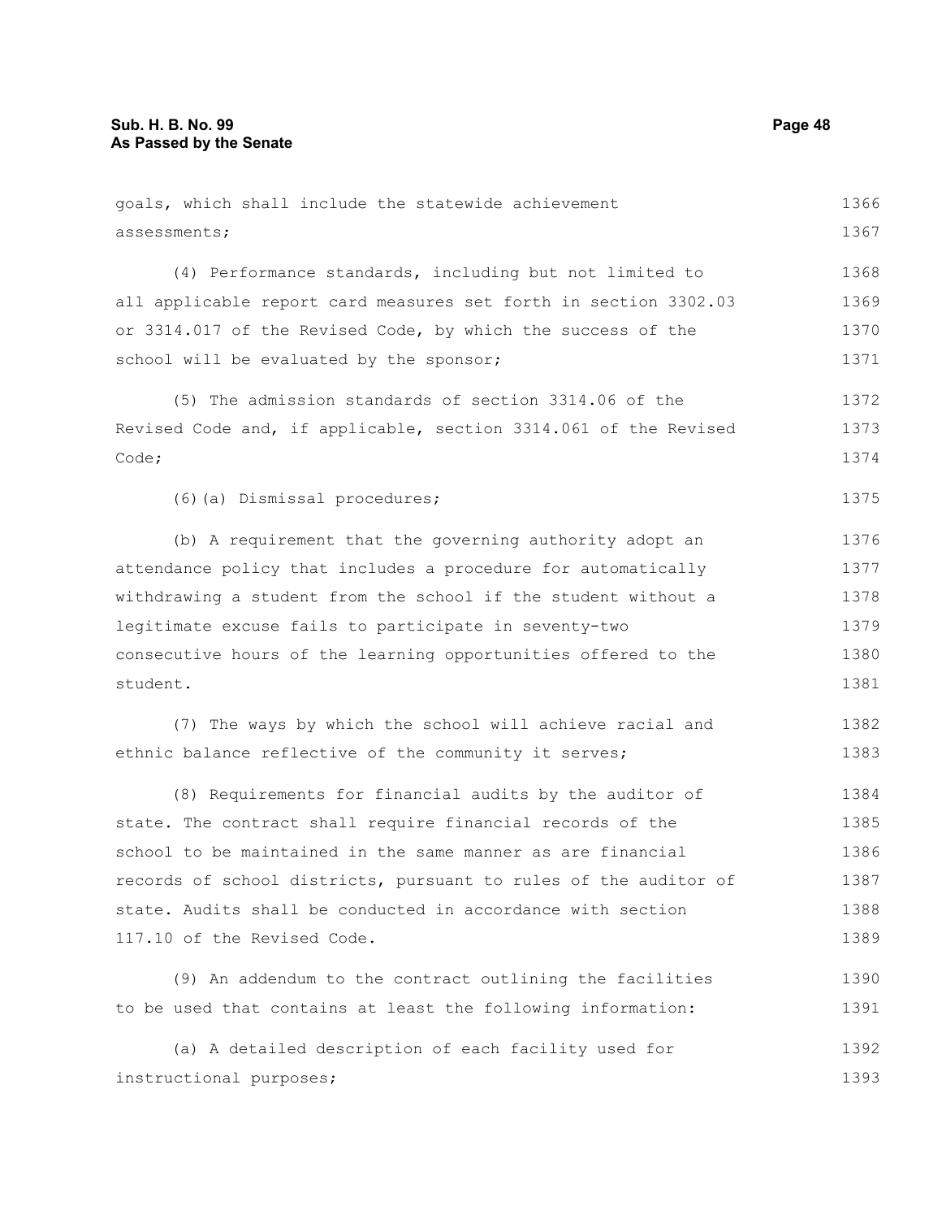goals, which shall include the statewide achievement assessments;

(4) Performance standards, including but not limited to all applicable report card measures set forth in section 3302.03 or 3314.017 of the Revised Code, by which the success of the school will be evaluated by the sponsor;

(5) The admission standards of section 3314.06 of the Revised Code and, if applicable, section 3314.061 of the Revised Code;

(6)(a) Dismissal procedures;

(b) A requirement that the governing authority adopt an attendance policy that includes a procedure for automatically withdrawing a student from the school if the student without a legitimate excuse fails to participate in seventy-two consecutive hours of the learning opportunities offered to the student.

(7) The ways by which the school will achieve racial and ethnic balance reflective of the community it serves;

(8) Requirements for financial audits by the auditor of state. The contract shall require financial records of the school to be maintained in the same manner as are financial records of school districts, pursuant to rules of the auditor of state. Audits shall be conducted in accordance with section 117.10 of the Revised Code.

(9) An addendum to the contract outlining the facilities to be used that contains at least the following information:

(a) A detailed description of each facility used for instructional purposes;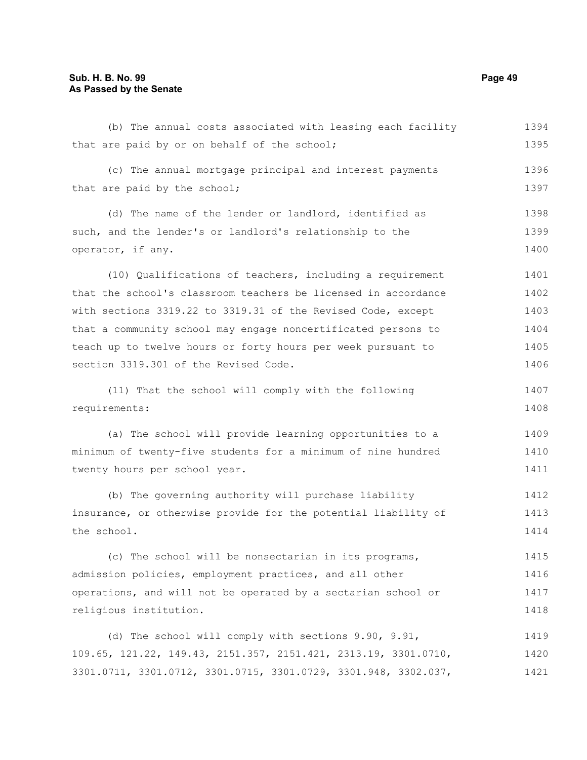(b) The annual costs associated with leasing each facility that are paid by or on behalf of the school;

(c) The annual mortgage principal and interest payments that are paid by the school;

(d) The name of the lender or landlord, identified as such, and the lender's or landlord's relationship to the operator, if any.

(10) Qualifications of teachers, including a requirement that the school's classroom teachers be licensed in accordance with sections 3319.22 to 3319.31 of the Revised Code, except that a community school may engage noncertificated persons to teach up to twelve hours or forty hours per week pursuant to section 3319.301 of the Revised Code.

(11) That the school will comply with the following requirements:

(a) The school will provide learning opportunities to a minimum of twenty-five students for a minimum of nine hundred twenty hours per school year.

(b) The governing authority will purchase liability insurance, or otherwise provide for the potential liability of the school.

(c) The school will be nonsectarian in its programs, admission policies, employment practices, and all other operations, and will not be operated by a sectarian school or religious institution.

(d) The school will comply with sections 9.90, 9.91, 109.65, 121.22, 149.43, 2151.357, 2151.421, 2313.19, 3301.0710, 3301.0711, 3301.0712, 3301.0715, 3301.0729, 3301.948, 3302.037,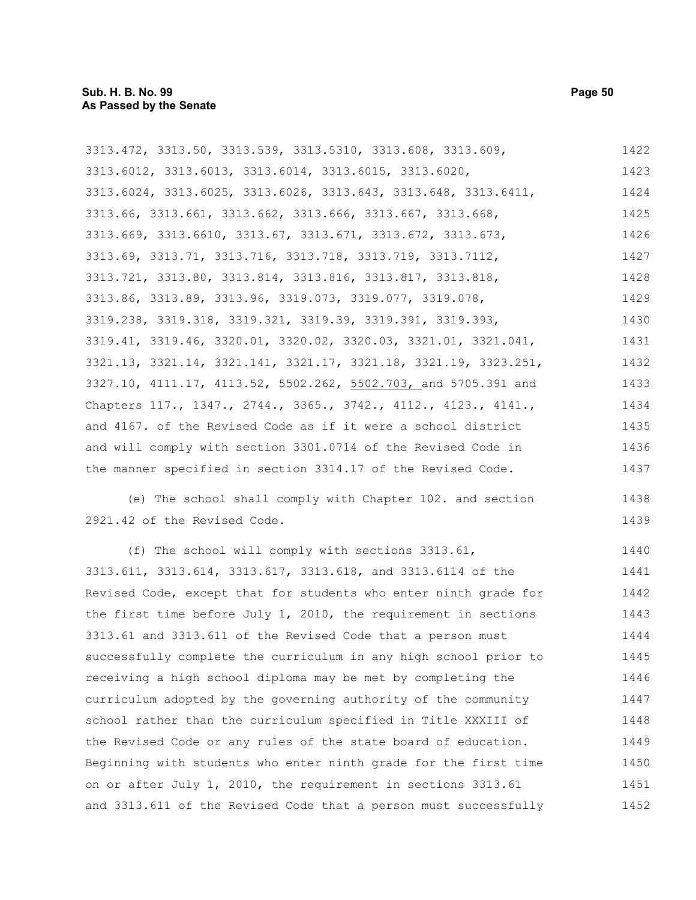3313.472, 3313.50, 3313.539, 3313.5310, 3313.608, 3313.609, 3313.6012, 3313.6013, 3313.6014, 3313.6015, 3313.6020, 3313.6024, 3313.6025, 3313.6026, 3313.643, 3313.648, 3313.6411, 3313.66, 3313.661, 3313.662, 3313.666, 3313.667, 3313.668, 3313.669, 3313.6610, 3313.67, 3313.671, 3313.672, 3313.673, 3313.69, 3313.71, 3313.716, 3313.718, 3313.719, 3313.7112, 3313.721, 3313.80, 3313.814, 3313.816, 3313.817, 3313.818, 3313.86, 3313.89, 3313.96, 3319.073, 3319.077, 3319.078, 3319.238, 3319.318, 3319.321, 3319.39, 3319.391, 3319.393, 3319.41, 3319.46, 3320.01, 3320.02, 3320.03, 3321.01, 3321.041, 3321.13, 3321.14, 3321.141, 3321.17, 3321.18, 3321.19, 3323.251, 3327.10, 4111.17, 4113.52, 5502.262, 5502.703, and 5705.391 and Chapters 117., 1347., 2744., 3365., 3742., 4112., 4123., 4141., and 4167. of the Revised Code as if it were a school district and will comply with section 3301.0714 of the Revised Code in the manner specified in section 3314.17 of the Revised Code.

(e) The school shall comply with Chapter 102. and section 2921.42 of the Revised Code.

(f) The school will comply with sections 3313.61, 3313.611, 3313.614, 3313.617, 3313.618, and 3313.6114 of the Revised Code, except that for students who enter ninth grade for the first time before July 1, 2010, the requirement in sections 3313.61 and 3313.611 of the Revised Code that a person must successfully complete the curriculum in any high school prior to receiving a high school diploma may be met by completing the curriculum adopted by the governing authority of the community school rather than the curriculum specified in Title XXXIII of the Revised Code or any rules of the state board of education. Beginning with students who enter ninth grade for the first time on or after July 1, 2010, the requirement in sections 3313.61 and 3313.611 of the Revised Code that a person must successfully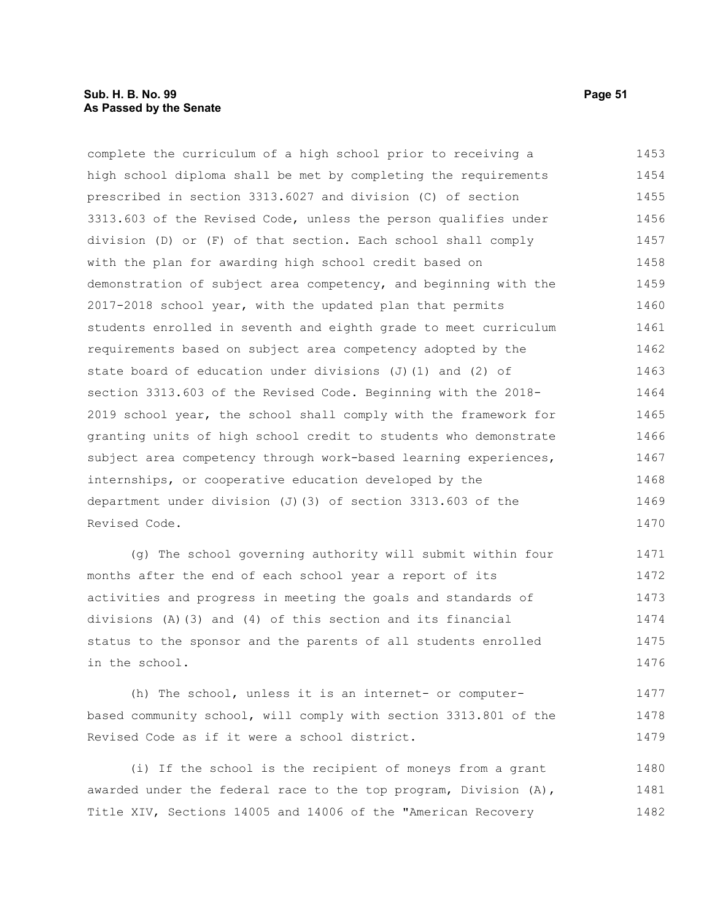complete the curriculum of a high school prior to receiving a high school diploma shall be met by completing the requirements prescribed in section 3313.6027 and division (C) of section 3313.603 of the Revised Code, unless the person qualifies under division (D) or (F) of that section. Each school shall comply with the plan for awarding high school credit based on demonstration of subject area competency, and beginning with the 2017-2018 school year, with the updated plan that permits students enrolled in seventh and eighth grade to meet curriculum requirements based on subject area competency adopted by the state board of education under divisions (J)(1) and (2) of section 3313.603 of the Revised Code. Beginning with the 2018-2019 school year, the school shall comply with the framework for granting units of high school credit to students who demonstrate subject area competency through work-based learning experiences, internships, or cooperative education developed by the department under division (J)(3) of section 3313.603 of the Revised Code.

(g) The school governing authority will submit within four months after the end of each school year a report of its activities and progress in meeting the goals and standards of divisions (A)(3) and (4) of this section and its financial status to the sponsor and the parents of all students enrolled in the school.

(h) The school, unless it is an internet- or computer-based community school, will comply with section 3313.801 of the Revised Code as if it were a school district.

(i) If the school is the recipient of moneys from a grant awarded under the federal race to the top program, Division (A), Title XIV, Sections 14005 and 14006 of the "American Recovery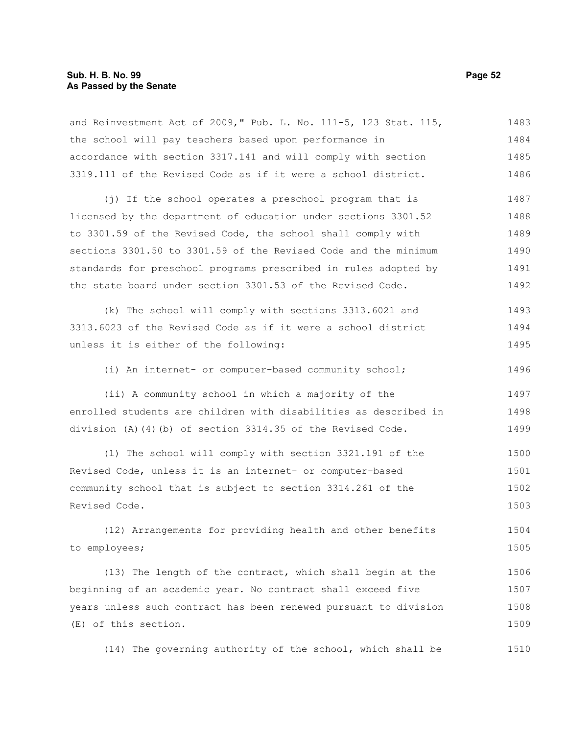and Reinvestment Act of 2009," Pub. L. No. 111-5, 123 Stat. 115, the school will pay teachers based upon performance in accordance with section 3317.141 and will comply with section 3319.111 of the Revised Code as if it were a school district.

(j) If the school operates a preschool program that is licensed by the department of education under sections 3301.52 to 3301.59 of the Revised Code, the school shall comply with sections 3301.50 to 3301.59 of the Revised Code and the minimum standards for preschool programs prescribed in rules adopted by the state board under section 3301.53 of the Revised Code.

(k) The school will comply with sections 3313.6021 and 3313.6023 of the Revised Code as if it were a school district unless it is either of the following:

(i) An internet- or computer-based community school;

(ii) A community school in which a majority of the enrolled students are children with disabilities as described in division (A)(4)(b) of section 3314.35 of the Revised Code.

(l) The school will comply with section 3321.191 of the Revised Code, unless it is an internet- or computer-based community school that is subject to section 3314.261 of the Revised Code.

(12) Arrangements for providing health and other benefits to employees;

(13) The length of the contract, which shall begin at the beginning of an academic year. No contract shall exceed five years unless such contract has been renewed pursuant to division (E) of this section.

(14) The governing authority of the school, which shall be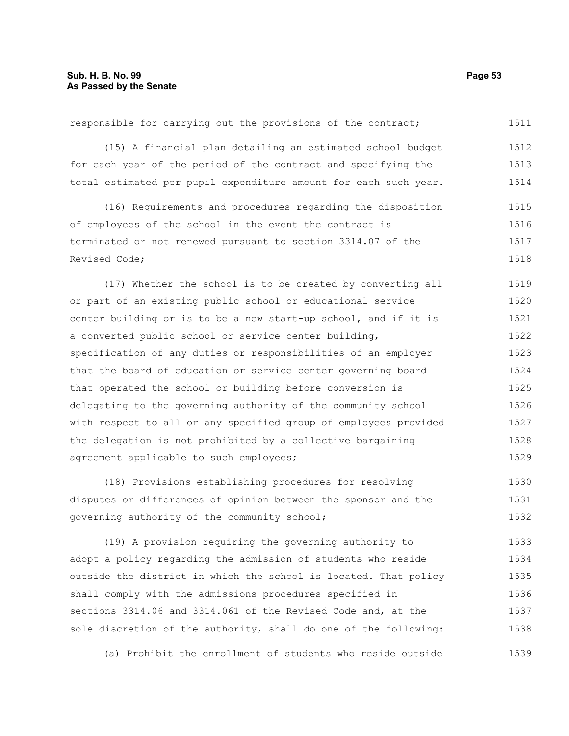responsible for carrying out the provisions of the contract;

(15) A financial plan detailing an estimated school budget for each year of the period of the contract and specifying the total estimated per pupil expenditure amount for each such year.

(16) Requirements and procedures regarding the disposition of employees of the school in the event the contract is terminated or not renewed pursuant to section 3314.07 of the Revised Code;

(17) Whether the school is to be created by converting all or part of an existing public school or educational service center building or is to be a new start-up school, and if it is a converted public school or service center building, specification of any duties or responsibilities of an employer that the board of education or service center governing board that operated the school or building before conversion is delegating to the governing authority of the community school with respect to all or any specified group of employees provided the delegation is not prohibited by a collective bargaining agreement applicable to such employees;

(18) Provisions establishing procedures for resolving disputes or differences of opinion between the sponsor and the governing authority of the community school;

(19) A provision requiring the governing authority to adopt a policy regarding the admission of students who reside outside the district in which the school is located. That policy shall comply with the admissions procedures specified in sections 3314.06 and 3314.061 of the Revised Code and, at the sole discretion of the authority, shall do one of the following:

(a) Prohibit the enrollment of students who reside outside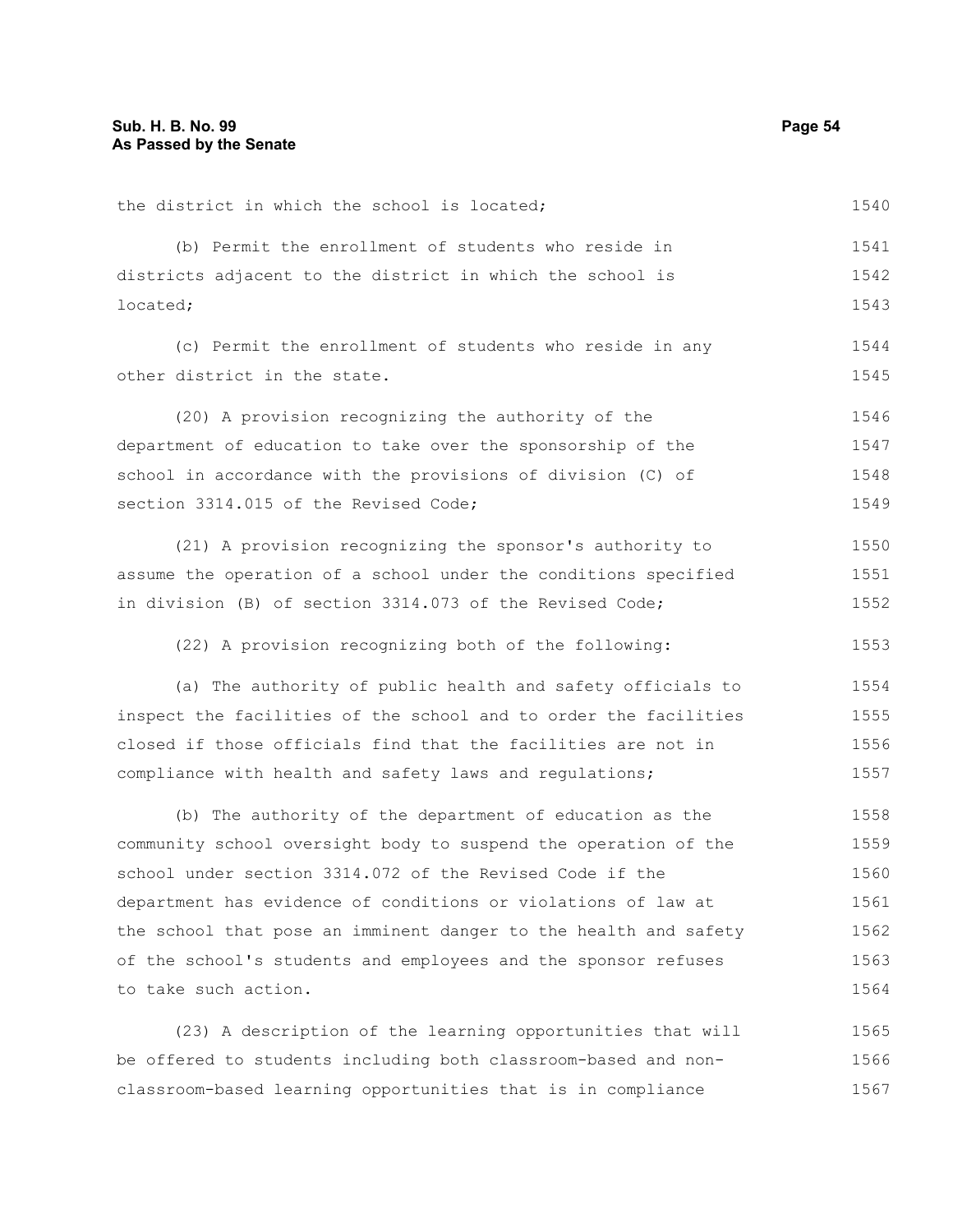the district in which the school is located;

(b) Permit the enrollment of students who reside in districts adjacent to the district in which the school is located;

(c) Permit the enrollment of students who reside in any other district in the state.

(20) A provision recognizing the authority of the department of education to take over the sponsorship of the school in accordance with the provisions of division (C) of section 3314.015 of the Revised Code;

(21) A provision recognizing the sponsor's authority to assume the operation of a school under the conditions specified in division (B) of section 3314.073 of the Revised Code;

(22) A provision recognizing both of the following:

(a) The authority of public health and safety officials to inspect the facilities of the school and to order the facilities closed if those officials find that the facilities are not in compliance with health and safety laws and regulations;

(b) The authority of the department of education as the community school oversight body to suspend the operation of the school under section 3314.072 of the Revised Code if the department has evidence of conditions or violations of law at the school that pose an imminent danger to the health and safety of the school's students and employees and the sponsor refuses to take such action.

(23) A description of the learning opportunities that will be offered to students including both classroom-based and non-classroom-based learning opportunities that is in compliance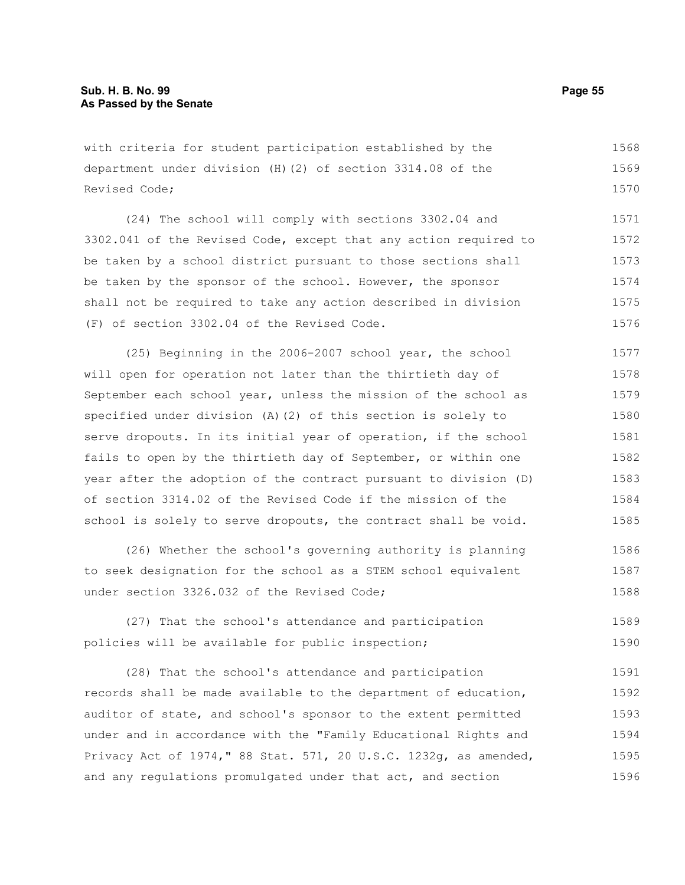with criteria for student participation established by the department under division (H)(2) of section 3314.08 of the Revised Code;

(24) The school will comply with sections 3302.04 and 3302.041 of the Revised Code, except that any action required to be taken by a school district pursuant to those sections shall be taken by the sponsor of the school. However, the sponsor shall not be required to take any action described in division (F) of section 3302.04 of the Revised Code.

(25) Beginning in the 2006-2007 school year, the school will open for operation not later than the thirtieth day of September each school year, unless the mission of the school as specified under division (A)(2) of this section is solely to serve dropouts. In its initial year of operation, if the school fails to open by the thirtieth day of September, or within one year after the adoption of the contract pursuant to division (D) of section 3314.02 of the Revised Code if the mission of the school is solely to serve dropouts, the contract shall be void.

(26) Whether the school's governing authority is planning to seek designation for the school as a STEM school equivalent under section 3326.032 of the Revised Code;

(27) That the school's attendance and participation policies will be available for public inspection;

(28) That the school's attendance and participation records shall be made available to the department of education, auditor of state, and school's sponsor to the extent permitted under and in accordance with the "Family Educational Rights and Privacy Act of 1974," 88 Stat. 571, 20 U.S.C. 1232g, as amended, and any regulations promulgated under that act, and section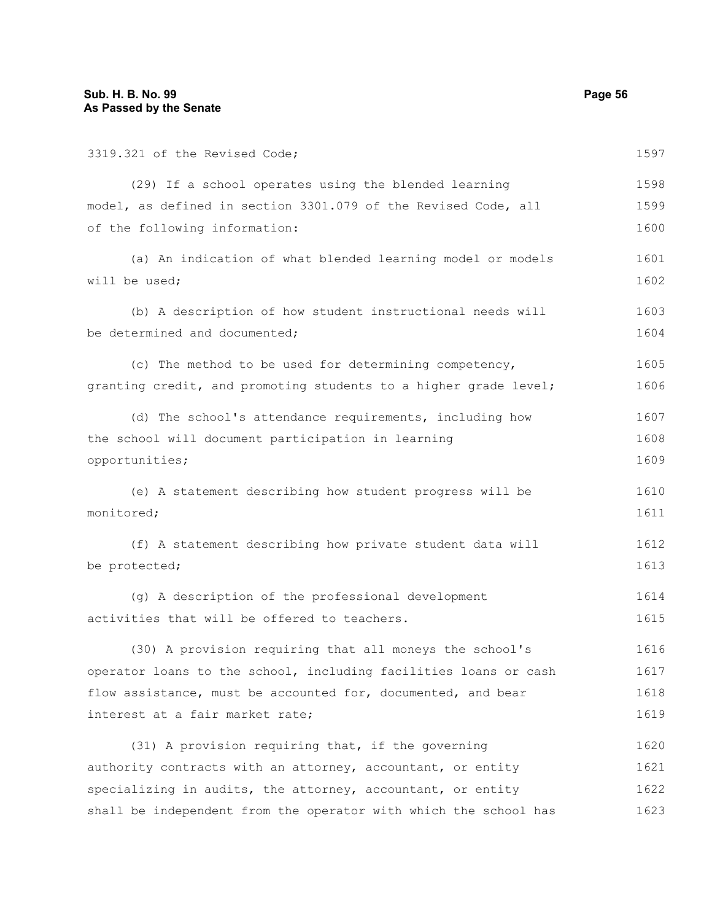3319.321 of the Revised Code;

(29) If a school operates using the blended learning model, as defined in section 3301.079 of the Revised Code, all of the following information:

(a) An indication of what blended learning model or models will be used;

(b) A description of how student instructional needs will be determined and documented;

(c) The method to be used for determining competency, granting credit, and promoting students to a higher grade level;

(d) The school's attendance requirements, including how the school will document participation in learning opportunities;

(e) A statement describing how student progress will be monitored;

(f) A statement describing how private student data will be protected;

(g) A description of the professional development activities that will be offered to teachers.

(30) A provision requiring that all moneys the school's operator loans to the school, including facilities loans or cash flow assistance, must be accounted for, documented, and bear interest at a fair market rate;

(31) A provision requiring that, if the governing authority contracts with an attorney, accountant, or entity specializing in audits, the attorney, accountant, or entity shall be independent from the operator with which the school has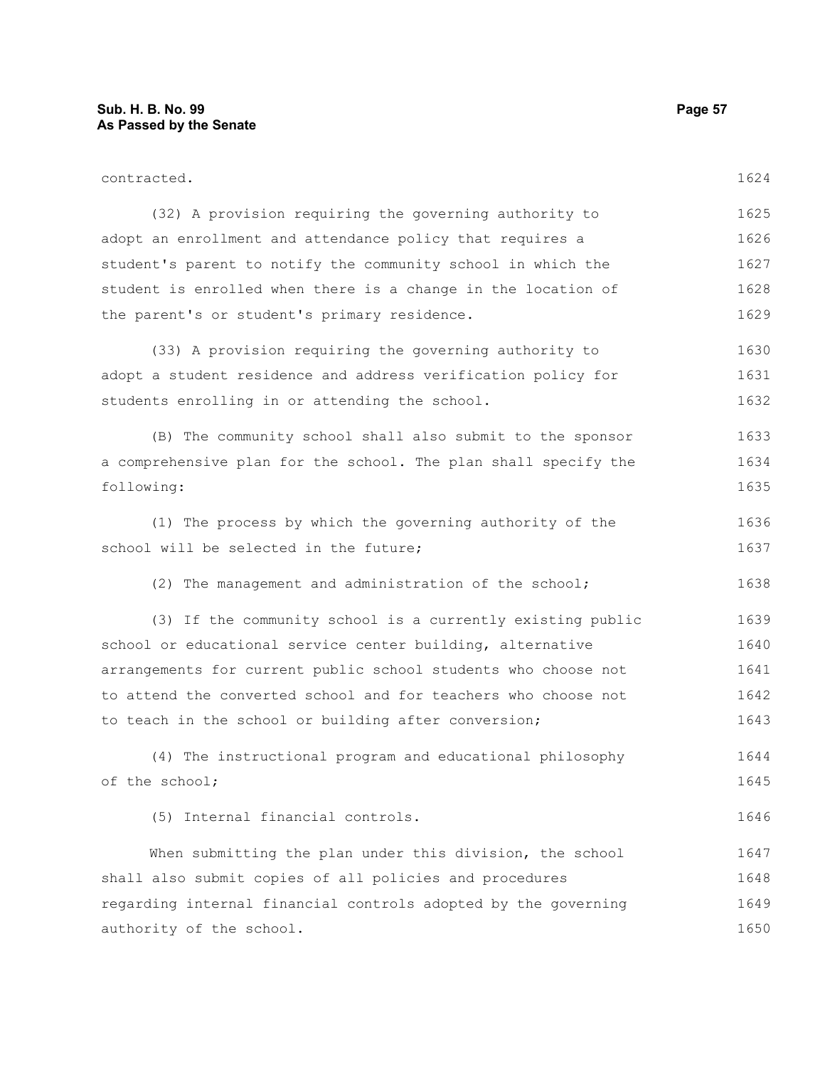contracted.

(32) A provision requiring the governing authority to adopt an enrollment and attendance policy that requires a student's parent to notify the community school in which the student is enrolled when there is a change in the location of the parent's or student's primary residence.

(33) A provision requiring the governing authority to adopt a student residence and address verification policy for students enrolling in or attending the school.

(B) The community school shall also submit to the sponsor a comprehensive plan for the school. The plan shall specify the following:

(1) The process by which the governing authority of the school will be selected in the future;

(2) The management and administration of the school;

(3) If the community school is a currently existing public school or educational service center building, alternative arrangements for current public school students who choose not to attend the converted school and for teachers who choose not to teach in the school or building after conversion;

(4) The instructional program and educational philosophy of the school;

(5) Internal financial controls.

When submitting the plan under this division, the school shall also submit copies of all policies and procedures regarding internal financial controls adopted by the governing authority of the school.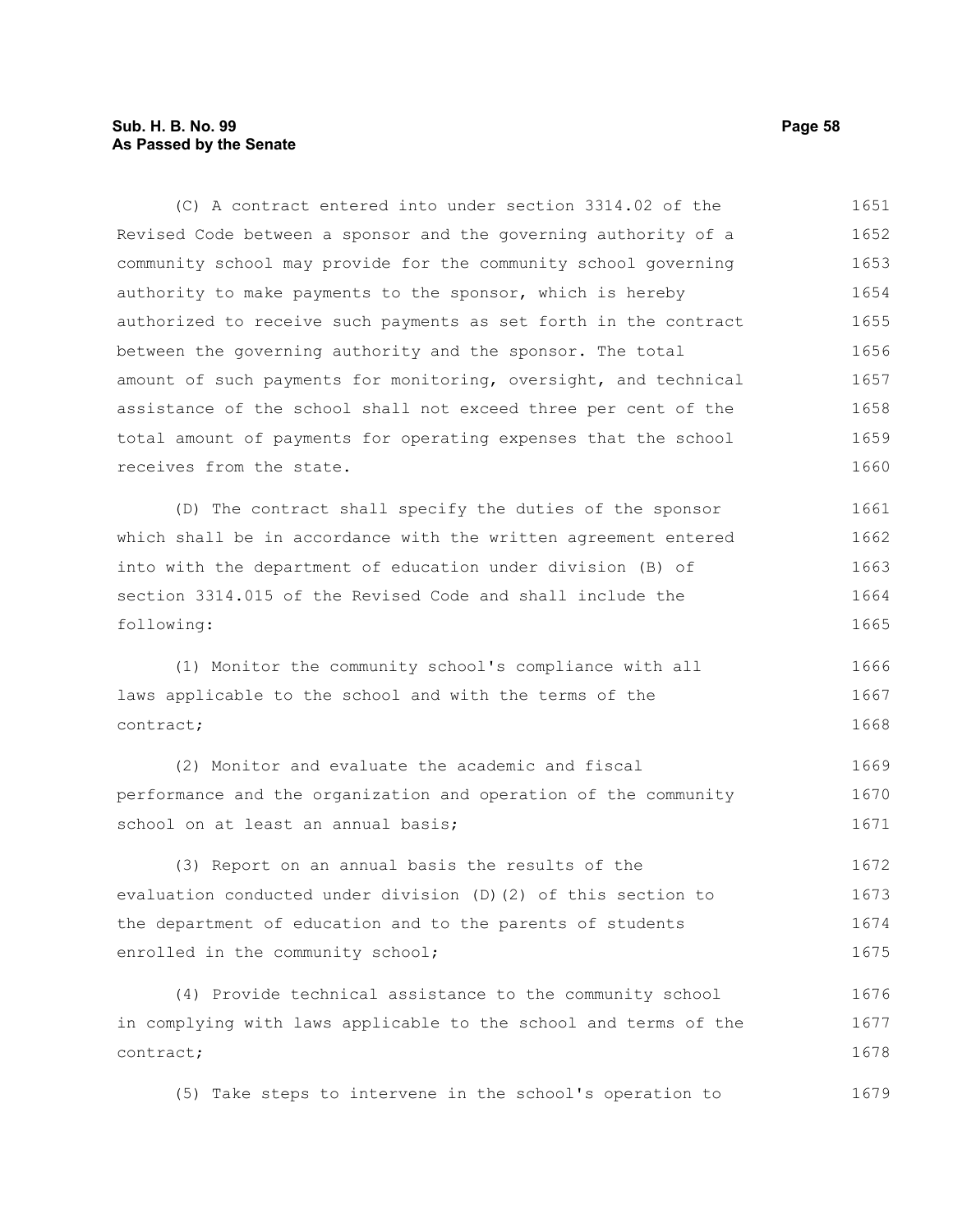(C) A contract entered into under section 3314.02 of the Revised Code between a sponsor and the governing authority of a community school may provide for the community school governing authority to make payments to the sponsor, which is hereby authorized to receive such payments as set forth in the contract between the governing authority and the sponsor. The total amount of such payments for monitoring, oversight, and technical assistance of the school shall not exceed three per cent of the total amount of payments for operating expenses that the school receives from the state.

(D) The contract shall specify the duties of the sponsor which shall be in accordance with the written agreement entered into with the department of education under division (B) of section 3314.015 of the Revised Code and shall include the following:

(1) Monitor the community school's compliance with all laws applicable to the school and with the terms of the contract;

(2) Monitor and evaluate the academic and fiscal performance and the organization and operation of the community school on at least an annual basis;

(3) Report on an annual basis the results of the evaluation conducted under division (D)(2) of this section to the department of education and to the parents of students enrolled in the community school;

(4) Provide technical assistance to the community school in complying with laws applicable to the school and terms of the contract;

(5) Take steps to intervene in the school's operation to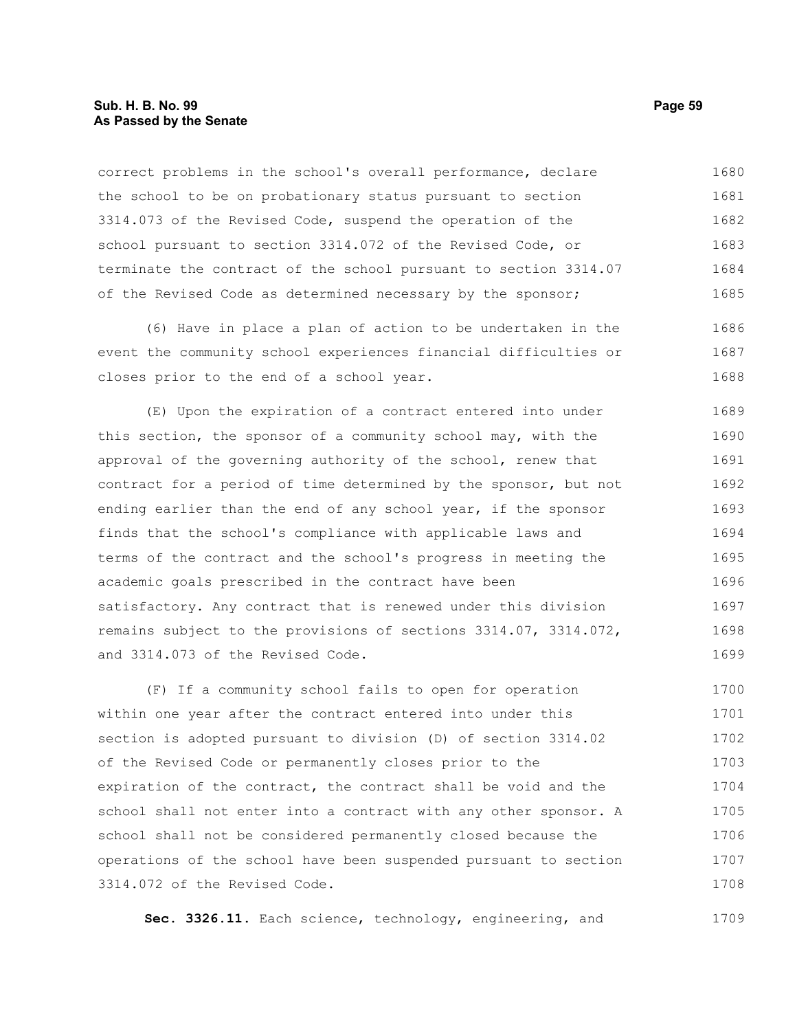correct problems in the school's overall performance, declare the school to be on probationary status pursuant to section 3314.073 of the Revised Code, suspend the operation of the school pursuant to section 3314.072 of the Revised Code, or terminate the contract of the school pursuant to section 3314.07 of the Revised Code as determined necessary by the sponsor;

(6) Have in place a plan of action to be undertaken in the event the community school experiences financial difficulties or closes prior to the end of a school year.

(E) Upon the expiration of a contract entered into under this section, the sponsor of a community school may, with the approval of the governing authority of the school, renew that contract for a period of time determined by the sponsor, but not ending earlier than the end of any school year, if the sponsor finds that the school's compliance with applicable laws and terms of the contract and the school's progress in meeting the academic goals prescribed in the contract have been satisfactory. Any contract that is renewed under this division remains subject to the provisions of sections 3314.07, 3314.072, and 3314.073 of the Revised Code.

(F) If a community school fails to open for operation within one year after the contract entered into under this section is adopted pursuant to division (D) of section 3314.02 of the Revised Code or permanently closes prior to the expiration of the contract, the contract shall be void and the school shall not enter into a contract with any other sponsor. A school shall not be considered permanently closed because the operations of the school have been suspended pursuant to section 3314.072 of the Revised Code.

**Sec. 3326.11.** Each science, technology, engineering, and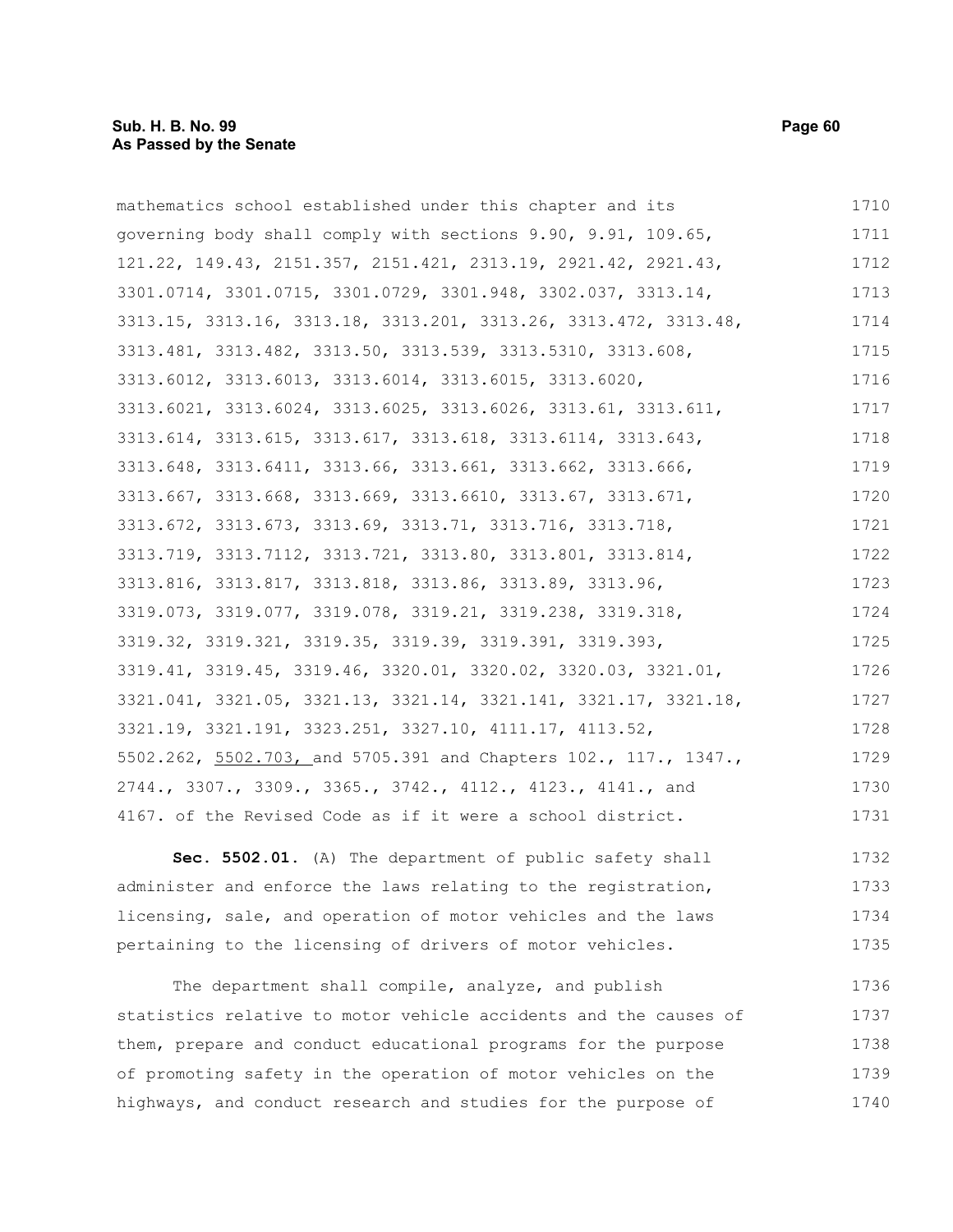mathematics school established under this chapter and its governing body shall comply with sections 9.90, 9.91, 109.65, 121.22, 149.43, 2151.357, 2151.421, 2313.19, 2921.42, 2921.43, 3301.0714, 3301.0715, 3301.0729, 3301.948, 3302.037, 3313.14, 3313.15, 3313.16, 3313.18, 3313.201, 3313.26, 3313.472, 3313.48, 3313.481, 3313.482, 3313.50, 3313.539, 3313.5310, 3313.608, 3313.6012, 3313.6013, 3313.6014, 3313.6015, 3313.6020, 3313.6021, 3313.6024, 3313.6025, 3313.6026, 3313.61, 3313.611, 3313.614, 3313.615, 3313.617, 3313.618, 3313.6114, 3313.643, 3313.648, 3313.6411, 3313.66, 3313.661, 3313.662, 3313.666, 3313.667, 3313.668, 3313.669, 3313.6610, 3313.67, 3313.671, 3313.672, 3313.673, 3313.69, 3313.71, 3313.716, 3313.718, 3313.719, 3313.7112, 3313.721, 3313.80, 3313.801, 3313.814, 3313.816, 3313.817, 3313.818, 3313.86, 3313.89, 3313.96, 3319.073, 3319.077, 3319.078, 3319.21, 3319.238, 3319.318, 3319.32, 3319.321, 3319.35, 3319.39, 3319.391, 3319.393, 3319.41, 3319.45, 3319.46, 3320.01, 3320.02, 3320.03, 3321.01, 3321.041, 3321.05, 3321.13, 3321.14, 3321.141, 3321.17, 3321.18, 3321.19, 3321.191, 3323.251, 3327.10, 4111.17, 4113.52, 5502.262, <u>5502.703,</u> and 5705.391 and Chapters 102., 117., 1347., 2744., 3307., 3309., 3365., 3742., 4112., 4123., 4141., and 4167. of the Revised Code as if it were a school district.

**Sec. 5502.01.** (A) The department of public safety shall administer and enforce the laws relating to the registration, licensing, sale, and operation of motor vehicles and the laws pertaining to the licensing of drivers of motor vehicles.

The department shall compile, analyze, and publish statistics relative to motor vehicle accidents and the causes of them, prepare and conduct educational programs for the purpose of promoting safety in the operation of motor vehicles on the highways, and conduct research and studies for the purpose of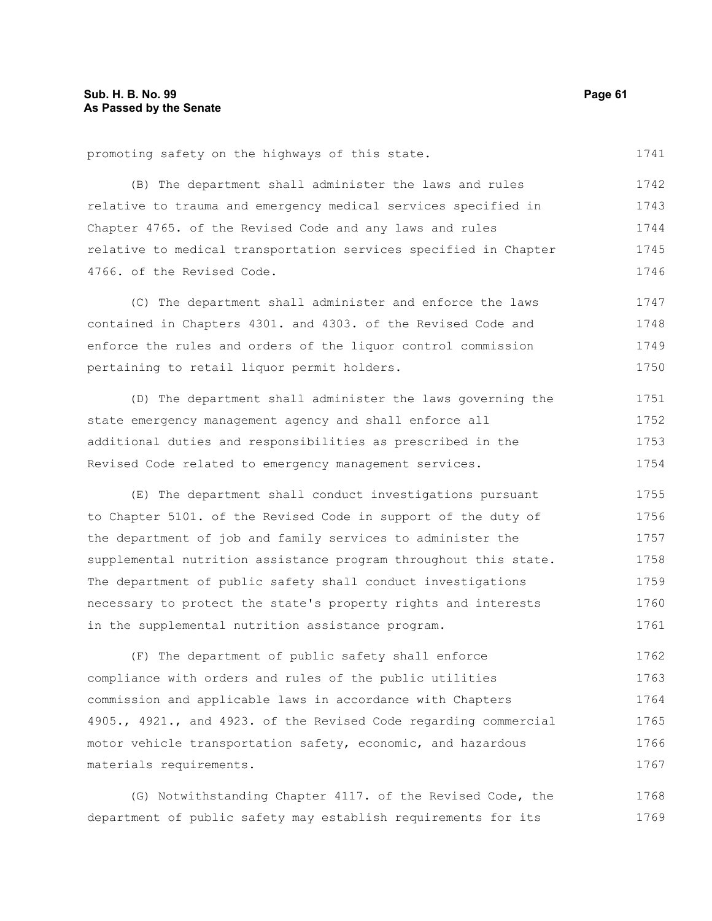promoting safety on the highways of this state.

(B) The department shall administer the laws and rules relative to trauma and emergency medical services specified in Chapter 4765. of the Revised Code and any laws and rules relative to medical transportation services specified in Chapter 4766. of the Revised Code.

(C) The department shall administer and enforce the laws contained in Chapters 4301. and 4303. of the Revised Code and enforce the rules and orders of the liquor control commission pertaining to retail liquor permit holders.

(D) The department shall administer the laws governing the state emergency management agency and shall enforce all additional duties and responsibilities as prescribed in the Revised Code related to emergency management services.

(E) The department shall conduct investigations pursuant to Chapter 5101. of the Revised Code in support of the duty of the department of job and family services to administer the supplemental nutrition assistance program throughout this state. The department of public safety shall conduct investigations necessary to protect the state's property rights and interests in the supplemental nutrition assistance program.

(F) The department of public safety shall enforce compliance with orders and rules of the public utilities commission and applicable laws in accordance with Chapters 4905., 4921., and 4923. of the Revised Code regarding commercial motor vehicle transportation safety, economic, and hazardous materials requirements.

(G) Notwithstanding Chapter 4117. of the Revised Code, the department of public safety may establish requirements for its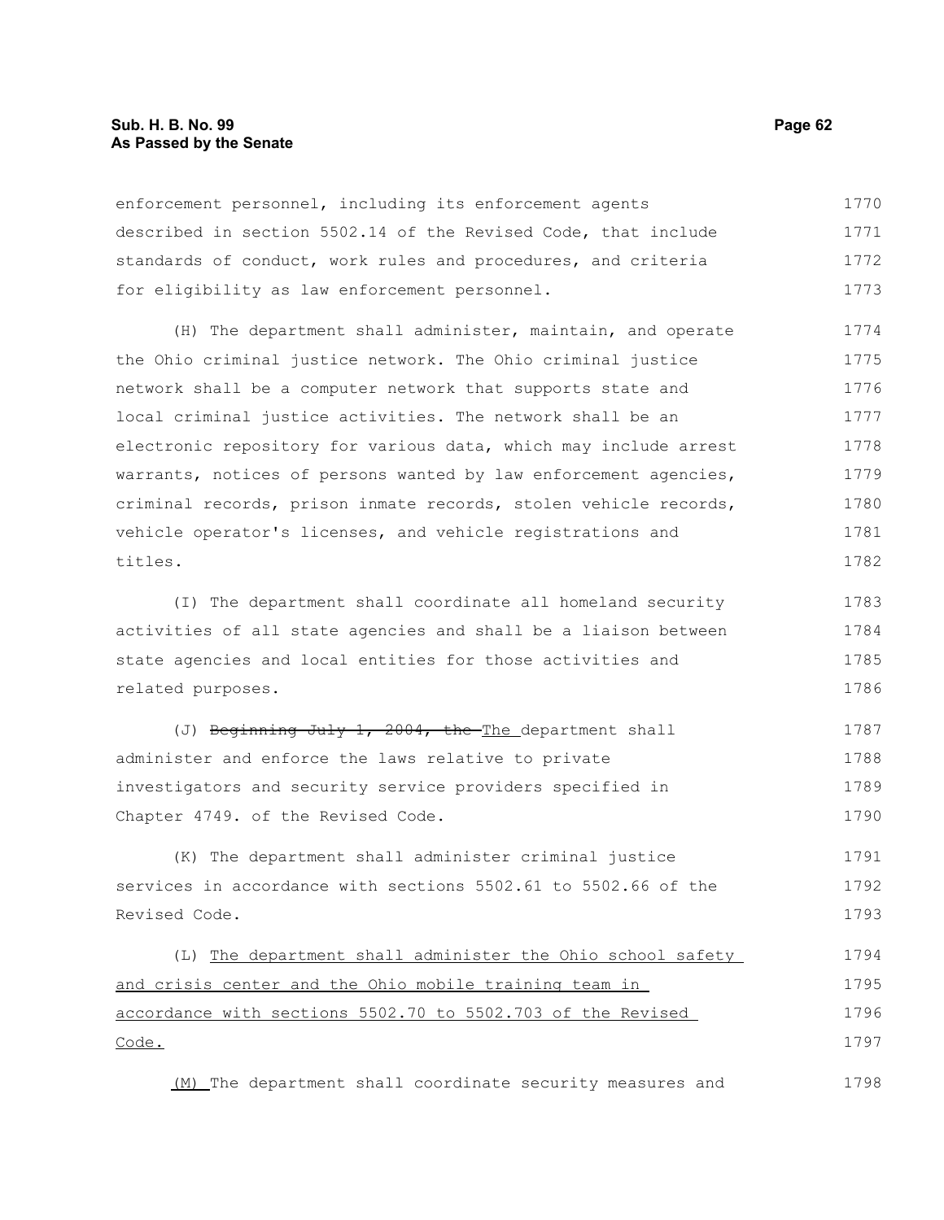enforcement personnel, including its enforcement agents described in section 5502.14 of the Revised Code, that include standards of conduct, work rules and procedures, and criteria for eligibility as law enforcement personnel.

(H) The department shall administer, maintain, and operate the Ohio criminal justice network. The Ohio criminal justice network shall be a computer network that supports state and local criminal justice activities. The network shall be an electronic repository for various data, which may include arrest warrants, notices of persons wanted by law enforcement agencies, criminal records, prison inmate records, stolen vehicle records, vehicle operator's licenses, and vehicle registrations and titles.

(I) The department shall coordinate all homeland security activities of all state agencies and shall be a liaison between state agencies and local entities for those activities and related purposes.

(J) ~~Beginning July 1, 2004, the~~ The department shall administer and enforce the laws relative to private investigators and security service providers specified in Chapter 4749. of the Revised Code.

(K) The department shall administer criminal justice services in accordance with sections 5502.61 to 5502.66 of the Revised Code.

(L) <u>The department shall administer the Ohio school safety and crisis center and the Ohio mobile training team in accordance with sections 5502.70 to 5502.703 of the Revised Code.</u>

<u>(M)</u> The department shall coordinate security measures and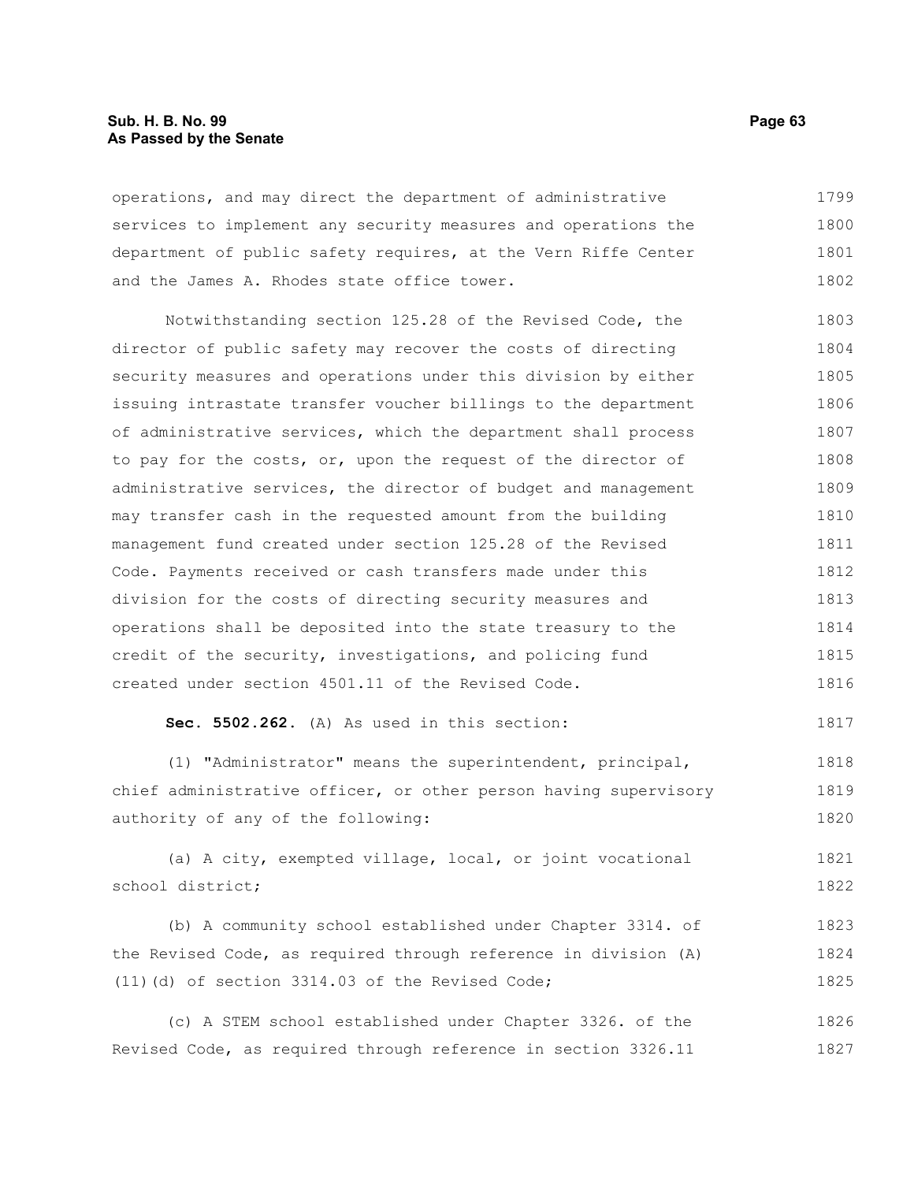operations, and may direct the department of administrative services to implement any security measures and operations the department of public safety requires, at the Vern Riffe Center and the James A. Rhodes state office tower.

Notwithstanding section 125.28 of the Revised Code, the director of public safety may recover the costs of directing security measures and operations under this division by either issuing intrastate transfer voucher billings to the department of administrative services, which the department shall process to pay for the costs, or, upon the request of the director of administrative services, the director of budget and management may transfer cash in the requested amount from the building management fund created under section 125.28 of the Revised Code. Payments received or cash transfers made under this division for the costs of directing security measures and operations shall be deposited into the state treasury to the credit of the security, investigations, and policing fund created under section 4501.11 of the Revised Code.

**Sec. 5502.262.** (A) As used in this section:

(1) "Administrator" means the superintendent, principal, chief administrative officer, or other person having supervisory authority of any of the following:

(a) A city, exempted village, local, or joint vocational school district;

(b) A community school established under Chapter 3314. of the Revised Code, as required through reference in division (A)(11)(d) of section 3314.03 of the Revised Code;

(c) A STEM school established under Chapter 3326. of the Revised Code, as required through reference in section 3326.11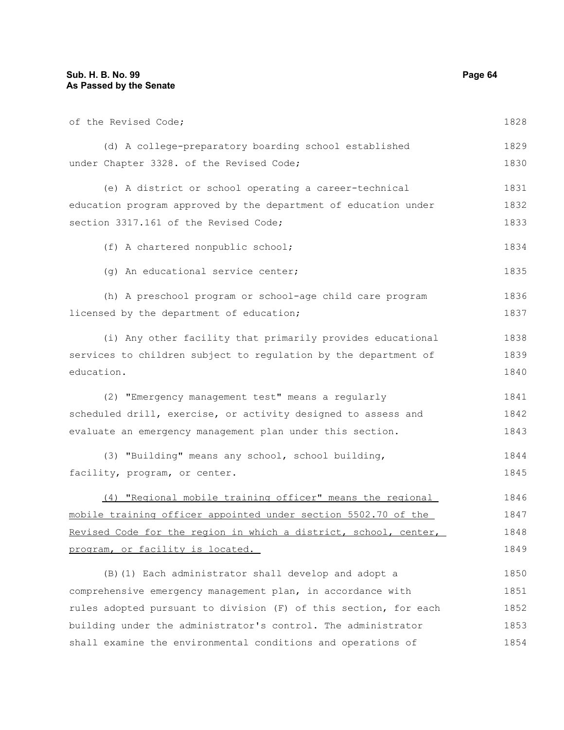of the Revised Code;

(d) A college-preparatory boarding school established under Chapter 3328. of the Revised Code;

(e) A district or school operating a career-technical education program approved by the department of education under section 3317.161 of the Revised Code;

(f) A chartered nonpublic school;

(g) An educational service center;

(h) A preschool program or school-age child care program licensed by the department of education;

(i) Any other facility that primarily provides educational services to children subject to regulation by the department of education.

(2) "Emergency management test" means a regularly scheduled drill, exercise, or activity designed to assess and evaluate an emergency management plan under this section.

(3) "Building" means any school, school building, facility, program, or center.

<u>(4) "Regional mobile training officer" means the regional mobile training officer appointed under section 5502.70 of the Revised Code for the region in which a district, school, center, program, or facility is located.</u>

(B)(1) Each administrator shall develop and adopt a comprehensive emergency management plan, in accordance with rules adopted pursuant to division (F) of this section, for each building under the administrator's control. The administrator shall examine the environmental conditions and operations of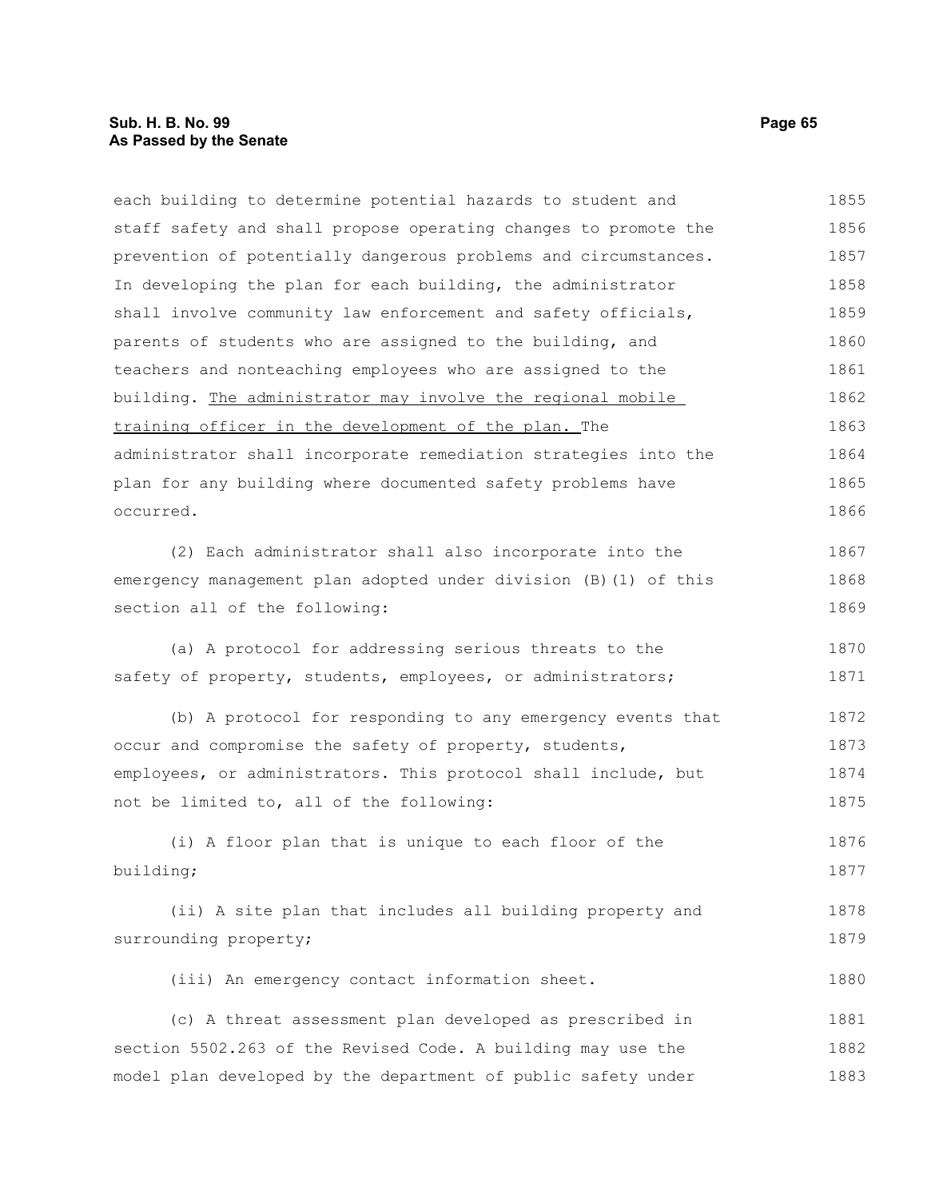each building to determine potential hazards to student and staff safety and shall propose operating changes to promote the prevention of potentially dangerous problems and circumstances. In developing the plan for each building, the administrator shall involve community law enforcement and safety officials, parents of students who are assigned to the building, and teachers and nonteaching employees who are assigned to the building. <u>The administrator may involve the regional mobile training officer in the development of the plan.</u> The administrator shall incorporate remediation strategies into the plan for any building where documented safety problems have occurred.

(2) Each administrator shall also incorporate into the emergency management plan adopted under division (B)(1) of this section all of the following:

(a) A protocol for addressing serious threats to the safety of property, students, employees, or administrators;

(b) A protocol for responding to any emergency events that occur and compromise the safety of property, students, employees, or administrators. This protocol shall include, but not be limited to, all of the following:

(i) A floor plan that is unique to each floor of the building;

(ii) A site plan that includes all building property and surrounding property;

(iii) An emergency contact information sheet.

(c) A threat assessment plan developed as prescribed in section 5502.263 of the Revised Code. A building may use the model plan developed by the department of public safety under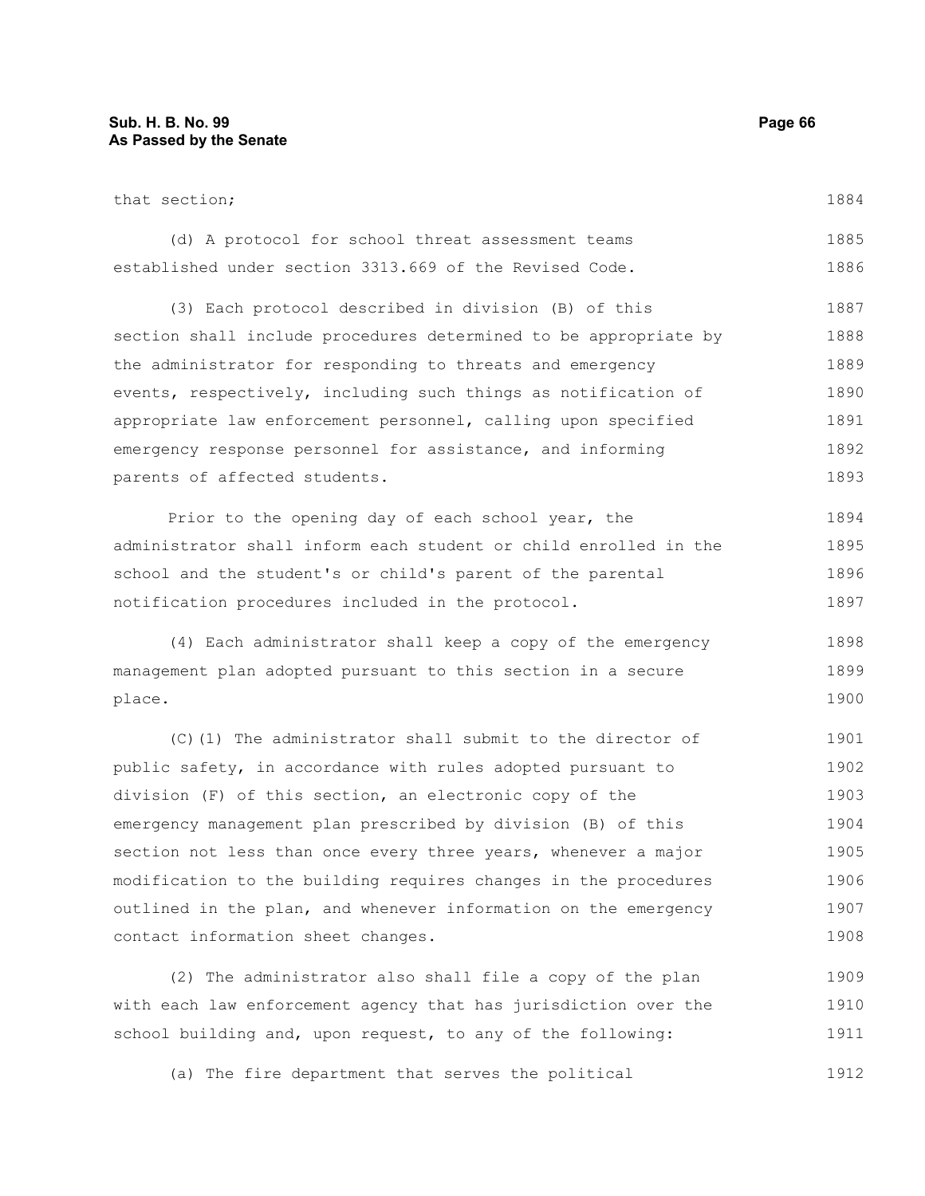that section;

(d) A protocol for school threat assessment teams established under section 3313.669 of the Revised Code.

(3) Each protocol described in division (B) of this section shall include procedures determined to be appropriate by the administrator for responding to threats and emergency events, respectively, including such things as notification of appropriate law enforcement personnel, calling upon specified emergency response personnel for assistance, and informing parents of affected students.

Prior to the opening day of each school year, the administrator shall inform each student or child enrolled in the school and the student's or child's parent of the parental notification procedures included in the protocol.

(4) Each administrator shall keep a copy of the emergency management plan adopted pursuant to this section in a secure place.

(C)(1) The administrator shall submit to the director of public safety, in accordance with rules adopted pursuant to division (F) of this section, an electronic copy of the emergency management plan prescribed by division (B) of this section not less than once every three years, whenever a major modification to the building requires changes in the procedures outlined in the plan, and whenever information on the emergency contact information sheet changes.

(2) The administrator also shall file a copy of the plan with each law enforcement agency that has jurisdiction over the school building and, upon request, to any of the following:

(a) The fire department that serves the political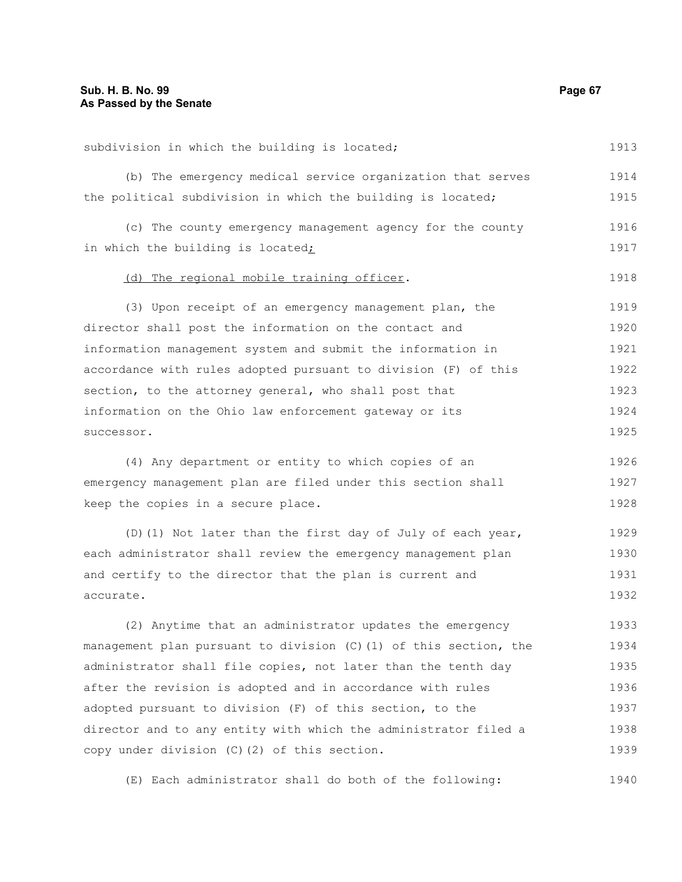subdivision in which the building is located;

(b) The emergency medical service organization that serves the political subdivision in which the building is located;

(c) The county emergency management agency for the county in which the building is located;

(d) The regional mobile training officer.

(3) Upon receipt of an emergency management plan, the director shall post the information on the contact and information management system and submit the information in accordance with rules adopted pursuant to division (F) of this section, to the attorney general, who shall post that information on the Ohio law enforcement gateway or its successor.

(4) Any department or entity to which copies of an emergency management plan are filed under this section shall keep the copies in a secure place.

(D)(1) Not later than the first day of July of each year, each administrator shall review the emergency management plan and certify to the director that the plan is current and accurate.

(2) Anytime that an administrator updates the emergency management plan pursuant to division (C)(1) of this section, the administrator shall file copies, not later than the tenth day after the revision is adopted and in accordance with rules adopted pursuant to division (F) of this section, to the director and to any entity with which the administrator filed a copy under division (C)(2) of this section.

(E) Each administrator shall do both of the following: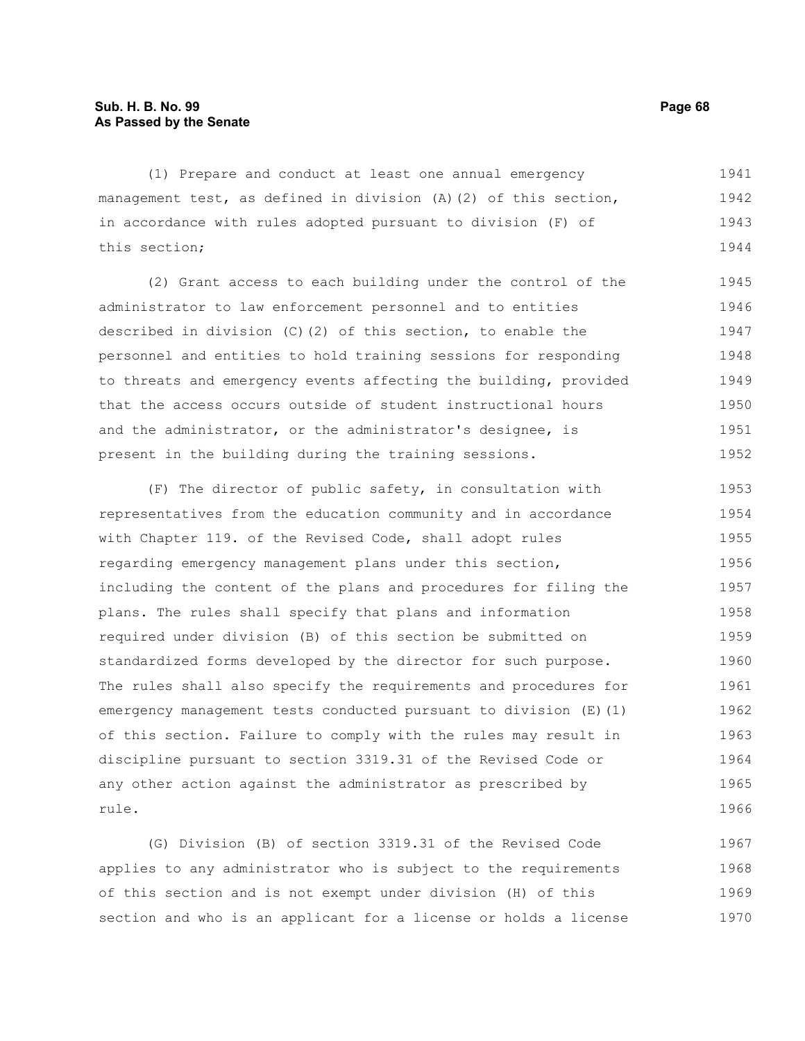(1) Prepare and conduct at least one annual emergency management test, as defined in division (A)(2) of this section, in accordance with rules adopted pursuant to division (F) of this section;

(2) Grant access to each building under the control of the administrator to law enforcement personnel and to entities described in division (C)(2) of this section, to enable the personnel and entities to hold training sessions for responding to threats and emergency events affecting the building, provided that the access occurs outside of student instructional hours and the administrator, or the administrator's designee, is present in the building during the training sessions.

(F) The director of public safety, in consultation with representatives from the education community and in accordance with Chapter 119. of the Revised Code, shall adopt rules regarding emergency management plans under this section, including the content of the plans and procedures for filing the plans. The rules shall specify that plans and information required under division (B) of this section be submitted on standardized forms developed by the director for such purpose. The rules shall also specify the requirements and procedures for emergency management tests conducted pursuant to division (E)(1) of this section. Failure to comply with the rules may result in discipline pursuant to section 3319.31 of the Revised Code or any other action against the administrator as prescribed by rule.

(G) Division (B) of section 3319.31 of the Revised Code applies to any administrator who is subject to the requirements of this section and is not exempt under division (H) of this section and who is an applicant for a license or holds a license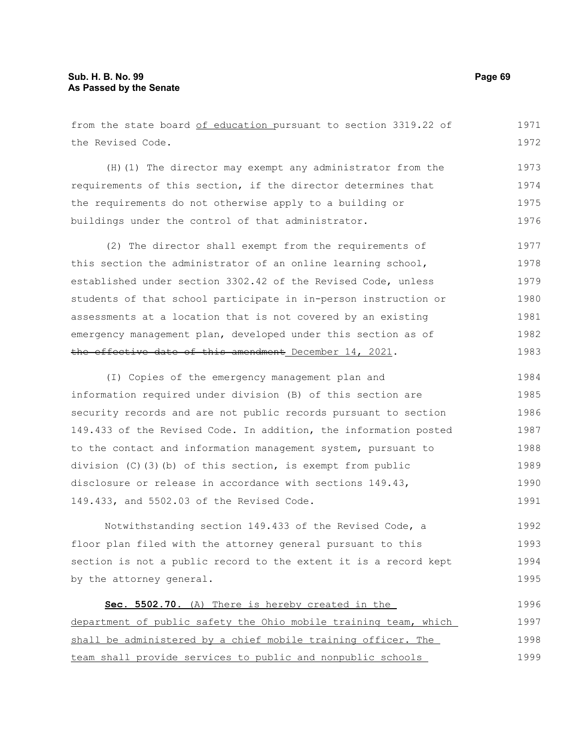from the state board of education pursuant to section 3319.22 of the Revised Code.

(H)(1) The director may exempt any administrator from the requirements of this section, if the director determines that the requirements do not otherwise apply to a building or buildings under the control of that administrator.

(2) The director shall exempt from the requirements of this section the administrator of an online learning school, established under section 3302.42 of the Revised Code, unless students of that school participate in in-person instruction or assessments at a location that is not covered by an existing emergency management plan, developed under this section as of ~~the effective date of this amendment~~ December 14, 2021.

(I) Copies of the emergency management plan and information required under division (B) of this section are security records and are not public records pursuant to section 149.433 of the Revised Code. In addition, the information posted to the contact and information management system, pursuant to division (C)(3)(b) of this section, is exempt from public disclosure or release in accordance with sections 149.43, 149.433, and 5502.03 of the Revised Code.

Notwithstanding section 149.433 of the Revised Code, a floor plan filed with the attorney general pursuant to this section is not a public record to the extent it is a record kept by the attorney general.

**Sec. 5502.70.** (A) There is hereby created in the department of public safety the Ohio mobile training team, which shall be administered by a chief mobile training officer. The team shall provide services to public and nonpublic schools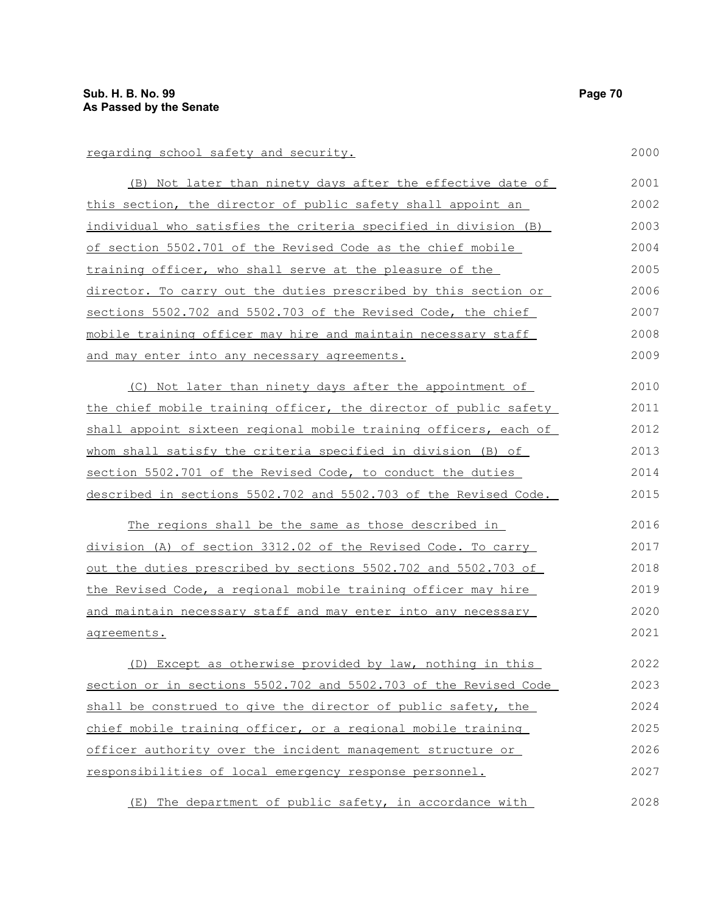regarding school safety and security.

(B) Not later than ninety days after the effective date of this section, the director of public safety shall appoint an individual who satisfies the criteria specified in division (B) of section 5502.701 of the Revised Code as the chief mobile training officer, who shall serve at the pleasure of the director. To carry out the duties prescribed by this section or sections 5502.702 and 5502.703 of the Revised Code, the chief mobile training officer may hire and maintain necessary staff and may enter into any necessary agreements.

(C) Not later than ninety days after the appointment of the chief mobile training officer, the director of public safety shall appoint sixteen regional mobile training officers, each of whom shall satisfy the criteria specified in division (B) of section 5502.701 of the Revised Code, to conduct the duties described in sections 5502.702 and 5502.703 of the Revised Code.

The regions shall be the same as those described in division (A) of section 3312.02 of the Revised Code. To carry out the duties prescribed by sections 5502.702 and 5502.703 of the Revised Code, a regional mobile training officer may hire and maintain necessary staff and may enter into any necessary agreements.

(D) Except as otherwise provided by law, nothing in this section or in sections 5502.702 and 5502.703 of the Revised Code shall be construed to give the director of public safety, the chief mobile training officer, or a regional mobile training officer authority over the incident management structure or responsibilities of local emergency response personnel.

(E) The department of public safety, in accordance with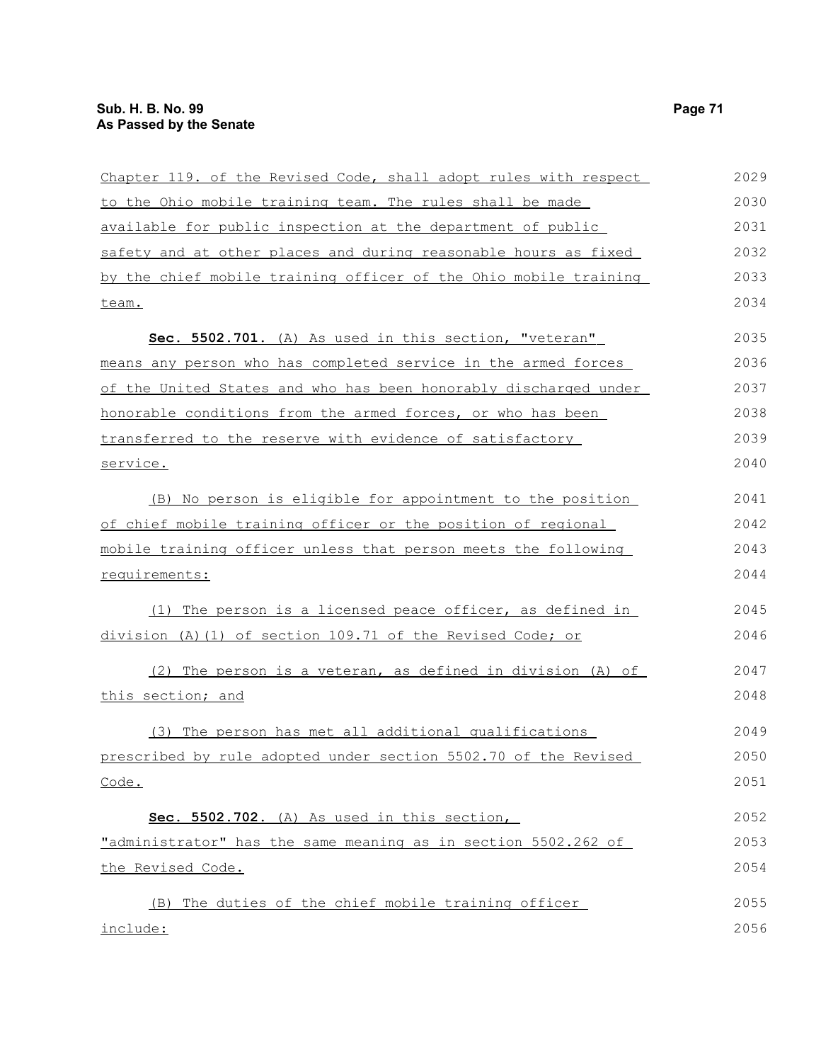Chapter 119. of the Revised Code, shall adopt rules with respect to the Ohio mobile training team. The rules shall be made available for public inspection at the department of public safety and at other places and during reasonable hours as fixed by the chief mobile training officer of the Ohio mobile training team.

**Sec. 5502.701.** (A) As used in this section, "veteran" means any person who has completed service in the armed forces of the United States and who has been honorably discharged under honorable conditions from the armed forces, or who has been transferred to the reserve with evidence of satisfactory service.

(B) No person is eligible for appointment to the position of chief mobile training officer or the position of regional mobile training officer unless that person meets the following requirements:

(1) The person is a licensed peace officer, as defined in division (A)(1) of section 109.71 of the Revised Code; or

(2) The person is a veteran, as defined in division (A) of this section; and

(3) The person has met all additional qualifications prescribed by rule adopted under section 5502.70 of the Revised Code.

**Sec. 5502.702.** (A) As used in this section, "administrator" has the same meaning as in section 5502.262 of the Revised Code.

(B) The duties of the chief mobile training officer include: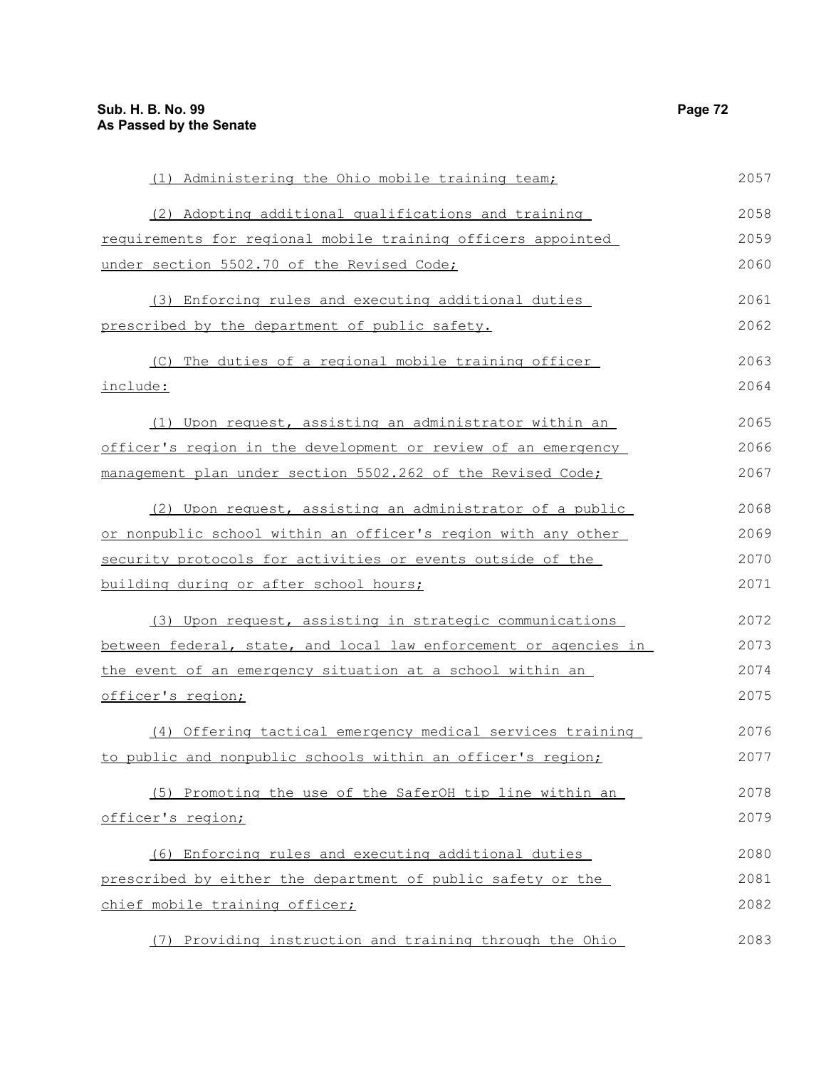(1) Administering the Ohio mobile training team;

(2) Adopting additional qualifications and training requirements for regional mobile training officers appointed under section 5502.70 of the Revised Code;

(3) Enforcing rules and executing additional duties prescribed by the department of public safety.

(C) The duties of a regional mobile training officer include:

(1) Upon request, assisting an administrator within an officer's region in the development or review of an emergency management plan under section 5502.262 of the Revised Code;

(2) Upon request, assisting an administrator of a public or nonpublic school within an officer's region with any other security protocols for activities or events outside of the building during or after school hours;

(3) Upon request, assisting in strategic communications between federal, state, and local law enforcement or agencies in the event of an emergency situation at a school within an officer's region;

(4) Offering tactical emergency medical services training to public and nonpublic schools within an officer's region;

(5) Promoting the use of the SaferOH tip line within an officer's region;

(6) Enforcing rules and executing additional duties prescribed by either the department of public safety or the chief mobile training officer;

(7) Providing instruction and training through the Ohio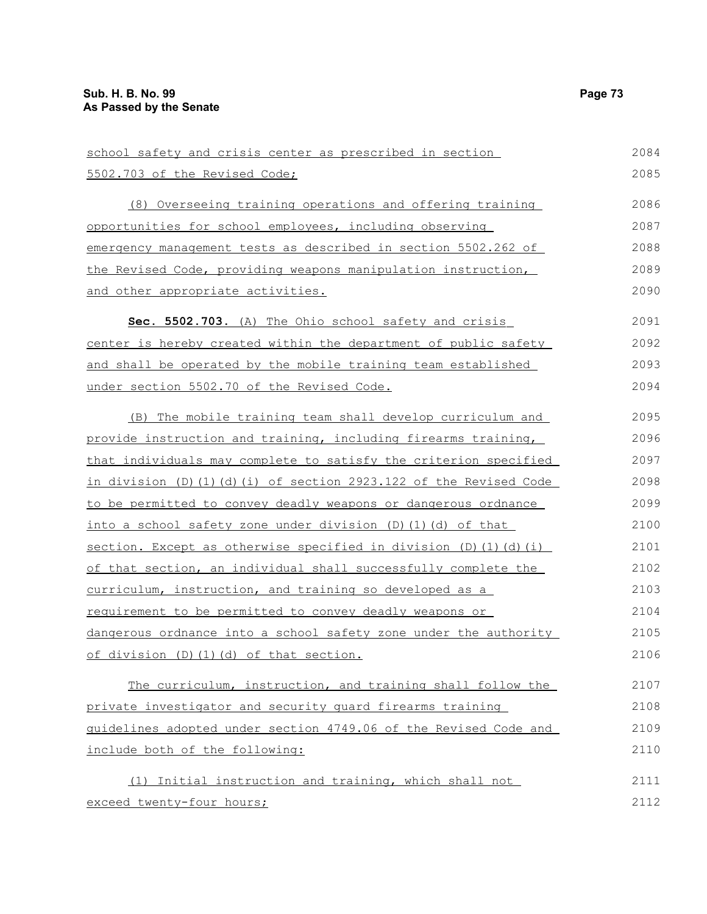school safety and crisis center as prescribed in section 5502.703 of the Revised Code;

(8) Overseeing training operations and offering training opportunities for school employees, including observing emergency management tests as described in section 5502.262 of the Revised Code, providing weapons manipulation instruction, and other appropriate activities.

**Sec. 5502.703.** (A) The Ohio school safety and crisis center is hereby created within the department of public safety and shall be operated by the mobile training team established under section 5502.70 of the Revised Code.

(B) The mobile training team shall develop curriculum and provide instruction and training, including firearms training, that individuals may complete to satisfy the criterion specified in division (D)(1)(d)(i) of section 2923.122 of the Revised Code to be permitted to convey deadly weapons or dangerous ordnance into a school safety zone under division (D)(1)(d) of that section. Except as otherwise specified in division (D)(1)(d)(i) of that section, an individual shall successfully complete the curriculum, instruction, and training so developed as a requirement to be permitted to convey deadly weapons or dangerous ordnance into a school safety zone under the authority of division (D)(1)(d) of that section.

The curriculum, instruction, and training shall follow the private investigator and security guard firearms training guidelines adopted under section 4749.06 of the Revised Code and include both of the following:

(1) Initial instruction and training, which shall not exceed twenty-four hours;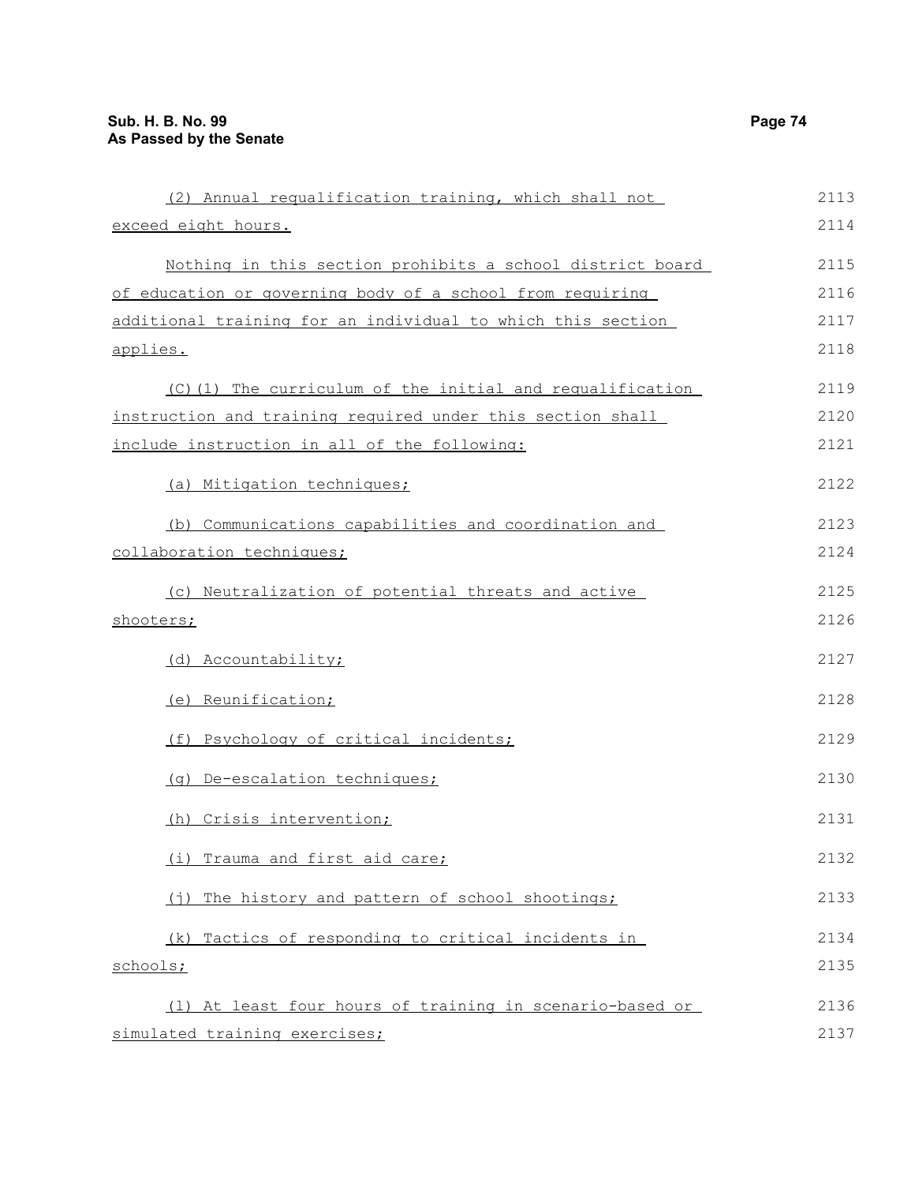(2) Annual requalification training, which shall not exceed eight hours.

Nothing in this section prohibits a school district board of education or governing body of a school from requiring additional training for an individual to which this section applies.

(C)(1) The curriculum of the initial and requalification instruction and training required under this section shall include instruction in all of the following:

(a) Mitigation techniques;

(b) Communications capabilities and coordination and collaboration techniques;

(c) Neutralization of potential threats and active shooters;

(d) Accountability;

(e) Reunification;

(f) Psychology of critical incidents;

(g) De-escalation techniques;

(h) Crisis intervention;

(i) Trauma and first aid care;

(j) The history and pattern of school shootings;

(k) Tactics of responding to critical incidents in schools;

(l) At least four hours of training in scenario-based or simulated training exercises;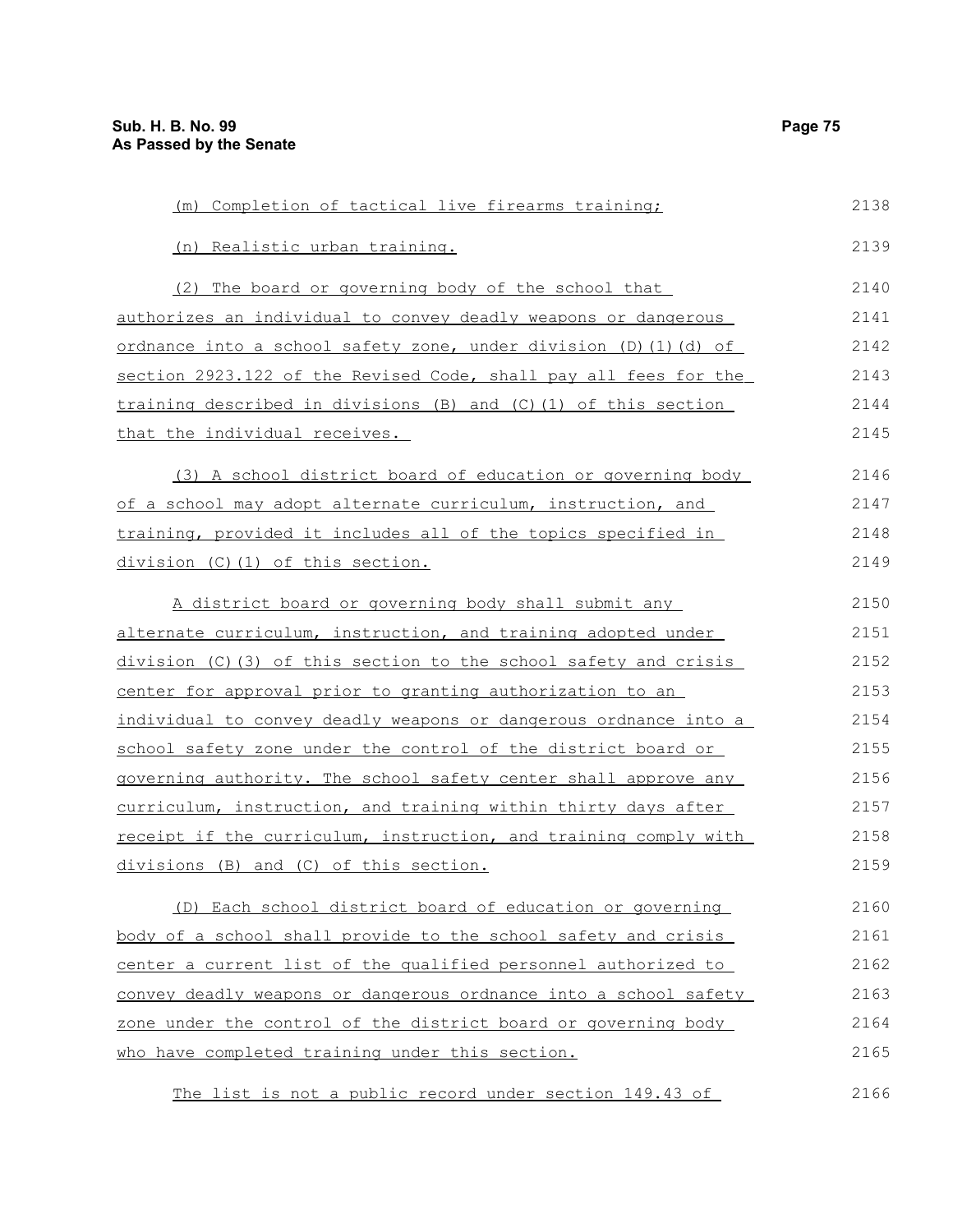(m) Completion of tactical live firearms training;

(n) Realistic urban training.

(2) The board or governing body of the school that authorizes an individual to convey deadly weapons or dangerous ordnance into a school safety zone, under division (D)(1)(d) of section 2923.122 of the Revised Code, shall pay all fees for the training described in divisions (B) and (C)(1) of this section that the individual receives.

(3) A school district board of education or governing body of a school may adopt alternate curriculum, instruction, and training, provided it includes all of the topics specified in division (C)(1) of this section.

A district board or governing body shall submit any alternate curriculum, instruction, and training adopted under division (C)(3) of this section to the school safety and crisis center for approval prior to granting authorization to an individual to convey deadly weapons or dangerous ordnance into a school safety zone under the control of the district board or governing authority. The school safety center shall approve any curriculum, instruction, and training within thirty days after receipt if the curriculum, instruction, and training comply with divisions (B) and (C) of this section.

(D) Each school district board of education or governing body of a school shall provide to the school safety and crisis center a current list of the qualified personnel authorized to convey deadly weapons or dangerous ordnance into a school safety zone under the control of the district board or governing body who have completed training under this section.

The list is not a public record under section 149.43 of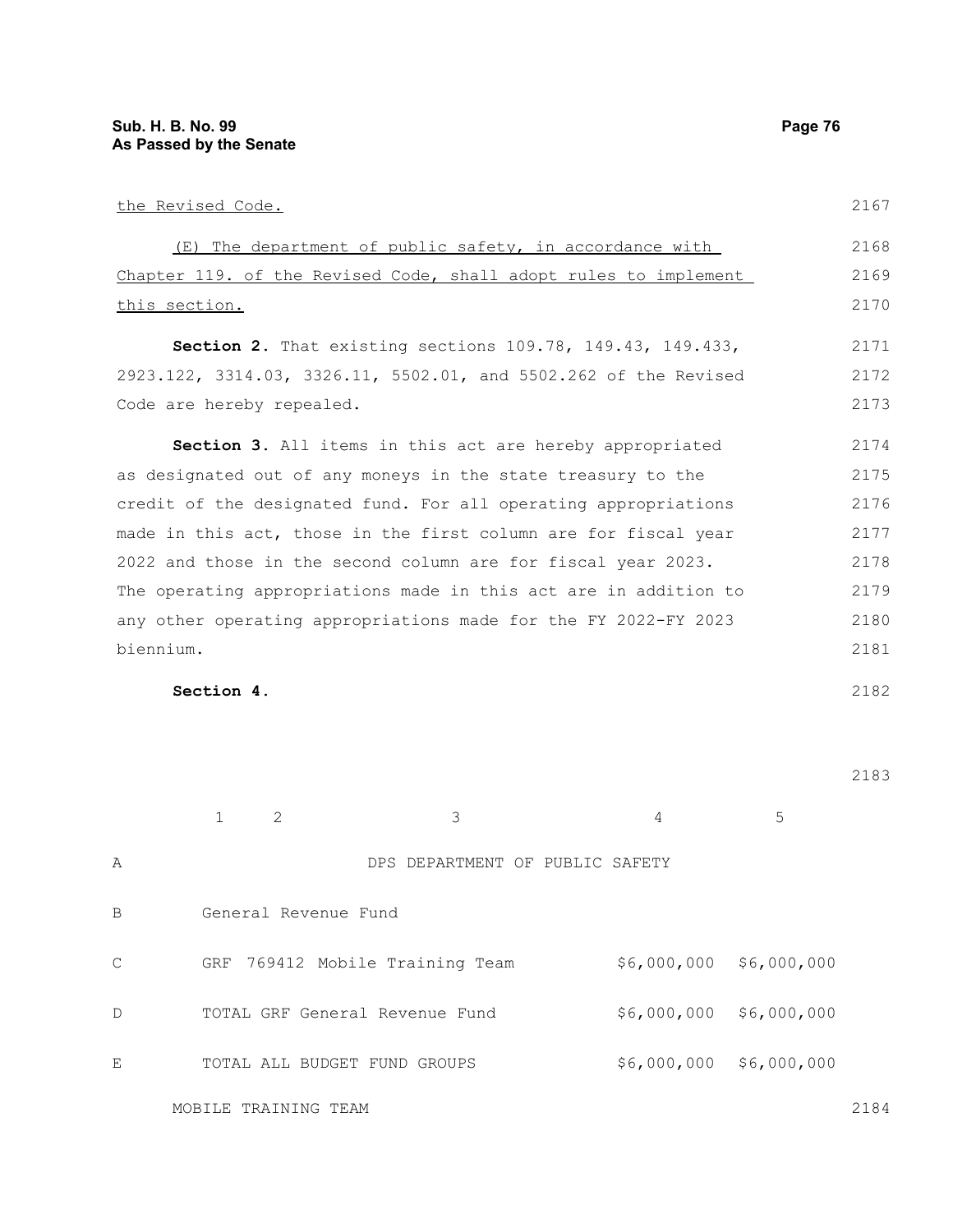the Revised Code.

(E) The department of public safety, in accordance with Chapter 119. of the Revised Code, shall adopt rules to implement this section.

**Section 2.** That existing sections 109.78, 149.43, 149.433, 2923.122, 3314.03, 3326.11, 5502.01, and 5502.262 of the Revised Code are hereby repealed.

**Section 3.** All items in this act are hereby appropriated as designated out of any moneys in the state treasury to the credit of the designated fund. For all operating appropriations made in this act, those in the first column are for fiscal year 2022 and those in the second column are for fiscal year 2023. The operating appropriations made in this act are in addition to any other operating appropriations made for the FY 2022-FY 2023 biennium.

**Section 4.**

| | 1 | 2 | 3 | 4 | 5 |
|---|---|---|---|---|---|
| A | | | DPS DEPARTMENT OF PUBLIC SAFETY | | |
| B | General Revenue Fund | | | | |
| C | GRF | 769412 | Mobile Training Team | $6,000,000 | $6,000,000 |
| D | TOTAL GRF General Revenue Fund | | | $6,000,000 | $6,000,000 |
| E | TOTAL ALL BUDGET FUND GROUPS | | | $6,000,000 | $6,000,000 |

MOBILE TRAINING TEAM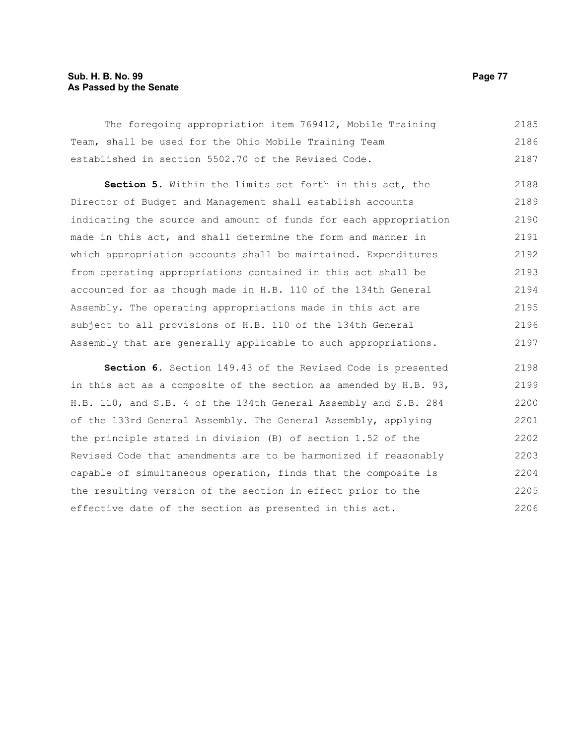The foregoing appropriation item 769412, Mobile Training Team, shall be used for the Ohio Mobile Training Team established in section 5502.70 of the Revised Code.

**Section 5.** Within the limits set forth in this act, the Director of Budget and Management shall establish accounts indicating the source and amount of funds for each appropriation made in this act, and shall determine the form and manner in which appropriation accounts shall be maintained. Expenditures from operating appropriations contained in this act shall be accounted for as though made in H.B. 110 of the 134th General Assembly. The operating appropriations made in this act are subject to all provisions of H.B. 110 of the 134th General Assembly that are generally applicable to such appropriations.

**Section 6.** Section 149.43 of the Revised Code is presented in this act as a composite of the section as amended by H.B. 93, H.B. 110, and S.B. 4 of the 134th General Assembly and S.B. 284 of the 133rd General Assembly. The General Assembly, applying the principle stated in division (B) of section 1.52 of the Revised Code that amendments are to be harmonized if reasonably capable of simultaneous operation, finds that the composite is the resulting version of the section in effect prior to the effective date of the section as presented in this act.